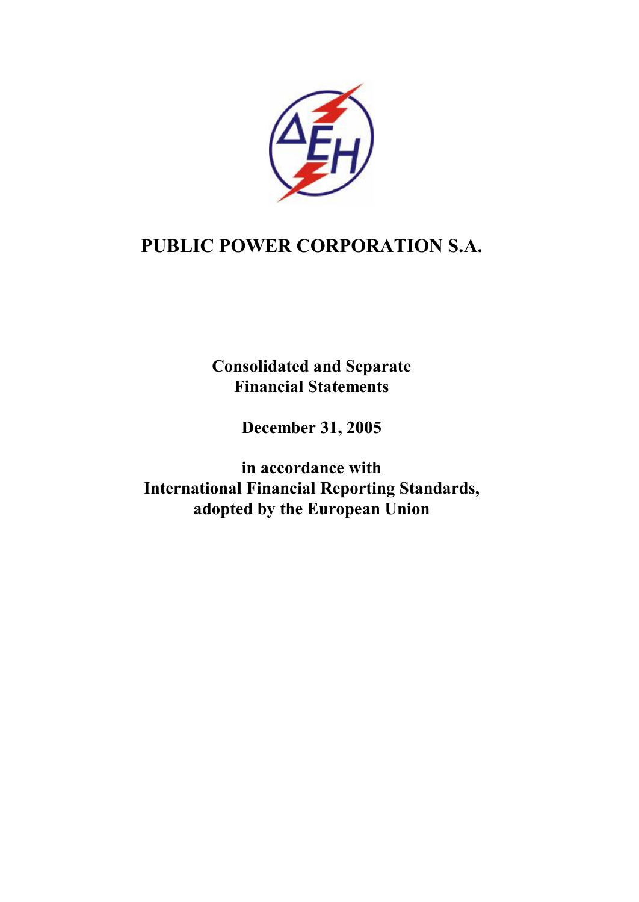# PUBLIC POWER CORPORATION S.A.

**Consolidated and Separate Financial Statements**

**December 31, 2005**

**in accordance with International Financial Reporting Standards, adopted by the European Union**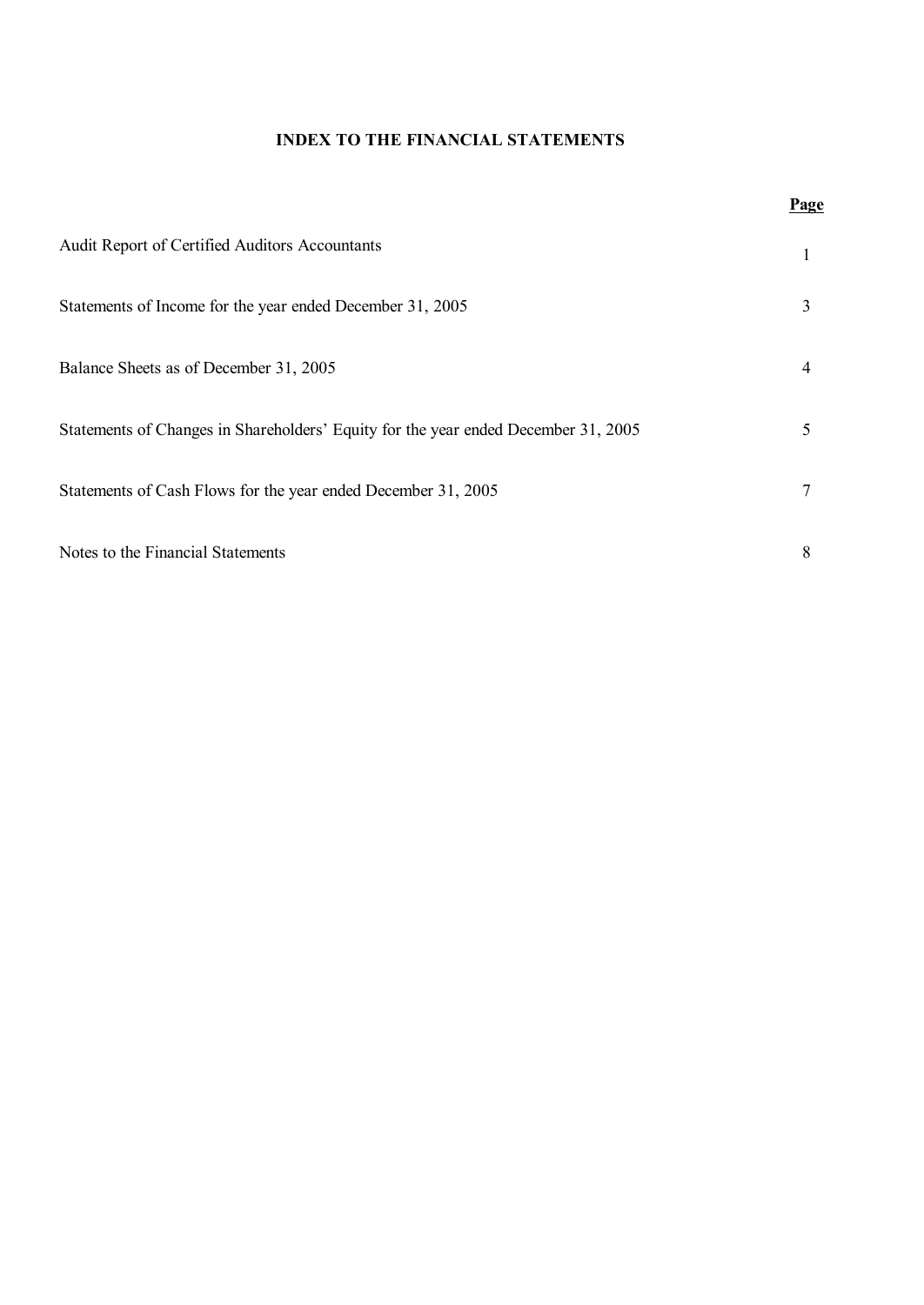# INDEX TO THE FINANCIAL STATEMENTS

| | **Page** |
|---|---|
| Audit Report of Certified Auditors Accountants | 1 |
| Statements of Income for the year ended December 31, 2005 | 3 |
| Balance Sheets as of December 31, 2005 | 4 |
| Statements of Changes in Shareholders' Equity for the year ended December 31, 2005 | 5 |
| Statements of Cash Flows for the year ended December 31, 2005 | 7 |
| Notes to the Financial Statements | 8 |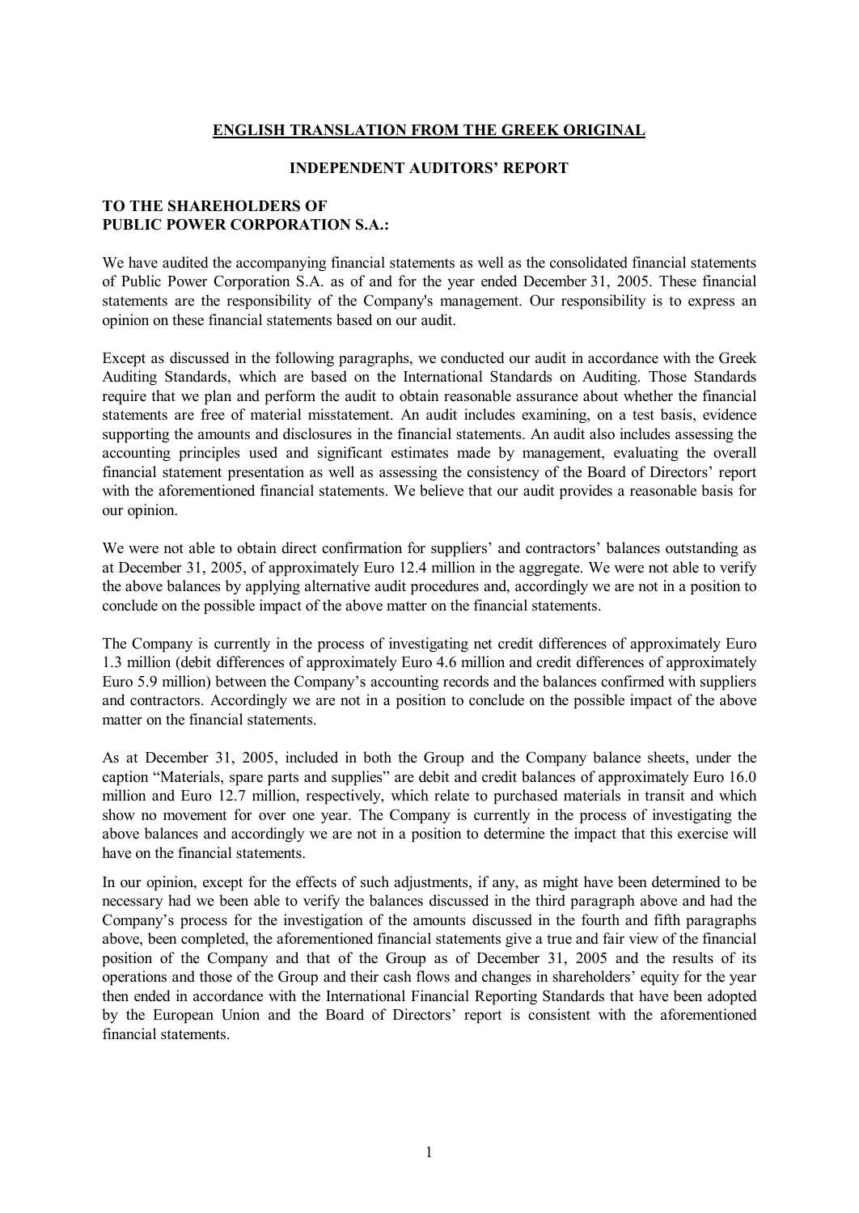**ENGLISH TRANSLATION FROM THE GREEK ORIGINAL**

**INDEPENDENT AUDITORS' REPORT**

**TO THE SHAREHOLDERS OF PUBLIC POWER CORPORATION S.A.:**

We have audited the accompanying financial statements as well as the consolidated financial statements of Public Power Corporation S.A. as of and for the year ended December 31, 2005. These financial statements are the responsibility of the Company's management. Our responsibility is to express an opinion on these financial statements based on our audit.

Except as discussed in the following paragraphs, we conducted our audit in accordance with the Greek Auditing Standards, which are based on the International Standards on Auditing. Those Standards require that we plan and perform the audit to obtain reasonable assurance about whether the financial statements are free of material misstatement. An audit includes examining, on a test basis, evidence supporting the amounts and disclosures in the financial statements. An audit also includes assessing the accounting principles used and significant estimates made by management, evaluating the overall financial statement presentation as well as assessing the consistency of the Board of Directors' report with the aforementioned financial statements. We believe that our audit provides a reasonable basis for our opinion.

We were not able to obtain direct confirmation for suppliers' and contractors' balances outstanding as at December 31, 2005, of approximately Euro 12.4 million in the aggregate. We were not able to verify the above balances by applying alternative audit procedures and, accordingly we are not in a position to conclude on the possible impact of the above matter on the financial statements.

The Company is currently in the process of investigating net credit differences of approximately Euro 1.3 million (debit differences of approximately Euro 4.6 million and credit differences of approximately Euro 5.9 million) between the Company's accounting records and the balances confirmed with suppliers and contractors. Accordingly we are not in a position to conclude on the possible impact of the above matter on the financial statements.

As at December 31, 2005, included in both the Group and the Company balance sheets, under the caption "Materials, spare parts and supplies" are debit and credit balances of approximately Euro 16.0 million and Euro 12.7 million, respectively, which relate to purchased materials in transit and which show no movement for over one year. The Company is currently in the process of investigating the above balances and accordingly we are not in a position to determine the impact that this exercise will have on the financial statements.

In our opinion, except for the effects of such adjustments, if any, as might have been determined to be necessary had we been able to verify the balances discussed in the third paragraph above and had the Company's process for the investigation of the amounts discussed in the fourth and fifth paragraphs above, been completed, the aforementioned financial statements give a true and fair view of the financial position of the Company and that of the Group as of December 31, 2005 and the results of its operations and those of the Group and their cash flows and changes in shareholders' equity for the year then ended in accordance with the International Financial Reporting Standards that have been adopted by the European Union and the Board of Directors' report is consistent with the aforementioned financial statements.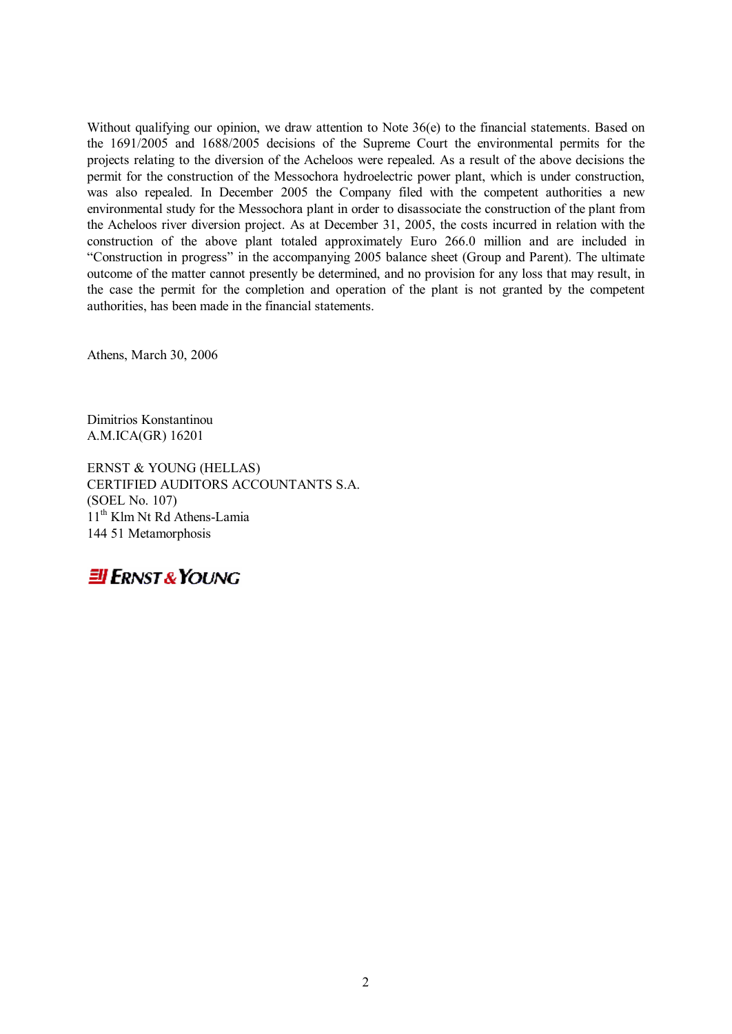Without qualifying our opinion, we draw attention to Note 36(e) to the financial statements. Based on the 1691/2005 and 1688/2005 decisions of the Supreme Court the environmental permits for the projects relating to the diversion of the Acheloos were repealed. As a result of the above decisions the permit for the construction of the Messochora hydroelectric power plant, which is under construction, was also repealed. In December 2005 the Company filed with the competent authorities a new environmental study for the Messochora plant in order to disassociate the construction of the plant from the Acheloos river diversion project. As at December 31, 2005, the costs incurred in relation with the construction of the above plant totaled approximately Euro 266.0 million and are included in "Construction in progress" in the accompanying 2005 balance sheet (Group and Parent). The ultimate outcome of the matter cannot presently be determined, and no provision for any loss that may result, in the case the permit for the completion and operation of the plant is not granted by the competent authorities, has been made in the financial statements.

Athens, March 30, 2006

Dimitrios Konstantinou
A.M.ICA(GR) 16201

ERNST & YOUNG (HELLAS)
CERTIFIED AUDITORS ACCOUNTANTS S.A.
(SOEL No. 107)
11th Klm Nt Rd Athens-Lamia
144 51 Metamorphosis

ERNST & YOUNG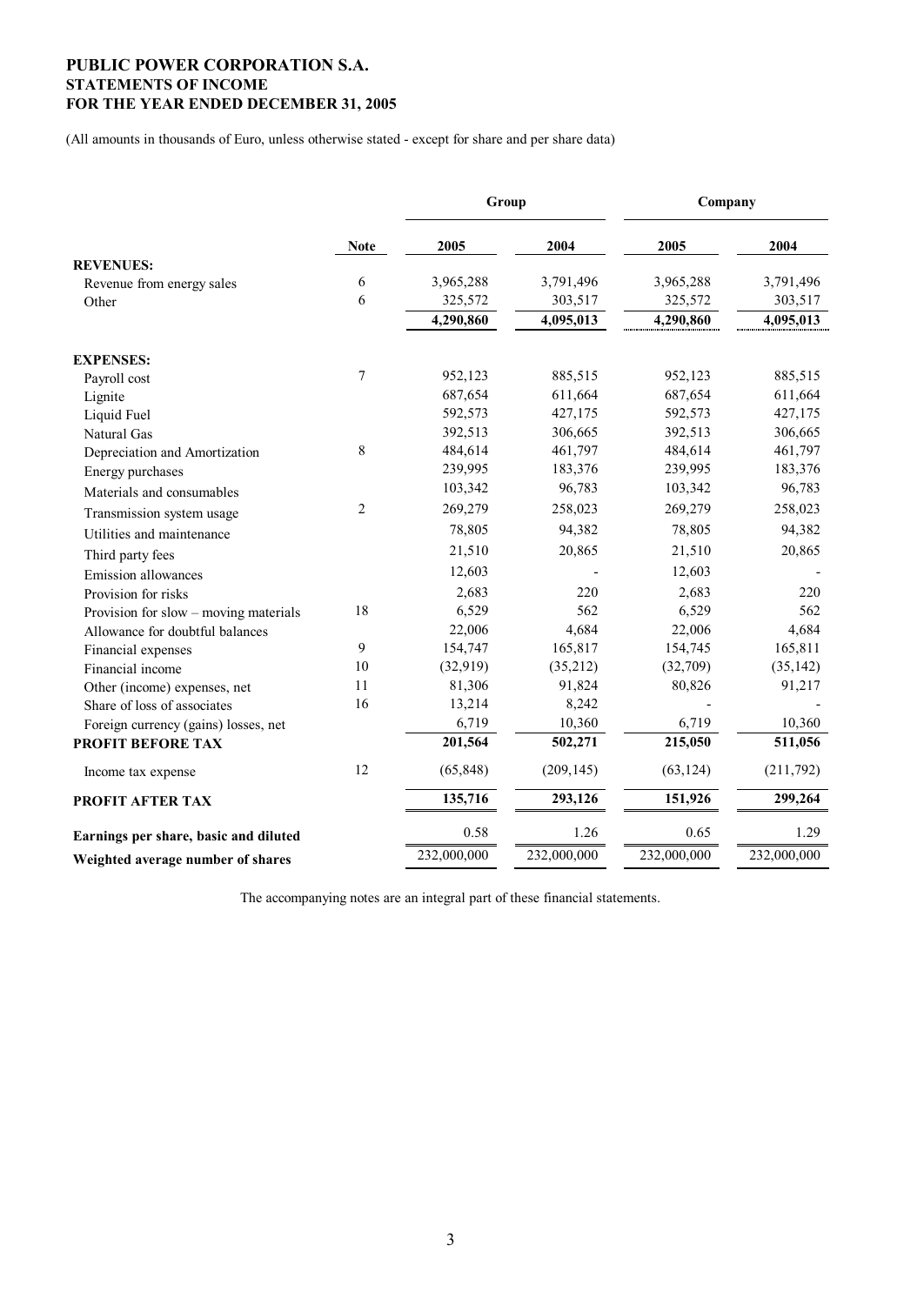**PUBLIC POWER CORPORATION S.A.**
**STATEMENTS OF INCOME**
**FOR THE YEAR ENDED DECEMBER 31, 2005**

(All amounts in thousands of Euro, unless otherwise stated - except for share and per share data)

| | | Group | | Company | |
|---|---|---|---|---|---|
| | **Note** | **2005** | **2004** | **2005** | **2004** |
| **REVENUES:** | | | | | |
| Revenue from energy sales | 6 | 3,965,288 | 3,791,496 | 3,965,288 | 3,791,496 |
| Other | 6 | 325,572 | 303,517 | 325,572 | 303,517 |
| | | **4,290,860** | **4,095,013** | **4,290,860** | **4,095,013** |
| **EXPENSES:** | | | | | |
| Payroll cost | 7 | 952,123 | 885,515 | 952,123 | 885,515 |
| Lignite | | 687,654 | 611,664 | 687,654 | 611,664 |
| Liquid Fuel | | 592,573 | 427,175 | 592,573 | 427,175 |
| Natural Gas | | 392,513 | 306,665 | 392,513 | 306,665 |
| Depreciation and Amortization | 8 | 484,614 | 461,797 | 484,614 | 461,797 |
| Energy purchases | | 239,995 | 183,376 | 239,995 | 183,376 |
| Materials and consumables | | 103,342 | 96,783 | 103,342 | 96,783 |
| Transmission system usage | 2 | 269,279 | 258,023 | 269,279 | 258,023 |
| Utilities and maintenance | | 78,805 | 94,382 | 78,805 | 94,382 |
| Third party fees | | 21,510 | 20,865 | 21,510 | 20,865 |
| Emission allowances | | 12,603 | - | 12,603 | - |
| Provision for risks | | 2,683 | 220 | 2,683 | 220 |
| Provision for slow – moving materials | 18 | 6,529 | 562 | 6,529 | 562 |
| Allowance for doubtful balances | | 22,006 | 4,684 | 22,006 | 4,684 |
| Financial expenses | 9 | 154,747 | 165,817 | 154,745 | 165,811 |
| Financial income | 10 | (32,919) | (35,212) | (32,709) | (35,142) |
| Other (income) expenses, net | 11 | 81,306 | 91,824 | 80,826 | 91,217 |
| Share of loss of associates | 16 | 13,214 | 8,242 | - | - |
| Foreign currency (gains) losses, net | | 6,719 | 10,360 | 6,719 | 10,360 |
| **PROFIT BEFORE TAX** | | **201,564** | **502,271** | **215,050** | **511,056** |
| Income tax expense | 12 | (65,848) | (209,145) | (63,124) | (211,792) |
| **PROFIT AFTER TAX** | | **135,716** | **293,126** | **151,926** | **299,264** |
| **Earnings per share, basic and diluted** | | 0.58 | 1.26 | 0.65 | 1.29 |
| **Weighted average number of shares** | | 232,000,000 | 232,000,000 | 232,000,000 | 232,000,000 |

The accompanying notes are an integral part of these financial statements.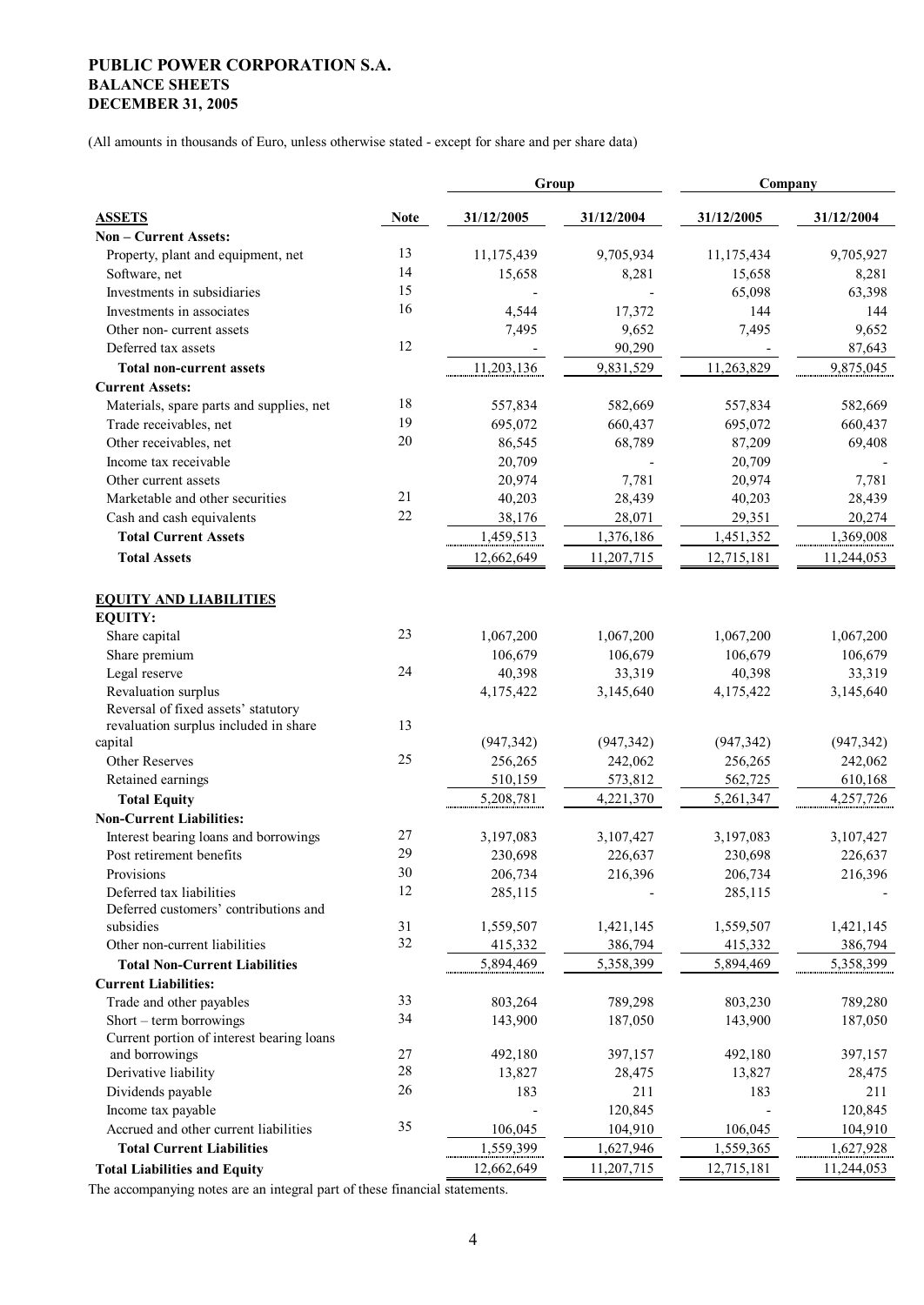**PUBLIC POWER CORPORATION S.A.**
**BALANCE SHEETS**
**DECEMBER 31, 2005**

(All amounts in thousands of Euro, unless otherwise stated - except for share and per share data)

| | | Group | | Company | |
|---|---|---|---|---|---|
| **ASSETS** | **Note** | **31/12/2005** | **31/12/2004** | **31/12/2005** | **31/12/2004** |
| **Non – Current Assets:** | | | | | |
| Property, plant and equipment, net | 13 | 11,175,439 | 9,705,934 | 11,175,434 | 9,705,927 |
| Software, net | 14 | 15,658 | 8,281 | 15,658 | 8,281 |
| Investments in subsidiaries | 15 | - | - | 65,098 | 63,398 |
| Investments in associates | 16 | 4,544 | 17,372 | 144 | 144 |
| Other non- current assets | | 7,495 | 9,652 | 7,495 | 9,652 |
| Deferred tax assets | 12 | - | 90,290 | - | 87,643 |
| **Total non-current assets** | | 11,203,136 | 9,831,529 | 11,263,829 | 9,875,045 |
| **Current Assets:** | | | | | |
| Materials, spare parts and supplies, net | 18 | 557,834 | 582,669 | 557,834 | 582,669 |
| Trade receivables, net | 19 | 695,072 | 660,437 | 695,072 | 660,437 |
| Other receivables, net | 20 | 86,545 | 68,789 | 87,209 | 69,408 |
| Income tax receivable | | 20,709 | - | 20,709 | - |
| Other current assets | | 20,974 | 7,781 | 20,974 | 7,781 |
| Marketable and other securities | 21 | 40,203 | 28,439 | 40,203 | 28,439 |
| Cash and cash equivalents | 22 | 38,176 | 28,071 | 29,351 | 20,274 |
| **Total Current Assets** | | 1,459,513 | 1,376,186 | 1,451,352 | 1,369,008 |
| **Total Assets** | | 12,662,649 | 11,207,715 | 12,715,181 | 11,244,053 |
| | | | | | |
| **EQUITY AND LIABILITIES** | | | | | |
| **EQUITY:** | | | | | |
| Share capital | 23 | 1,067,200 | 1,067,200 | 1,067,200 | 1,067,200 |
| Share premium | | 106,679 | 106,679 | 106,679 | 106,679 |
| Legal reserve | 24 | 40,398 | 33,319 | 40,398 | 33,319 |
| Revaluation surplus | | 4,175,422 | 3,145,640 | 4,175,422 | 3,145,640 |
| Reversal of fixed assets' statutory revaluation surplus included in share capital | 13 | (947,342) | (947,342) | (947,342) | (947,342) |
| Other Reserves | 25 | 256,265 | 242,062 | 256,265 | 242,062 |
| Retained earnings | | 510,159 | 573,812 | 562,725 | 610,168 |
| **Total Equity** | | 5,208,781 | 4,221,370 | 5,261,347 | 4,257,726 |
| **Non-Current Liabilities:** | | | | | |
| Interest bearing loans and borrowings | 27 | 3,197,083 | 3,107,427 | 3,197,083 | 3,107,427 |
| Post retirement benefits | 29 | 230,698 | 226,637 | 230,698 | 226,637 |
| Provisions | 30 | 206,734 | 216,396 | 206,734 | 216,396 |
| Deferred tax liabilities | 12 | 285,115 | - | 285,115 | - |
| Deferred customers' contributions and subsidies | 31 | 1,559,507 | 1,421,145 | 1,559,507 | 1,421,145 |
| Other non-current liabilities | 32 | 415,332 | 386,794 | 415,332 | 386,794 |
| **Total Non-Current Liabilities** | | 5,894,469 | 5,358,399 | 5,894,469 | 5,358,399 |
| **Current Liabilities:** | | | | | |
| Trade and other payables | 33 | 803,264 | 789,298 | 803,230 | 789,280 |
| Short – term borrowings | 34 | 143,900 | 187,050 | 143,900 | 187,050 |
| Current portion of interest bearing loans and borrowings | 27 | 492,180 | 397,157 | 492,180 | 397,157 |
| Derivative liability | 28 | 13,827 | 28,475 | 13,827 | 28,475 |
| Dividends payable | 26 | 183 | 211 | 183 | 211 |
| Income tax payable | | - | 120,845 | - | 120,845 |
| Accrued and other current liabilities | 35 | 106,045 | 104,910 | 106,045 | 104,910 |
| **Total Current Liabilities** | | 1,559,399 | 1,627,946 | 1,559,365 | 1,627,928 |
| **Total Liabilities and Equity** | | 12,662,649 | 11,207,715 | 12,715,181 | 11,244,053 |

The accompanying notes are an integral part of these financial statements.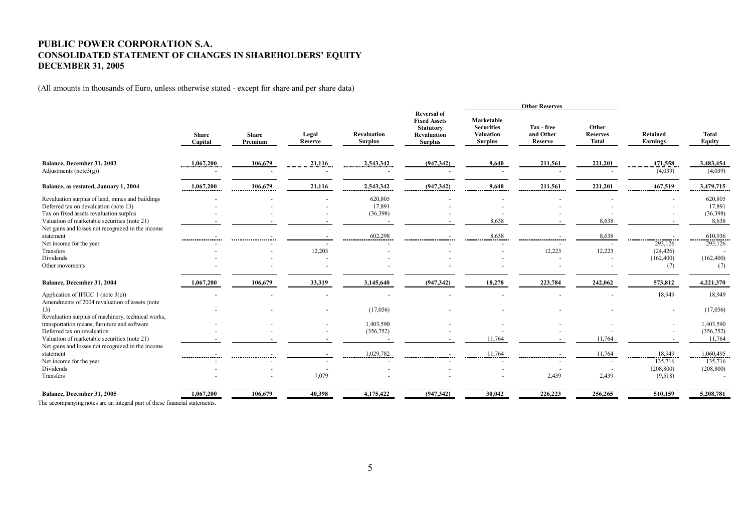# PUBLIC POWER CORPORATION S.A.
## CONSOLIDATED STATEMENT OF CHANGES IN SHAREHOLDERS' EQUITY
## DECEMBER 31, 2005

(All amounts in thousands of Euro, unless otherwise stated - except for share and per share data)

| | Share Capital | Share Premium | Legal Reserve | Revaluation Surplus | Reversal of Fixed Assets Statutory Revaluation Surplus | Other Reserves: Marketable Securities Valuation Surplus | Other Reserves: Tax - free and Other Reserve | Other Reserves: Other Reserves Total | Retained Earnings | Total Equity |
|---|---|---|---|---|---|---|---|---|---|---|
| **Balance, December 31, 2003** | **1,067,200** | **106,679** | **21,116** | **2,543,342** | **(947,342)** | **9,640** | **211,561** | **221,201** | **471,558** | **3,483,454** |
| Adjustments (note3(g)) | - | - | - | - | - | - | - | - | (4,039) | (4,039) |
| **Balance, as restated, January 1, 2004** | **1,067,200** | **106,679** | **21,116** | **2,543,342** | **(947,342)** | **9,640** | **211,561** | **221,201** | **467,519** | **3,479,715** |
| Revaluation surplus of land, mines and buildings | - | - | - | 620,805 | - | - | - | - | - | 620,805 |
| Deferred tax on devaluation (note 13) | - | - | - | 17,891 | - | - | - | - | - | 17,891 |
| Tax on fixed assets revaluation surplus | - | - | - | (36,398) | - | - | - | - | - | (36,398) |
| Valuation of marketable securities (note 21) | - | - | - | - | - | 8,638 | - | 8,638 | - | 8,638 |
| Net gains and losses not recognized in the income statement | - | - | - | 602,298 | - | 8,638 | - | 8,638 | - | 610,936 |
| Net income for the year | - | - | - | - | - | - | - | - | 293,126 | 293,126 |
| Transfers | - | - | 12,203 | - | - | - | 12,223 | 12,223 | (24,426) | - |
| Dividends | - | - | - | - | - | - | - | - | (162,400) | (162,400) |
| Other movements | - | - | - | - | - | - | - | - | (7) | (7) |
| **Balance, December 31, 2004** | **1,067,200** | **106,679** | **33,319** | **3,145,640** | **(947,342)** | **18,278** | **223,784** | **242,062** | **573,812** | **4,221,370** |
| Application of IFRIC 1 (note 3(c)) | - | - | - | - | - | - | - | - | 18,949 | 18,949 |
| Amendments of 2004 revaluation of assets (note 13) | - | - | - | (17,056) | - | - | - | - | - | (17,056) |
| Revaluation surplus of machinery, technical works, transportation means, furniture and software | - | - | - | 1,403,590 | - | - | - | - | - | 1,403,590 |
| Deferred tax on revaluation | - | - | - | (356,752) | - | - | - | - | - | (356,752) |
| Valuation of marketable securities (note 21) | - | - | - | - | - | 11,764 | - | 11,764 | - | 11,764 |
| Net gains and losses not recognized in the income statement | - | - | - | 1,029,782 | - | 11,764 | - | 11,764 | 18,949 | 1,060,495 |
| Net income for the year | - | - | - | - | - | - | - | - | 135,716 | 135,716 |
| Dividends | - | - | - | - | - | - | - | - | (208,800) | (208,800) |
| Transfers | - | - | 7,079 | - | - | - | 2,439 | 2,439 | (9,518) | - |
| **Balance, December 31, 2005** | **1,067,200** | **106,679** | **40,398** | **4,175,422** | **(947,342)** | **30,042** | **226,223** | **256,265** | **510,159** | **5,208,781** |

The accompanying notes are an integral part of these financial statements.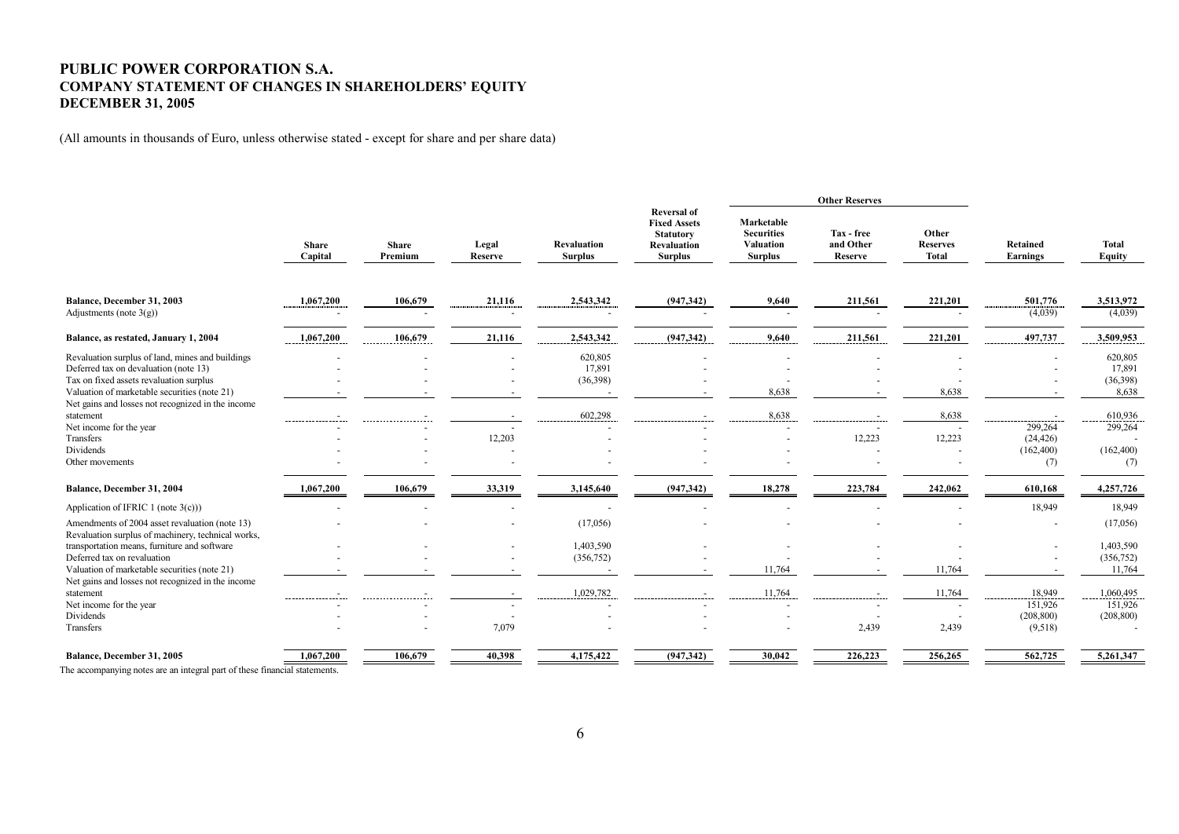# PUBLIC POWER CORPORATION S.A.
# COMPANY STATEMENT OF CHANGES IN SHAREHOLDERS' EQUITY
# DECEMBER 31, 2005

(All amounts in thousands of Euro, unless otherwise stated - except for share and per share data)

| | | | | | | Other Reserves | | | | |
|---|---|---|---|---|---|---|---|---|---|---|
| | Share Capital | Share Premium | Legal Reserve | Revaluation Surplus | Reversal of Fixed Assets Statutory Revaluation Surplus | Marketable Securities Valuation Surplus | Tax - free and Other Reserve | Other Reserves Total | Retained Earnings | Total Equity |
| **Balance, December 31, 2003** | **1,067,200** | **106,679** | **21,116** | **2,543,342** | **(947,342)** | **9,640** | **211,561** | **221,201** | **501,776** | **3,513,972** |
| Adjustments (note 3(g)) | - | - | - | - | - | - | - | - | (4,039) | (4,039) |
| **Balance, as restated, January 1, 2004** | **1,067,200** | **106,679** | **21,116** | **2,543,342** | **(947,342)** | **9,640** | **211,561** | **221,201** | **497,737** | **3,509,953** |
| Revaluation surplus of land, mines and buildings | - | - | - | 620,805 | - | - | - | - | - | 620,805 |
| Deferred tax on devaluation (note 13) | - | - | - | 17,891 | - | - | - | - | - | 17,891 |
| Tax on fixed assets revaluation surplus | - | - | - | (36,398) | - | - | - | - | - | (36,398) |
| Valuation of marketable securities (note 21) | - | - | - | - | - | 8,638 | - | 8,638 | - | 8,638 |
| Net gains and losses not recognized in the income statement | - | - | - | 602,298 | - | 8,638 | - | 8,638 | - | 610,936 |
| Net income for the year | - | - | - | - | - | - | - | - | 299,264 | 299,264 |
| Transfers | - | - | 12,203 | - | - | - | 12,223 | 12,223 | (24,426) | - |
| Dividends | - | - | - | - | - | - | - | - | (162,400) | (162,400) |
| Other movements | - | - | - | - | - | - | - | - | (7) | (7) |
| **Balance, December 31, 2004** | **1,067,200** | **106,679** | **33,319** | **3,145,640** | **(947,342)** | **18,278** | **223,784** | **242,062** | **610,168** | **4,257,726** |
| Application of IFRIC 1 (note 3(c))) | - | - | - | - | - | - | - | - | 18,949 | 18,949 |
| Amendments of 2004 asset revaluation (note 13) | - | - | - | (17,056) | - | - | - | - | - | (17,056) |
| Revaluation surplus of machinery, technical works, transportation means, furniture and software | - | - | - | 1,403,590 | - | - | - | - | - | 1,403,590 |
| Deferred tax on revaluation | - | - | - | (356,752) | - | - | - | - | - | (356,752) |
| Valuation of marketable securities (note 21) | - | - | - | - | - | 11,764 | - | 11,764 | - | 11,764 |
| Net gains and losses not recognized in the income statement | - | - | - | 1,029,782 | - | 11,764 | - | 11,764 | 18,949 | 1,060,495 |
| Net income for the year | - | - | - | - | - | - | - | - | 151,926 | 151,926 |
| Dividends | - | - | - | - | - | - | - | - | (208,800) | (208,800) |
| Transfers | - | - | 7,079 | - | - | - | 2,439 | 2,439 | (9,518) | - |
| **Balance, December 31, 2005** | **1,067,200** | **106,679** | **40,398** | **4,175,422** | **(947,342)** | **30,042** | **226,223** | **256,265** | **562,725** | **5,261,347** |

The accompanying notes are an integral part of these financial statements.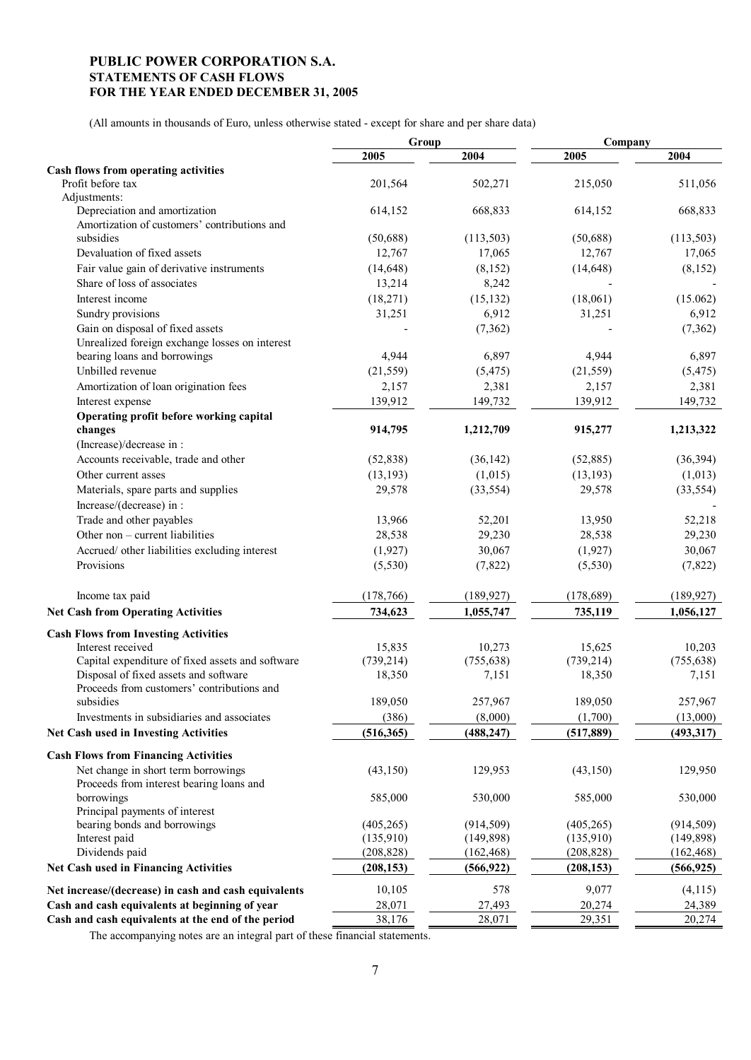**PUBLIC POWER CORPORATION S.A.**
**STATEMENTS OF CASH FLOWS**
**FOR THE YEAR ENDED DECEMBER 31, 2005**

(All amounts in thousands of Euro, unless otherwise stated - except for share and per share data)

| | Group | | Company | |
|---|---|---|---|---|
| | **2005** | **2004** | **2005** | **2004** |
| **Cash flows from operating activities** | | | | |
| Profit before tax | 201,564 | 502,271 | 215,050 | 511,056 |
| Adjustments: | | | | |
| Depreciation and amortization | 614,152 | 668,833 | 614,152 | 668,833 |
| Amortization of customers' contributions and subsidies | (50,688) | (113,503) | (50,688) | (113,503) |
| Devaluation of fixed assets | 12,767 | 17,065 | 12,767 | 17,065 |
| Fair value gain of derivative instruments | (14,648) | (8,152) | (14,648) | (8,152) |
| Share of loss of associates | 13,214 | 8,242 | - | - |
| Interest income | (18,271) | (15,132) | (18,061) | (15.062) |
| Sundry provisions | 31,251 | 6,912 | 31,251 | 6,912 |
| Gain on disposal of fixed assets | - | (7,362) | - | (7,362) |
| Unrealized foreign exchange losses on interest bearing loans and borrowings | 4,944 | 6,897 | 4,944 | 6,897 |
| Unbilled revenue | (21,559) | (5,475) | (21,559) | (5,475) |
| Amortization of loan origination fees | 2,157 | 2,381 | 2,157 | 2,381 |
| Interest expense | 139,912 | 149,732 | 139,912 | 149,732 |
| **Operating profit before working capital changes** | **914,795** | **1,212,709** | **915,277** | **1,213,322** |
| (Increase)/decrease in : | | | | |
| Accounts receivable, trade and other | (52,838) | (36,142) | (52,885) | (36,394) |
| Other current asses | (13,193) | (1,015) | (13,193) | (1,013) |
| Materials, spare parts and supplies | 29,578 | (33,554) | 29,578 | (33,554) |
| Increase/(decrease) in : | | | | - |
| Trade and other payables | 13,966 | 52,201 | 13,950 | 52,218 |
| Other non – current liabilities | 28,538 | 29,230 | 28,538 | 29,230 |
| Accrued/ other liabilities excluding interest | (1,927) | 30,067 | (1,927) | 30,067 |
| Provisions | (5,530) | (7,822) | (5,530) | (7,822) |
| Income tax paid | (178,766) | (189,927) | (178,689) | (189,927) |
| **Net Cash from Operating Activities** | **734,623** | **1,055,747** | **735,119** | **1,056,127** |
| **Cash Flows from Investing Activities** | | | | |
| Interest received | 15,835 | 10,273 | 15,625 | 10,203 |
| Capital expenditure of fixed assets and software | (739,214) | (755,638) | (739,214) | (755,638) |
| Disposal of fixed assets and software | 18,350 | 7,151 | 18,350 | 7,151 |
| Proceeds from customers' contributions and subsidies | 189,050 | 257,967 | 189,050 | 257,967 |
| Investments in subsidiaries and associates | (386) | (8,000) | (1,700) | (13,000) |
| **Net Cash used in Investing Activities** | **(516,365)** | **(488,247)** | **(517,889)** | **(493,317)** |
| **Cash Flows from Financing Activities** | | | | |
| Net change in short term borrowings | (43,150) | 129,953 | (43,150) | 129,950 |
| Proceeds from interest bearing loans and borrowings | 585,000 | 530,000 | 585,000 | 530,000 |
| Principal payments of interest bearing bonds and borrowings | (405,265) | (914,509) | (405,265) | (914,509) |
| Interest paid | (135,910) | (149,898) | (135,910) | (149,898) |
| Dividends paid | (208,828) | (162,468) | (208,828) | (162,468) |
| **Net Cash used in Financing Activities** | **(208,153)** | **(566,922)** | **(208,153)** | **(566,925)** |
| **Net increase/(decrease) in cash and cash equivalents** | 10,105 | 578 | 9,077 | (4,115) |
| **Cash and cash equivalents at beginning of year** | 28,071 | 27,493 | 20,274 | 24,389 |
| **Cash and cash equivalents at the end of the period** | 38,176 | 28,071 | 29,351 | 20,274 |

The accompanying notes are an integral part of these financial statements.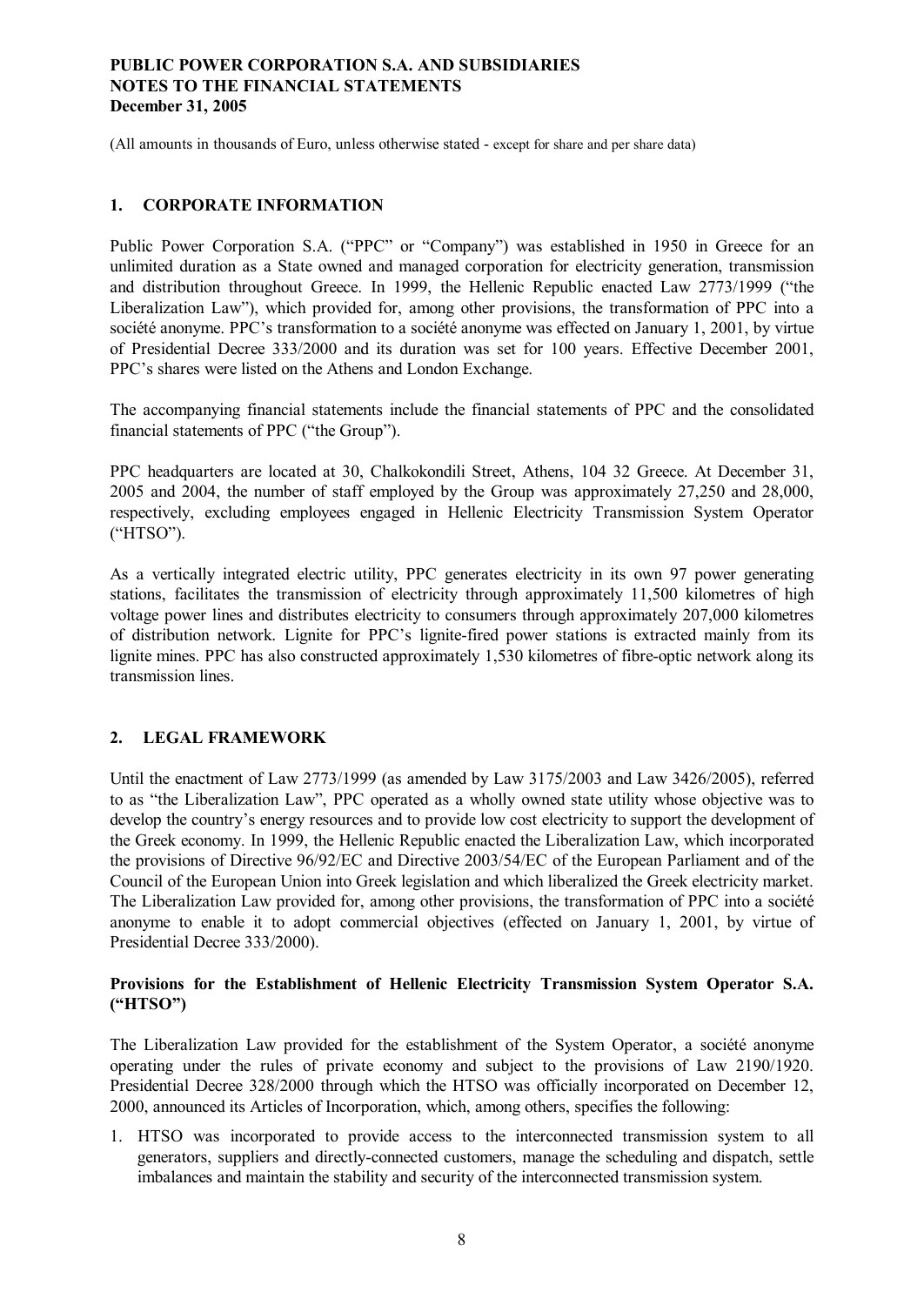(All amounts in thousands of Euro, unless otherwise stated - except for share and per share data)

## 1. CORPORATE INFORMATION

Public Power Corporation S.A. ("PPC" or "Company") was established in 1950 in Greece for an unlimited duration as a State owned and managed corporation for electricity generation, transmission and distribution throughout Greece. In 1999, the Hellenic Republic enacted Law 2773/1999 ("the Liberalization Law"), which provided for, among other provisions, the transformation of PPC into a société anonyme. PPC's transformation to a société anonyme was effected on January 1, 2001, by virtue of Presidential Decree 333/2000 and its duration was set for 100 years. Effective December 2001, PPC's shares were listed on the Athens and London Exchange.

The accompanying financial statements include the financial statements of PPC and the consolidated financial statements of PPC ("the Group").

PPC headquarters are located at 30, Chalkokondili Street, Athens, 104 32 Greece. At December 31, 2005 and 2004, the number of staff employed by the Group was approximately 27,250 and 28,000, respectively, excluding employees engaged in Hellenic Electricity Transmission System Operator ("HTSO").

As a vertically integrated electric utility, PPC generates electricity in its own 97 power generating stations, facilitates the transmission of electricity through approximately 11,500 kilometres of high voltage power lines and distributes electricity to consumers through approximately 207,000 kilometres of distribution network. Lignite for PPC's lignite-fired power stations is extracted mainly from its lignite mines. PPC has also constructed approximately 1,530 kilometres of fibre-optic network along its transmission lines.

## 2. LEGAL FRAMEWORK

Until the enactment of Law 2773/1999 (as amended by Law 3175/2003 and Law 3426/2005), referred to as "the Liberalization Law", PPC operated as a wholly owned state utility whose objective was to develop the country's energy resources and to provide low cost electricity to support the development of the Greek economy. In 1999, the Hellenic Republic enacted the Liberalization Law, which incorporated the provisions of Directive 96/92/EC and Directive 2003/54/EC of the European Parliament and of the Council of the European Union into Greek legislation and which liberalized the Greek electricity market. The Liberalization Law provided for, among other provisions, the transformation of PPC into a société anonyme to enable it to adopt commercial objectives (effected on January 1, 2001, by virtue of Presidential Decree 333/2000).

### Provisions for the Establishment of Hellenic Electricity Transmission System Operator S.A. ("HTSO")

The Liberalization Law provided for the establishment of the System Operator, a société anonyme operating under the rules of private economy and subject to the provisions of Law 2190/1920. Presidential Decree 328/2000 through which the HTSO was officially incorporated on December 12, 2000, announced its Articles of Incorporation, which, among others, specifies the following:

1. HTSO was incorporated to provide access to the interconnected transmission system to all generators, suppliers and directly-connected customers, manage the scheduling and dispatch, settle imbalances and maintain the stability and security of the interconnected transmission system.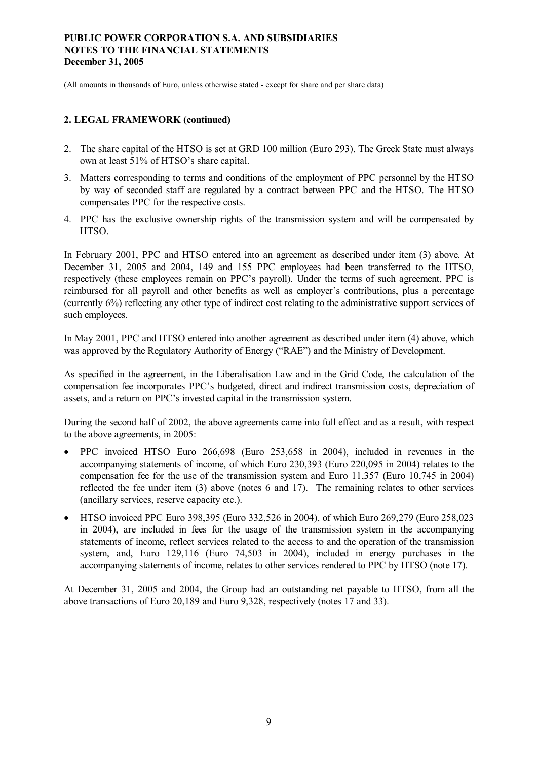## 2. LEGAL FRAMEWORK (continued)

2. The share capital of the HTSO is set at GRD 100 million (Euro 293). The Greek State must always own at least 51% of HTSO's share capital.
3. Matters corresponding to terms and conditions of the employment of PPC personnel by the HTSO by way of seconded staff are regulated by a contract between PPC and the HTSO. The HTSO compensates PPC for the respective costs.
4. PPC has the exclusive ownership rights of the transmission system and will be compensated by HTSO.

In February 2001, PPC and HTSO entered into an agreement as described under item (3) above. At December 31, 2005 and 2004, 149 and 155 PPC employees had been transferred to the HTSO, respectively (these employees remain on PPC's payroll). Under the terms of such agreement, PPC is reimbursed for all payroll and other benefits as well as employer's contributions, plus a percentage (currently 6%) reflecting any other type of indirect cost relating to the administrative support services of such employees.

In May 2001, PPC and HTSO entered into another agreement as described under item (4) above, which was approved by the Regulatory Authority of Energy ("RAE") and the Ministry of Development.

As specified in the agreement, in the Liberalisation Law and in the Grid Code, the calculation of the compensation fee incorporates PPC's budgeted, direct and indirect transmission costs, depreciation of assets, and a return on PPC's invested capital in the transmission system.

During the second half of 2002, the above agreements came into full effect and as a result, with respect to the above agreements, in 2005:

- PPC invoiced HTSO Euro 266,698 (Euro 253,658 in 2004), included in revenues in the accompanying statements of income, of which Euro 230,393 (Euro 220,095 in 2004) relates to the compensation fee for the use of the transmission system and Euro 11,357 (Euro 10,745 in 2004) reflected the fee under item (3) above (notes 6 and 17). The remaining relates to other services (ancillary services, reserve capacity etc.).
- HTSO invoiced PPC Euro 398,395 (Euro 332,526 in 2004), of which Euro 269,279 (Euro 258,023 in 2004), are included in fees for the usage of the transmission system in the accompanying statements of income, reflect services related to the access to and the operation of the transmission system, and, Euro 129,116 (Euro 74,503 in 2004), included in energy purchases in the accompanying statements of income, relates to other services rendered to PPC by HTSO (note 17).

At December 31, 2005 and 2004, the Group had an outstanding net payable to HTSO, from all the above transactions of Euro 20,189 and Euro 9,328, respectively (notes 17 and 33).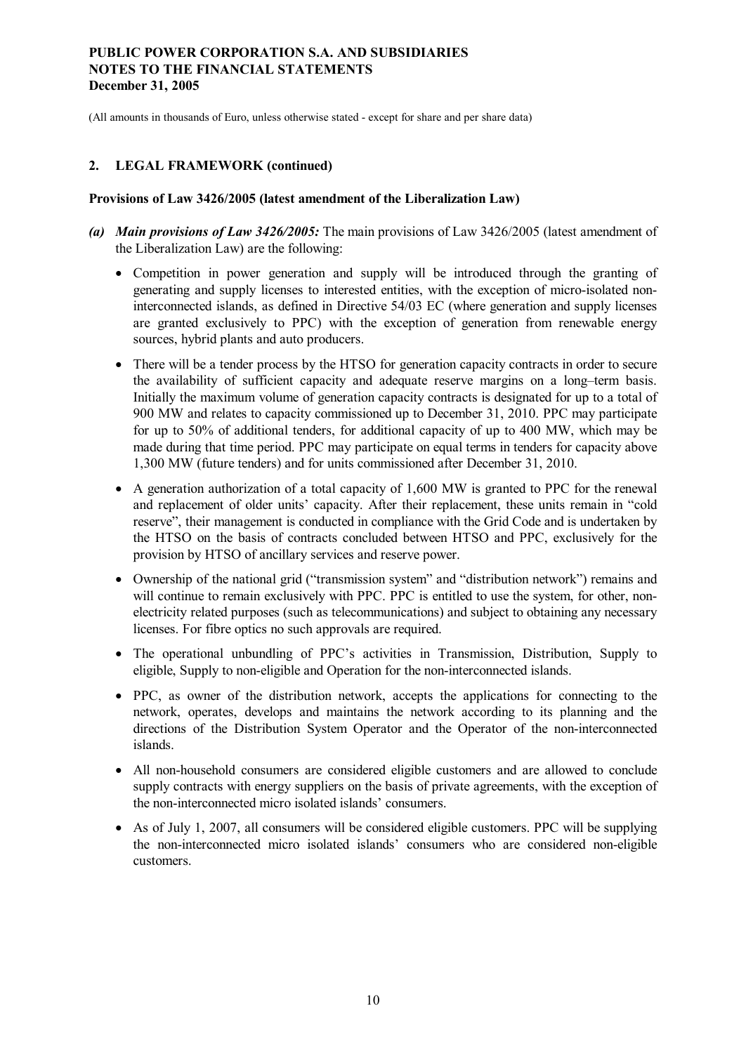## 2. LEGAL FRAMEWORK (continued)

**Provisions of Law 3426/2005 (latest amendment of the Liberalization Law)**

***(a) Main provisions of Law 3426/2005:*** The main provisions of Law 3426/2005 (latest amendment of the Liberalization Law) are the following:

- Competition in power generation and supply will be introduced through the granting of generating and supply licenses to interested entities, with the exception of micro-isolated non-interconnected islands, as defined in Directive 54/03 EC (where generation and supply licenses are granted exclusively to PPC) with the exception of generation from renewable energy sources, hybrid plants and auto producers.

- There will be a tender process by the HTSO for generation capacity contracts in order to secure the availability of sufficient capacity and adequate reserve margins on a long–term basis. Initially the maximum volume of generation capacity contracts is designated for up to a total of 900 MW and relates to capacity commissioned up to December 31, 2010. PPC may participate for up to 50% of additional tenders, for additional capacity of up to 400 MW, which may be made during that time period. PPC may participate on equal terms in tenders for capacity above 1,300 MW (future tenders) and for units commissioned after December 31, 2010.

- A generation authorization of a total capacity of 1,600 MW is granted to PPC for the renewal and replacement of older units' capacity. After their replacement, these units remain in "cold reserve", their management is conducted in compliance with the Grid Code and is undertaken by the HTSO on the basis of contracts concluded between HTSO and PPC, exclusively for the provision by HTSO of ancillary services and reserve power.

- Ownership of the national grid ("transmission system" and "distribution network") remains and will continue to remain exclusively with PPC. PPC is entitled to use the system, for other, non-electricity related purposes (such as telecommunications) and subject to obtaining any necessary licenses. For fibre optics no such approvals are required.

- The operational unbundling of PPC's activities in Transmission, Distribution, Supply to eligible, Supply to non-eligible and Operation for the non-interconnected islands.

- PPC, as owner of the distribution network, accepts the applications for connecting to the network, operates, develops and maintains the network according to its planning and the directions of the Distribution System Operator and the Operator of the non-interconnected islands.

- All non-household consumers are considered eligible customers and are allowed to conclude supply contracts with energy suppliers on the basis of private agreements, with the exception of the non-interconnected micro isolated islands' consumers.

- As of July 1, 2007, all consumers will be considered eligible customers. PPC will be supplying the non-interconnected micro isolated islands' consumers who are considered non-eligible customers.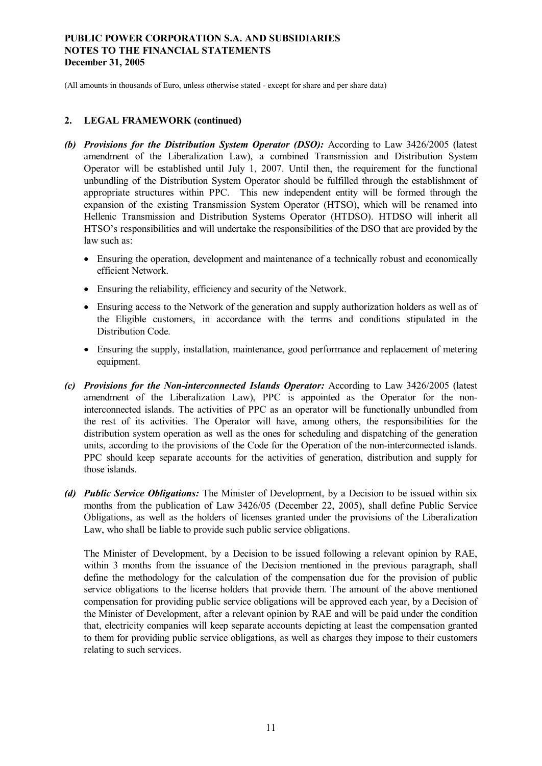(All amounts in thousands of Euro, unless otherwise stated - except for share and per share data)

## 2. LEGAL FRAMEWORK (continued)

*(b)* ***Provisions for the Distribution System Operator (DSO):*** According to Law 3426/2005 (latest amendment of the Liberalization Law), a combined Transmission and Distribution System Operator will be established until July 1, 2007. Until then, the requirement for the functional unbundling of the Distribution System Operator should be fulfilled through the establishment of appropriate structures within PPC. This new independent entity will be formed through the expansion of the existing Transmission System Operator (HTSO), which will be renamed into Hellenic Transmission and Distribution Systems Operator (HTDSO). HTDSO will inherit all HTSO's responsibilities and will undertake the responsibilities of the DSO that are provided by the law such as:

- Ensuring the operation, development and maintenance of a technically robust and economically efficient Network.
- Ensuring the reliability, efficiency and security of the Network.
- Ensuring access to the Network of the generation and supply authorization holders as well as of the Eligible customers, in accordance with the terms and conditions stipulated in the Distribution Code.
- Ensuring the supply, installation, maintenance, good performance and replacement of metering equipment.

*(c)* ***Provisions for the Non-interconnected Islands Operator:*** According to Law 3426/2005 (latest amendment of the Liberalization Law), PPC is appointed as the Operator for the non-interconnected islands. The activities of PPC as an operator will be functionally unbundled from the rest of its activities. The Operator will have, among others, the responsibilities for the distribution system operation as well as the ones for scheduling and dispatching of the generation units, according to the provisions of the Code for the Operation of the non-interconnected islands. PPC should keep separate accounts for the activities of generation, distribution and supply for those islands.

*(d)* ***Public Service Obligations:*** The Minister of Development, by a Decision to be issued within six months from the publication of Law 3426/05 (December 22, 2005), shall define Public Service Obligations, as well as the holders of licenses granted under the provisions of the Liberalization Law, who shall be liable to provide such public service obligations.

The Minister of Development, by a Decision to be issued following a relevant opinion by RAE, within 3 months from the issuance of the Decision mentioned in the previous paragraph, shall define the methodology for the calculation of the compensation due for the provision of public service obligations to the license holders that provide them. The amount of the above mentioned compensation for providing public service obligations will be approved each year, by a Decision of the Minister of Development, after a relevant opinion by RAE and will be paid under the condition that, electricity companies will keep separate accounts depicting at least the compensation granted to them for providing public service obligations, as well as charges they impose to their customers relating to such services.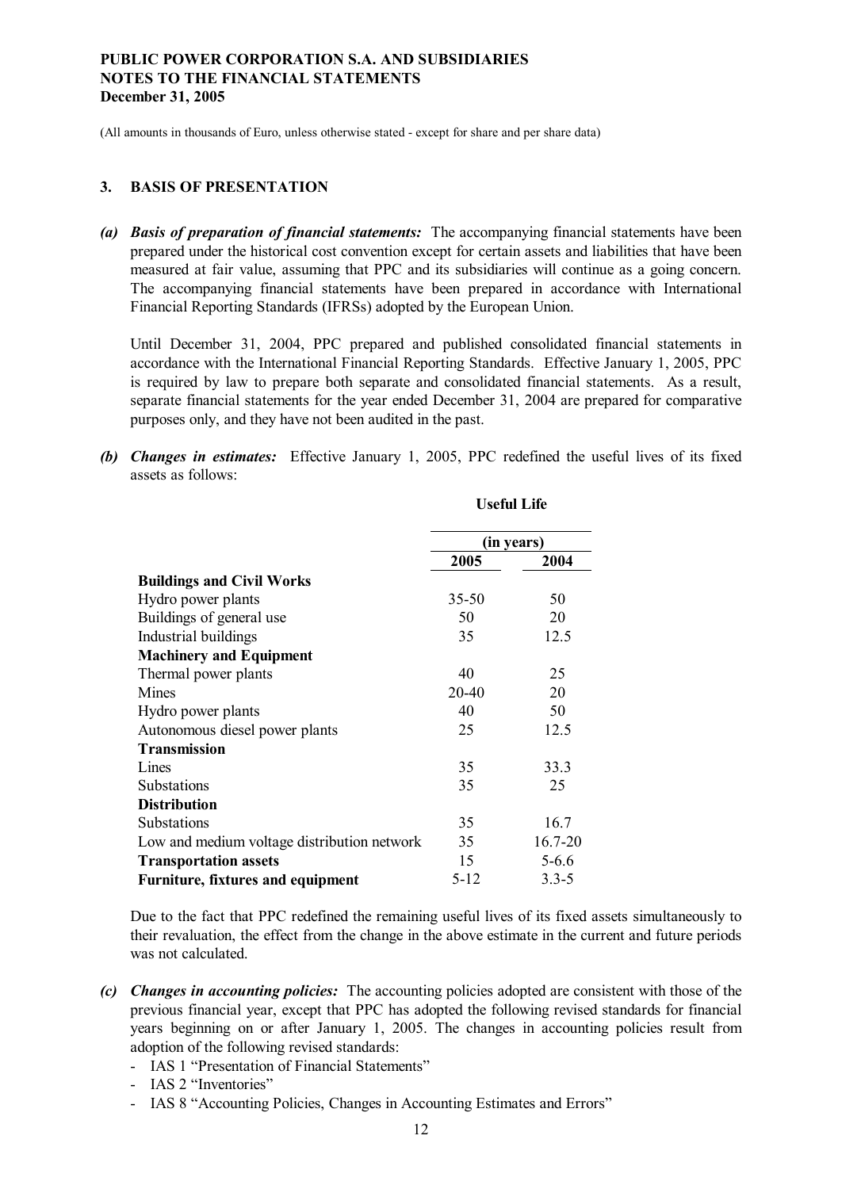(All amounts in thousands of Euro, unless otherwise stated - except for share and per share data)

## 3. BASIS OF PRESENTATION

***(a) Basis of preparation of financial statements:*** The accompanying financial statements have been prepared under the historical cost convention except for certain assets and liabilities that have been measured at fair value, assuming that PPC and its subsidiaries will continue as a going concern. The accompanying financial statements have been prepared in accordance with International Financial Reporting Standards (IFRSs) adopted by the European Union.

Until December 31, 2004, PPC prepared and published consolidated financial statements in accordance with the International Financial Reporting Standards. Effective January 1, 2005, PPC is required by law to prepare both separate and consolidated financial statements. As a result, separate financial statements for the year ended December 31, 2004 are prepared for comparative purposes only, and they have not been audited in the past.

***(b) Changes in estimates:*** Effective January 1, 2005, PPC redefined the useful lives of its fixed assets as follows:

| | Useful Life (in years) | |
|---|---|---|
| | **2005** | **2004** |
| **Buildings and Civil Works** | | |
| Hydro power plants | 35-50 | 50 |
| Buildings of general use | 50 | 20 |
| Industrial buildings | 35 | 12.5 |
| **Machinery and Equipment** | | |
| Thermal power plants | 40 | 25 |
| Mines | 20-40 | 20 |
| Hydro power plants | 40 | 50 |
| Autonomous diesel power plants | 25 | 12.5 |
| **Transmission** | | |
| Lines | 35 | 33.3 |
| Substations | 35 | 25 |
| **Distribution** | | |
| Substations | 35 | 16.7 |
| Low and medium voltage distribution network | 35 | 16.7-20 |
| **Transportation assets** | 15 | 5-6.6 |
| **Furniture, fixtures and equipment** | 5-12 | 3.3-5 |

Due to the fact that PPC redefined the remaining useful lives of its fixed assets simultaneously to their revaluation, the effect from the change in the above estimate in the current and future periods was not calculated.

***(c) Changes in accounting policies:*** The accounting policies adopted are consistent with those of the previous financial year, except that PPC has adopted the following revised standards for financial years beginning on or after January 1, 2005. The changes in accounting policies result from adoption of the following revised standards:

- IAS 1 "Presentation of Financial Statements"
- IAS 2 "Inventories"
- IAS 8 "Accounting Policies, Changes in Accounting Estimates and Errors"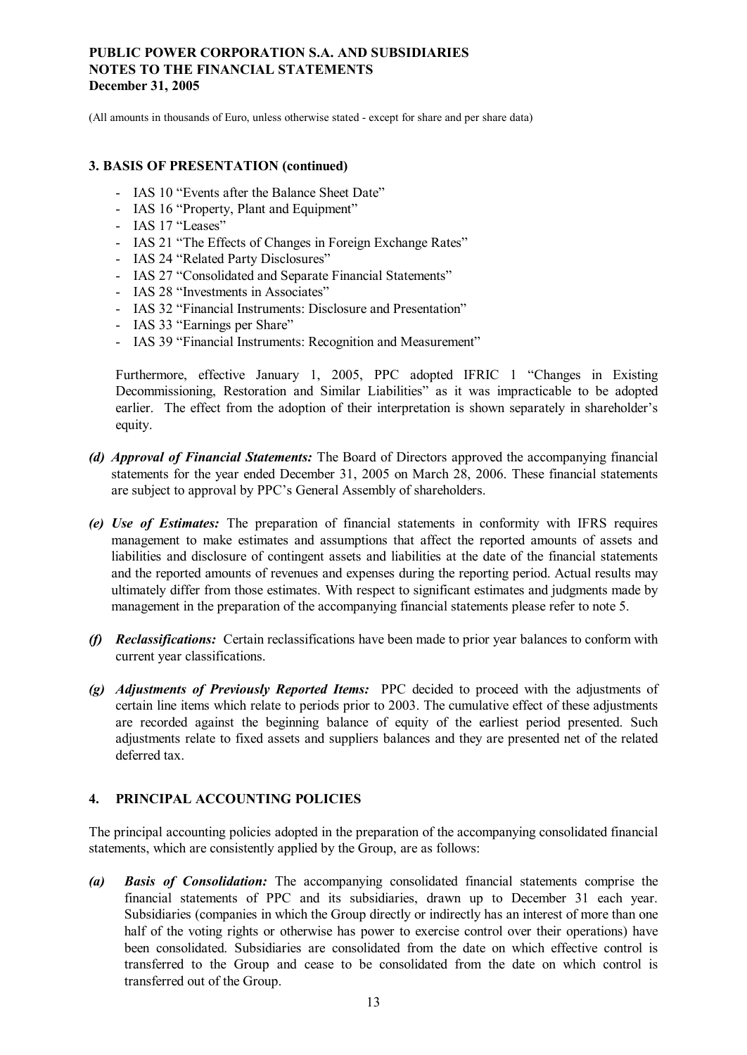(All amounts in thousands of Euro, unless otherwise stated - except for share and per share data)

### 3. BASIS OF PRESENTATION (continued)

- IAS 10 "Events after the Balance Sheet Date"
- IAS 16 "Property, Plant and Equipment"
- IAS 17 "Leases"
- IAS 21 "The Effects of Changes in Foreign Exchange Rates"
- IAS 24 "Related Party Disclosures"
- IAS 27 "Consolidated and Separate Financial Statements"
- IAS 28 "Investments in Associates"
- IAS 32 "Financial Instruments: Disclosure and Presentation"
- IAS 33 "Earnings per Share"
- IAS 39 "Financial Instruments: Recognition and Measurement"

Furthermore, effective January 1, 2005, PPC adopted IFRIC 1 "Changes in Existing Decommissioning, Restoration and Similar Liabilities" as it was impracticable to be adopted earlier. The effect from the adoption of their interpretation is shown separately in shareholder's equity.

***(d) Approval of Financial Statements:*** The Board of Directors approved the accompanying financial statements for the year ended December 31, 2005 on March 28, 2006. These financial statements are subject to approval by PPC's General Assembly of shareholders.

***(e) Use of Estimates:*** The preparation of financial statements in conformity with IFRS requires management to make estimates and assumptions that affect the reported amounts of assets and liabilities and disclosure of contingent assets and liabilities at the date of the financial statements and the reported amounts of revenues and expenses during the reporting period. Actual results may ultimately differ from those estimates. With respect to significant estimates and judgments made by management in the preparation of the accompanying financial statements please refer to note 5.

***(f) Reclassifications:*** Certain reclassifications have been made to prior year balances to conform with current year classifications.

***(g) Adjustments of Previously Reported Items:*** PPC decided to proceed with the adjustments of certain line items which relate to periods prior to 2003. The cumulative effect of these adjustments are recorded against the beginning balance of equity of the earliest period presented. Such adjustments relate to fixed assets and suppliers balances and they are presented net of the related deferred tax.

### 4. PRINCIPAL ACCOUNTING POLICIES

The principal accounting policies adopted in the preparation of the accompanying consolidated financial statements, which are consistently applied by the Group, are as follows:

***(a) Basis of Consolidation:*** The accompanying consolidated financial statements comprise the financial statements of PPC and its subsidiaries, drawn up to December 31 each year. Subsidiaries (companies in which the Group directly or indirectly has an interest of more than one half of the voting rights or otherwise has power to exercise control over their operations) have been consolidated. Subsidiaries are consolidated from the date on which effective control is transferred to the Group and cease to be consolidated from the date on which control is transferred out of the Group.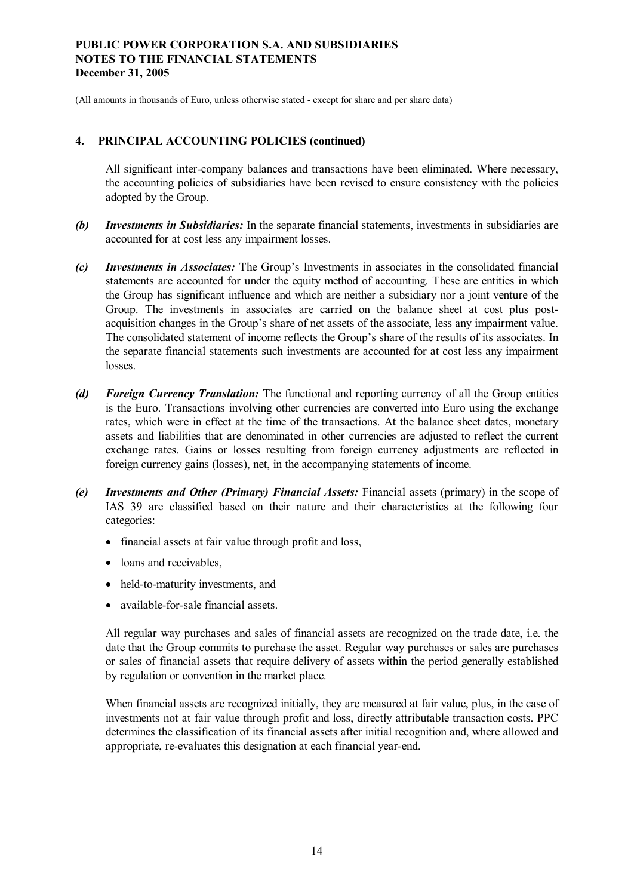(All amounts in thousands of Euro, unless otherwise stated - except for share and per share data)

## 4. PRINCIPAL ACCOUNTING POLICIES (continued)

All significant inter-company balances and transactions have been eliminated. Where necessary, the accounting policies of subsidiaries have been revised to ensure consistency with the policies adopted by the Group.

***(b) Investments in Subsidiaries:*** In the separate financial statements, investments in subsidiaries are accounted for at cost less any impairment losses.

***(c) Investments in Associates:*** The Group's Investments in associates in the consolidated financial statements are accounted for under the equity method of accounting. These are entities in which the Group has significant influence and which are neither a subsidiary nor a joint venture of the Group. The investments in associates are carried on the balance sheet at cost plus post-acquisition changes in the Group's share of net assets of the associate, less any impairment value. The consolidated statement of income reflects the Group's share of the results of its associates. In the separate financial statements such investments are accounted for at cost less any impairment losses.

***(d) Foreign Currency Translation:*** The functional and reporting currency of all the Group entities is the Euro. Transactions involving other currencies are converted into Euro using the exchange rates, which were in effect at the time of the transactions. At the balance sheet dates, monetary assets and liabilities that are denominated in other currencies are adjusted to reflect the current exchange rates. Gains or losses resulting from foreign currency adjustments are reflected in foreign currency gains (losses), net, in the accompanying statements of income.

***(e) Investments and Other (Primary) Financial Assets:*** Financial assets (primary) in the scope of IAS 39 are classified based on their nature and their characteristics at the following four categories:

- financial assets at fair value through profit and loss,
- loans and receivables,
- held-to-maturity investments, and
- available-for-sale financial assets.

All regular way purchases and sales of financial assets are recognized on the trade date, i.e. the date that the Group commits to purchase the asset. Regular way purchases or sales are purchases or sales of financial assets that require delivery of assets within the period generally established by regulation or convention in the market place.

When financial assets are recognized initially, they are measured at fair value, plus, in the case of investments not at fair value through profit and loss, directly attributable transaction costs. PPC determines the classification of its financial assets after initial recognition and, where allowed and appropriate, re-evaluates this designation at each financial year-end.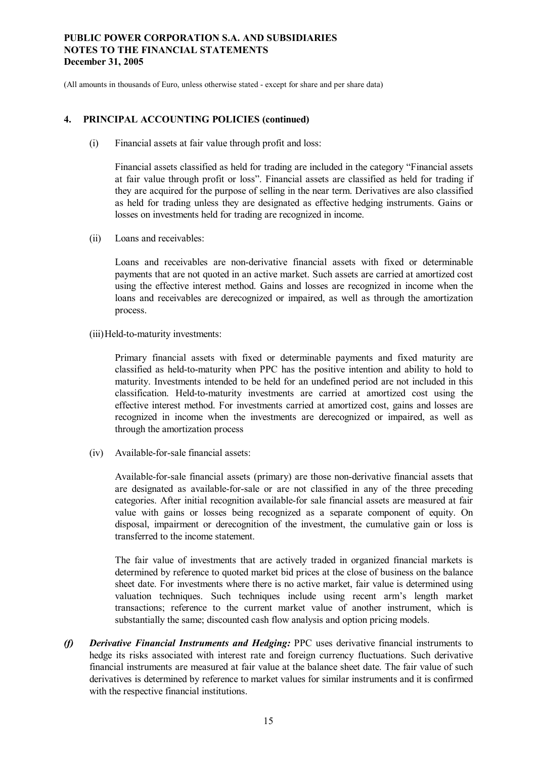(All amounts in thousands of Euro, unless otherwise stated - except for share and per share data)

## 4. PRINCIPAL ACCOUNTING POLICIES (continued)

(i) Financial assets at fair value through profit and loss:

Financial assets classified as held for trading are included in the category "Financial assets at fair value through profit or loss". Financial assets are classified as held for trading if they are acquired for the purpose of selling in the near term. Derivatives are also classified as held for trading unless they are designated as effective hedging instruments. Gains or losses on investments held for trading are recognized in income.

(ii) Loans and receivables:

Loans and receivables are non-derivative financial assets with fixed or determinable payments that are not quoted in an active market. Such assets are carried at amortized cost using the effective interest method. Gains and losses are recognized in income when the loans and receivables are derecognized or impaired, as well as through the amortization process.

(iii) Held-to-maturity investments:

Primary financial assets with fixed or determinable payments and fixed maturity are classified as held-to-maturity when PPC has the positive intention and ability to hold to maturity. Investments intended to be held for an undefined period are not included in this classification. Held-to-maturity investments are carried at amortized cost using the effective interest method. For investments carried at amortized cost, gains and losses are recognized in income when the investments are derecognized or impaired, as well as through the amortization process

(iv) Available-for-sale financial assets:

Available-for-sale financial assets (primary) are those non-derivative financial assets that are designated as available-for-sale or are not classified in any of the three preceding categories. After initial recognition available-for sale financial assets are measured at fair value with gains or losses being recognized as a separate component of equity. On disposal, impairment or derecognition of the investment, the cumulative gain or loss is transferred to the income statement.

The fair value of investments that are actively traded in organized financial markets is determined by reference to quoted market bid prices at the close of business on the balance sheet date. For investments where there is no active market, fair value is determined using valuation techniques. Such techniques include using recent arm's length market transactions; reference to the current market value of another instrument, which is substantially the same; discounted cash flow analysis and option pricing models.

***(f) Derivative Financial Instruments and Hedging:*** PPC uses derivative financial instruments to hedge its risks associated with interest rate and foreign currency fluctuations. Such derivative financial instruments are measured at fair value at the balance sheet date. The fair value of such derivatives is determined by reference to market values for similar instruments and it is confirmed with the respective financial institutions.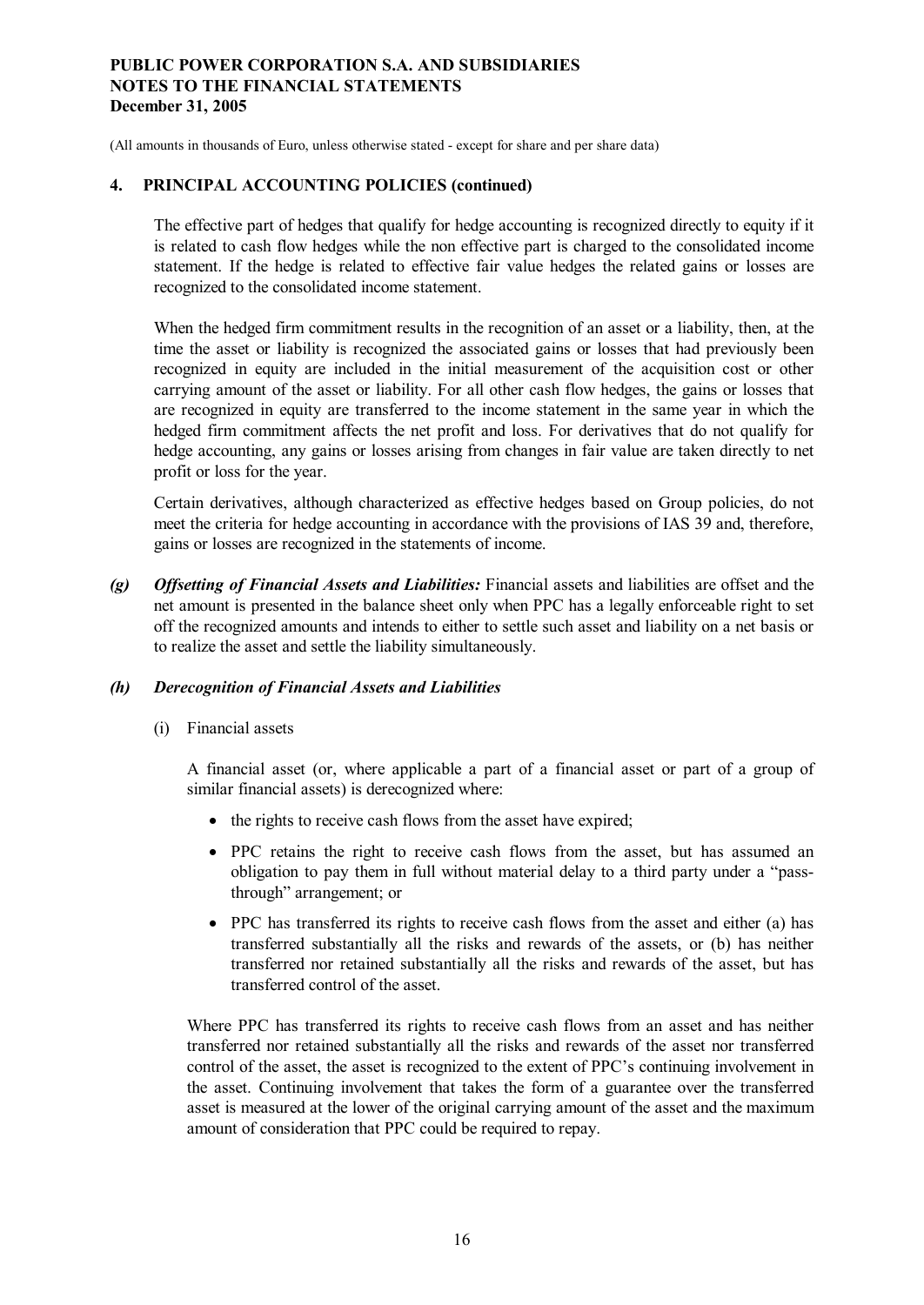## 4. PRINCIPAL ACCOUNTING POLICIES (continued)

The effective part of hedges that qualify for hedge accounting is recognized directly to equity if it is related to cash flow hedges while the non effective part is charged to the consolidated income statement. If the hedge is related to effective fair value hedges the related gains or losses are recognized to the consolidated income statement.

When the hedged firm commitment results in the recognition of an asset or a liability, then, at the time the asset or liability is recognized the associated gains or losses that had previously been recognized in equity are included in the initial measurement of the acquisition cost or other carrying amount of the asset or liability. For all other cash flow hedges, the gains or losses that are recognized in equity are transferred to the income statement in the same year in which the hedged firm commitment affects the net profit and loss. For derivatives that do not qualify for hedge accounting, any gains or losses arising from changes in fair value are taken directly to net profit or loss for the year.

Certain derivatives, although characterized as effective hedges based on Group policies, do not meet the criteria for hedge accounting in accordance with the provisions of IAS 39 and, therefore, gains or losses are recognized in the statements of income.

***(g) Offsetting of Financial Assets and Liabilities:*** Financial assets and liabilities are offset and the net amount is presented in the balance sheet only when PPC has a legally enforceable right to set off the recognized amounts and intends to either to settle such asset and liability on a net basis or to realize the asset and settle the liability simultaneously.

***(h) Derecognition of Financial Assets and Liabilities***

(i) Financial assets

A financial asset (or, where applicable a part of a financial asset or part of a group of similar financial assets) is derecognized where:

- the rights to receive cash flows from the asset have expired;
- PPC retains the right to receive cash flows from the asset, but has assumed an obligation to pay them in full without material delay to a third party under a "pass-through" arrangement; or
- PPC has transferred its rights to receive cash flows from the asset and either (a) has transferred substantially all the risks and rewards of the assets, or (b) has neither transferred nor retained substantially all the risks and rewards of the asset, but has transferred control of the asset.

Where PPC has transferred its rights to receive cash flows from an asset and has neither transferred nor retained substantially all the risks and rewards of the asset nor transferred control of the asset, the asset is recognized to the extent of PPC's continuing involvement in the asset. Continuing involvement that takes the form of a guarantee over the transferred asset is measured at the lower of the original carrying amount of the asset and the maximum amount of consideration that PPC could be required to repay.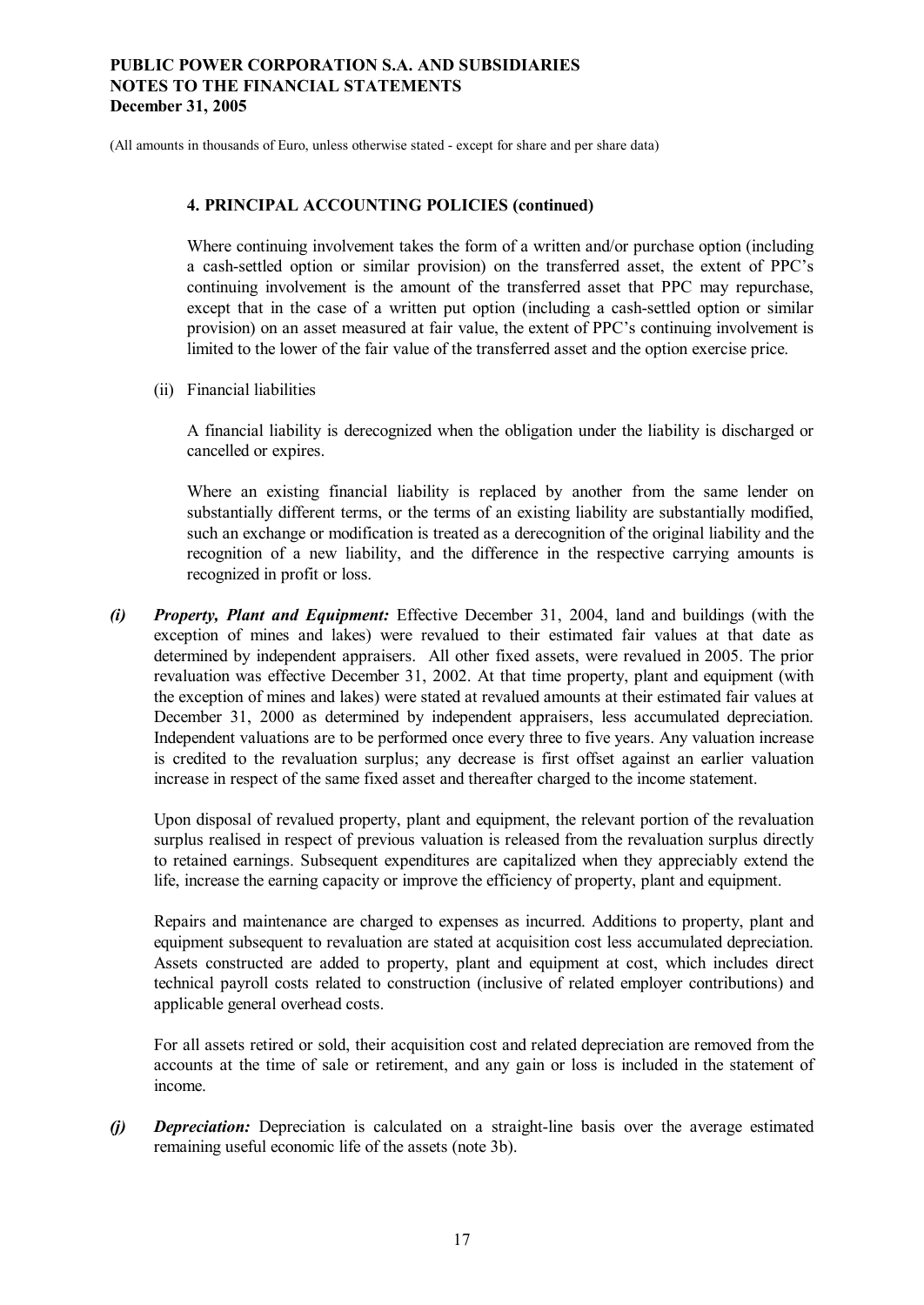### 4. PRINCIPAL ACCOUNTING POLICIES (continued)

Where continuing involvement takes the form of a written and/or purchase option (including a cash-settled option or similar provision) on the transferred asset, the extent of PPC's continuing involvement is the amount of the transferred asset that PPC may repurchase, except that in the case of a written put option (including a cash-settled option or similar provision) on an asset measured at fair value, the extent of PPC's continuing involvement is limited to the lower of the fair value of the transferred asset and the option exercise price.

(ii) Financial liabilities

A financial liability is derecognized when the obligation under the liability is discharged or cancelled or expires.

Where an existing financial liability is replaced by another from the same lender on substantially different terms, or the terms of an existing liability are substantially modified, such an exchange or modification is treated as a derecognition of the original liability and the recognition of a new liability, and the difference in the respective carrying amounts is recognized in profit or loss.

***(i) Property, Plant and Equipment:*** Effective December 31, 2004, land and buildings (with the exception of mines and lakes) were revalued to their estimated fair values at that date as determined by independent appraisers. All other fixed assets, were revalued in 2005. The prior revaluation was effective December 31, 2002. At that time property, plant and equipment (with the exception of mines and lakes) were stated at revalued amounts at their estimated fair values at December 31, 2000 as determined by independent appraisers, less accumulated depreciation. Independent valuations are to be performed once every three to five years. Any valuation increase is credited to the revaluation surplus; any decrease is first offset against an earlier valuation increase in respect of the same fixed asset and thereafter charged to the income statement.

Upon disposal of revalued property, plant and equipment, the relevant portion of the revaluation surplus realised in respect of previous valuation is released from the revaluation surplus directly to retained earnings. Subsequent expenditures are capitalized when they appreciably extend the life, increase the earning capacity or improve the efficiency of property, plant and equipment.

Repairs and maintenance are charged to expenses as incurred. Additions to property, plant and equipment subsequent to revaluation are stated at acquisition cost less accumulated depreciation. Assets constructed are added to property, plant and equipment at cost, which includes direct technical payroll costs related to construction (inclusive of related employer contributions) and applicable general overhead costs.

For all assets retired or sold, their acquisition cost and related depreciation are removed from the accounts at the time of sale or retirement, and any gain or loss is included in the statement of income.

***(j) Depreciation:*** Depreciation is calculated on a straight-line basis over the average estimated remaining useful economic life of the assets (note 3b).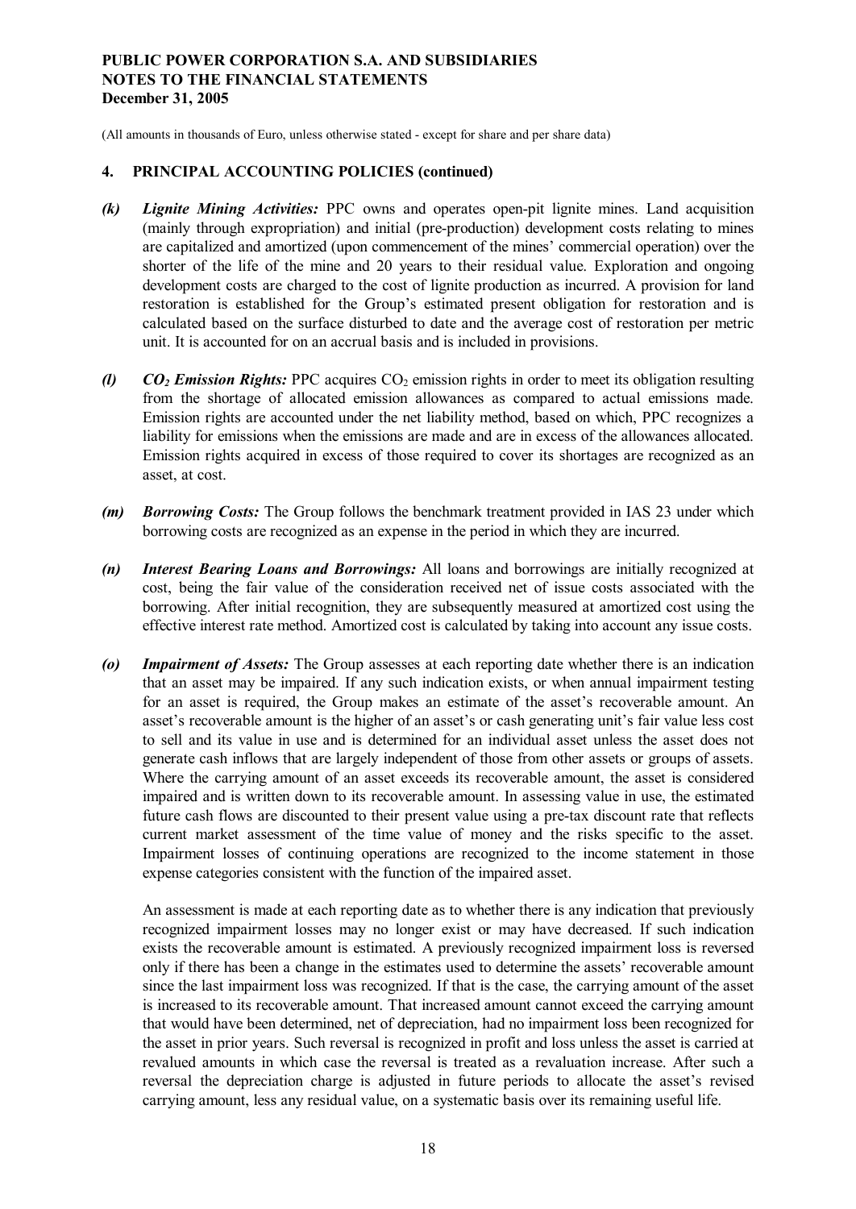(All amounts in thousands of Euro, unless otherwise stated - except for share and per share data)

## 4. PRINCIPAL ACCOUNTING POLICIES (continued)

***(k) Lignite Mining Activities:*** PPC owns and operates open-pit lignite mines. Land acquisition (mainly through expropriation) and initial (pre-production) development costs relating to mines are capitalized and amortized (upon commencement of the mines' commercial operation) over the shorter of the life of the mine and 20 years to their residual value. Exploration and ongoing development costs are charged to the cost of lignite production as incurred. A provision for land restoration is established for the Group's estimated present obligation for restoration and is calculated based on the surface disturbed to date and the average cost of restoration per metric unit. It is accounted for on an accrual basis and is included in provisions.

***(l) $CO_2$ Emission Rights:*** PPC acquires $CO_2$ emission rights in order to meet its obligation resulting from the shortage of allocated emission allowances as compared to actual emissions made. Emission rights are accounted under the net liability method, based on which, PPC recognizes a liability for emissions when the emissions are made and are in excess of the allowances allocated. Emission rights acquired in excess of those required to cover its shortages are recognized as an asset, at cost.

***(m) Borrowing Costs:*** The Group follows the benchmark treatment provided in IAS 23 under which borrowing costs are recognized as an expense in the period in which they are incurred.

***(n) Interest Bearing Loans and Borrowings:*** All loans and borrowings are initially recognized at cost, being the fair value of the consideration received net of issue costs associated with the borrowing. After initial recognition, they are subsequently measured at amortized cost using the effective interest rate method. Amortized cost is calculated by taking into account any issue costs.

***(o) Impairment of Assets:*** The Group assesses at each reporting date whether there is an indication that an asset may be impaired. If any such indication exists, or when annual impairment testing for an asset is required, the Group makes an estimate of the asset's recoverable amount. An asset's recoverable amount is the higher of an asset's or cash generating unit's fair value less cost to sell and its value in use and is determined for an individual asset unless the asset does not generate cash inflows that are largely independent of those from other assets or groups of assets. Where the carrying amount of an asset exceeds its recoverable amount, the asset is considered impaired and is written down to its recoverable amount. In assessing value in use, the estimated future cash flows are discounted to their present value using a pre-tax discount rate that reflects current market assessment of the time value of money and the risks specific to the asset. Impairment losses of continuing operations are recognized to the income statement in those expense categories consistent with the function of the impaired asset.

An assessment is made at each reporting date as to whether there is any indication that previously recognized impairment losses may no longer exist or may have decreased. If such indication exists the recoverable amount is estimated. A previously recognized impairment loss is reversed only if there has been a change in the estimates used to determine the assets' recoverable amount since the last impairment loss was recognized. If that is the case, the carrying amount of the asset is increased to its recoverable amount. That increased amount cannot exceed the carrying amount that would have been determined, net of depreciation, had no impairment loss been recognized for the asset in prior years. Such reversal is recognized in profit and loss unless the asset is carried at revalued amounts in which case the reversal is treated as a revaluation increase. After such a reversal the depreciation charge is adjusted in future periods to allocate the asset's revised carrying amount, less any residual value, on a systematic basis over its remaining useful life.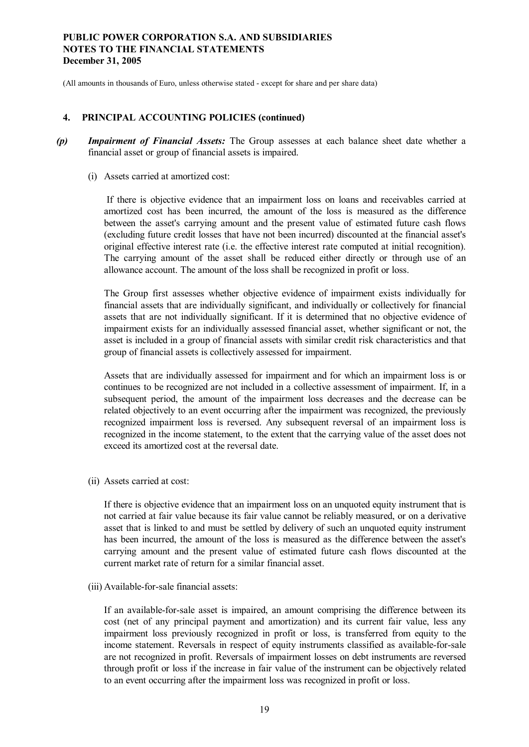(All amounts in thousands of Euro, unless otherwise stated - except for share and per share data)

## 4. PRINCIPAL ACCOUNTING POLICIES (continued)

***(p) Impairment of Financial Assets:*** The Group assesses at each balance sheet date whether a financial asset or group of financial assets is impaired.

(i) Assets carried at amortized cost:

If there is objective evidence that an impairment loss on loans and receivables carried at amortized cost has been incurred, the amount of the loss is measured as the difference between the asset's carrying amount and the present value of estimated future cash flows (excluding future credit losses that have not been incurred) discounted at the financial asset's original effective interest rate (i.e. the effective interest rate computed at initial recognition). The carrying amount of the asset shall be reduced either directly or through use of an allowance account. The amount of the loss shall be recognized in profit or loss.

The Group first assesses whether objective evidence of impairment exists individually for financial assets that are individually significant, and individually or collectively for financial assets that are not individually significant. If it is determined that no objective evidence of impairment exists for an individually assessed financial asset, whether significant or not, the asset is included in a group of financial assets with similar credit risk characteristics and that group of financial assets is collectively assessed for impairment.

Assets that are individually assessed for impairment and for which an impairment loss is or continues to be recognized are not included in a collective assessment of impairment. If, in a subsequent period, the amount of the impairment loss decreases and the decrease can be related objectively to an event occurring after the impairment was recognized, the previously recognized impairment loss is reversed. Any subsequent reversal of an impairment loss is recognized in the income statement, to the extent that the carrying value of the asset does not exceed its amortized cost at the reversal date.

(ii) Assets carried at cost:

If there is objective evidence that an impairment loss on an unquoted equity instrument that is not carried at fair value because its fair value cannot be reliably measured, or on a derivative asset that is linked to and must be settled by delivery of such an unquoted equity instrument has been incurred, the amount of the loss is measured as the difference between the asset's carrying amount and the present value of estimated future cash flows discounted at the current market rate of return for a similar financial asset.

(iii) Available-for-sale financial assets:

If an available-for-sale asset is impaired, an amount comprising the difference between its cost (net of any principal payment and amortization) and its current fair value, less any impairment loss previously recognized in profit or loss, is transferred from equity to the income statement. Reversals in respect of equity instruments classified as available-for-sale are not recognized in profit. Reversals of impairment losses on debt instruments are reversed through profit or loss if the increase in fair value of the instrument can be objectively related to an event occurring after the impairment loss was recognized in profit or loss.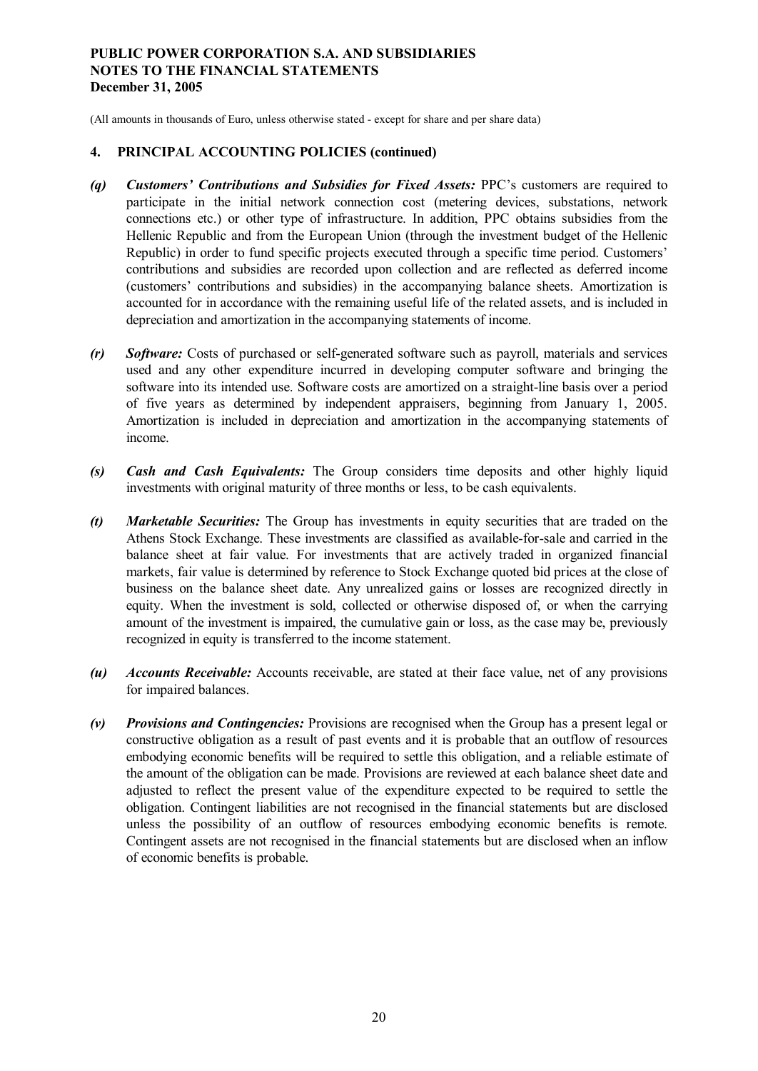(All amounts in thousands of Euro, unless otherwise stated - except for share and per share data)

## 4. PRINCIPAL ACCOUNTING POLICIES (continued)

*(q)* ***Customers' Contributions and Subsidies for Fixed Assets:*** PPC's customers are required to participate in the initial network connection cost (metering devices, substations, network connections etc.) or other type of infrastructure. In addition, PPC obtains subsidies from the Hellenic Republic and from the European Union (through the investment budget of the Hellenic Republic) in order to fund specific projects executed through a specific time period. Customers' contributions and subsidies are recorded upon collection and are reflected as deferred income (customers' contributions and subsidies) in the accompanying balance sheets. Amortization is accounted for in accordance with the remaining useful life of the related assets, and is included in depreciation and amortization in the accompanying statements of income.

*(r)* ***Software:*** Costs of purchased or self-generated software such as payroll, materials and services used and any other expenditure incurred in developing computer software and bringing the software into its intended use. Software costs are amortized on a straight-line basis over a period of five years as determined by independent appraisers, beginning from January 1, 2005. Amortization is included in depreciation and amortization in the accompanying statements of income.

*(s)* ***Cash and Cash Equivalents:*** The Group considers time deposits and other highly liquid investments with original maturity of three months or less, to be cash equivalents.

*(t)* ***Marketable Securities:*** The Group has investments in equity securities that are traded on the Athens Stock Exchange. These investments are classified as available-for-sale and carried in the balance sheet at fair value. For investments that are actively traded in organized financial markets, fair value is determined by reference to Stock Exchange quoted bid prices at the close of business on the balance sheet date. Any unrealized gains or losses are recognized directly in equity. When the investment is sold, collected or otherwise disposed of, or when the carrying amount of the investment is impaired, the cumulative gain or loss, as the case may be, previously recognized in equity is transferred to the income statement.

*(u)* ***Accounts Receivable:*** Accounts receivable, are stated at their face value, net of any provisions for impaired balances.

*(v)* ***Provisions and Contingencies:*** Provisions are recognised when the Group has a present legal or constructive obligation as a result of past events and it is probable that an outflow of resources embodying economic benefits will be required to settle this obligation, and a reliable estimate of the amount of the obligation can be made. Provisions are reviewed at each balance sheet date and adjusted to reflect the present value of the expenditure expected to be required to settle the obligation. Contingent liabilities are not recognised in the financial statements but are disclosed unless the possibility of an outflow of resources embodying economic benefits is remote. Contingent assets are not recognised in the financial statements but are disclosed when an inflow of economic benefits is probable.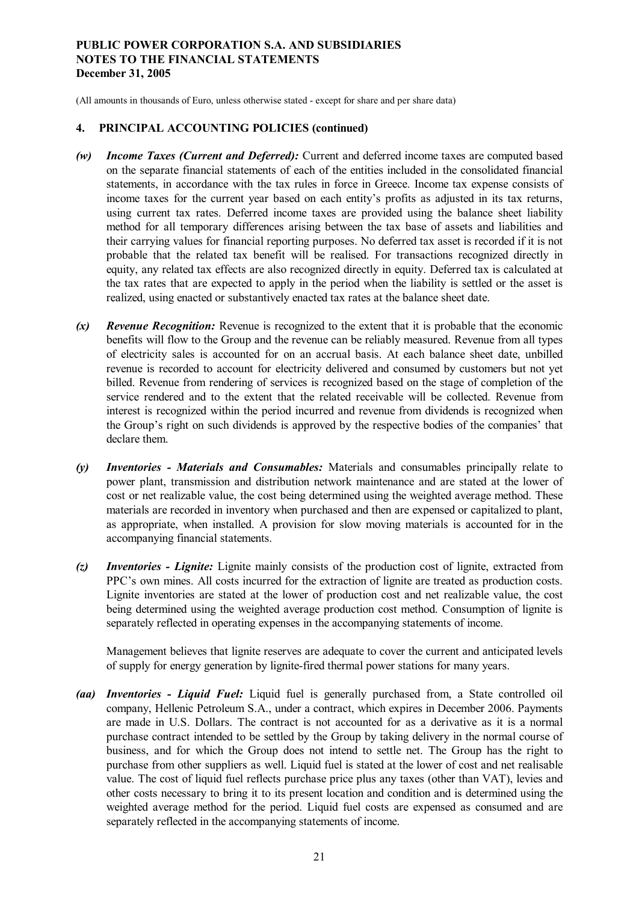(All amounts in thousands of Euro, unless otherwise stated - except for share and per share data)

## 4. PRINCIPAL ACCOUNTING POLICIES (continued)

***(w) Income Taxes (Current and Deferred):*** Current and deferred income taxes are computed based on the separate financial statements of each of the entities included in the consolidated financial statements, in accordance with the tax rules in force in Greece. Income tax expense consists of income taxes for the current year based on each entity's profits as adjusted in its tax returns, using current tax rates. Deferred income taxes are provided using the balance sheet liability method for all temporary differences arising between the tax base of assets and liabilities and their carrying values for financial reporting purposes. No deferred tax asset is recorded if it is not probable that the related tax benefit will be realised. For transactions recognized directly in equity, any related tax effects are also recognized directly in equity. Deferred tax is calculated at the tax rates that are expected to apply in the period when the liability is settled or the asset is realized, using enacted or substantively enacted tax rates at the balance sheet date.

***(x) Revenue Recognition:*** Revenue is recognized to the extent that it is probable that the economic benefits will flow to the Group and the revenue can be reliably measured. Revenue from all types of electricity sales is accounted for on an accrual basis. At each balance sheet date, unbilled revenue is recorded to account for electricity delivered and consumed by customers but not yet billed. Revenue from rendering of services is recognized based on the stage of completion of the service rendered and to the extent that the related receivable will be collected. Revenue from interest is recognized within the period incurred and revenue from dividends is recognized when the Group's right on such dividends is approved by the respective bodies of the companies' that declare them.

***(y) Inventories - Materials and Consumables:*** Materials and consumables principally relate to power plant, transmission and distribution network maintenance and are stated at the lower of cost or net realizable value, the cost being determined using the weighted average method. These materials are recorded in inventory when purchased and then are expensed or capitalized to plant, as appropriate, when installed. A provision for slow moving materials is accounted for in the accompanying financial statements.

***(z) Inventories - Lignite:*** Lignite mainly consists of the production cost of lignite, extracted from PPC's own mines. All costs incurred for the extraction of lignite are treated as production costs. Lignite inventories are stated at the lower of production cost and net realizable value, the cost being determined using the weighted average production cost method. Consumption of lignite is separately reflected in operating expenses in the accompanying statements of income.

Management believes that lignite reserves are adequate to cover the current and anticipated levels of supply for energy generation by lignite-fired thermal power stations for many years.

***(aa) Inventories - Liquid Fuel:*** Liquid fuel is generally purchased from, a State controlled oil company, Hellenic Petroleum S.A., under a contract, which expires in December 2006. Payments are made in U.S. Dollars. The contract is not accounted for as a derivative as it is a normal purchase contract intended to be settled by the Group by taking delivery in the normal course of business, and for which the Group does not intend to settle net. The Group has the right to purchase from other suppliers as well. Liquid fuel is stated at the lower of cost and net realisable value. The cost of liquid fuel reflects purchase price plus any taxes (other than VAT), levies and other costs necessary to bring it to its present location and condition and is determined using the weighted average method for the period. Liquid fuel costs are expensed as consumed and are separately reflected in the accompanying statements of income.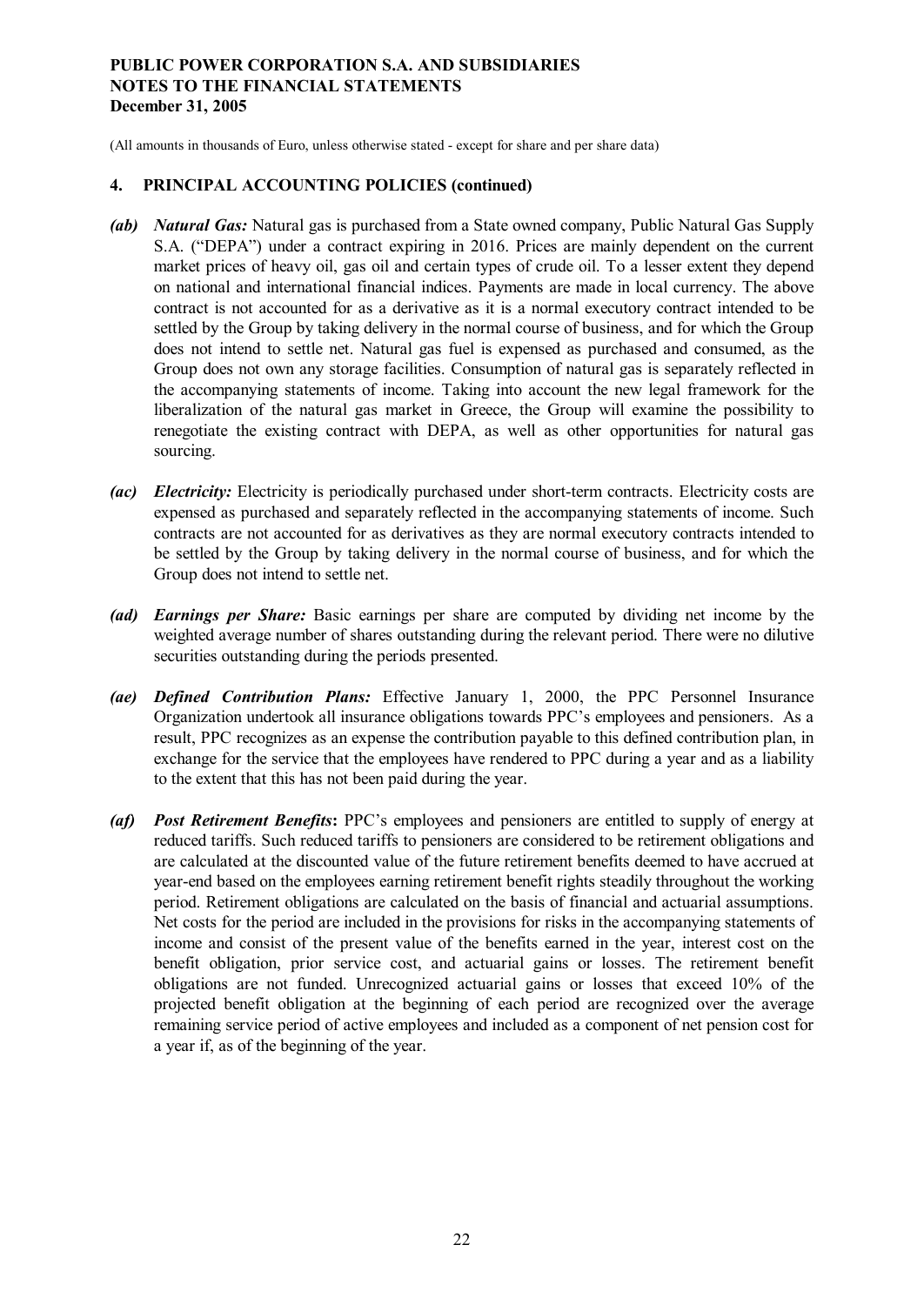(All amounts in thousands of Euro, unless otherwise stated - except for share and per share data)

## 4. PRINCIPAL ACCOUNTING POLICIES (continued)

**(ab)** ***Natural Gas:*** Natural gas is purchased from a State owned company, Public Natural Gas Supply S.A. ("DEPA") under a contract expiring in 2016. Prices are mainly dependent on the current market prices of heavy oil, gas oil and certain types of crude oil. To a lesser extent they depend on national and international financial indices. Payments are made in local currency. The above contract is not accounted for as a derivative as it is a normal executory contract intended to be settled by the Group by taking delivery in the normal course of business, and for which the Group does not intend to settle net. Natural gas fuel is expensed as purchased and consumed, as the Group does not own any storage facilities. Consumption of natural gas is separately reflected in the accompanying statements of income. Taking into account the new legal framework for the liberalization of the natural gas market in Greece, the Group will examine the possibility to renegotiate the existing contract with DEPA, as well as other opportunities for natural gas sourcing.

**(ac)** ***Electricity:*** Electricity is periodically purchased under short-term contracts. Electricity costs are expensed as purchased and separately reflected in the accompanying statements of income. Such contracts are not accounted for as derivatives as they are normal executory contracts intended to be settled by the Group by taking delivery in the normal course of business, and for which the Group does not intend to settle net.

**(ad)** ***Earnings per Share:*** Basic earnings per share are computed by dividing net income by the weighted average number of shares outstanding during the relevant period. There were no dilutive securities outstanding during the periods presented.

**(ae)** ***Defined Contribution Plans:*** Effective January 1, 2000, the PPC Personnel Insurance Organization undertook all insurance obligations towards PPC's employees and pensioners. As a result, PPC recognizes as an expense the contribution payable to this defined contribution plan, in exchange for the service that the employees have rendered to PPC during a year and as a liability to the extent that this has not been paid during the year.

**(af)** ***Post Retirement Benefits*:** PPC's employees and pensioners are entitled to supply of energy at reduced tariffs. Such reduced tariffs to pensioners are considered to be retirement obligations and are calculated at the discounted value of the future retirement benefits deemed to have accrued at year-end based on the employees earning retirement benefit rights steadily throughout the working period. Retirement obligations are calculated on the basis of financial and actuarial assumptions. Net costs for the period are included in the provisions for risks in the accompanying statements of income and consist of the present value of the benefits earned in the year, interest cost on the benefit obligation, prior service cost, and actuarial gains or losses. The retirement benefit obligations are not funded. Unrecognized actuarial gains or losses that exceed 10% of the projected benefit obligation at the beginning of each period are recognized over the average remaining service period of active employees and included as a component of net pension cost for a year if, as of the beginning of the year.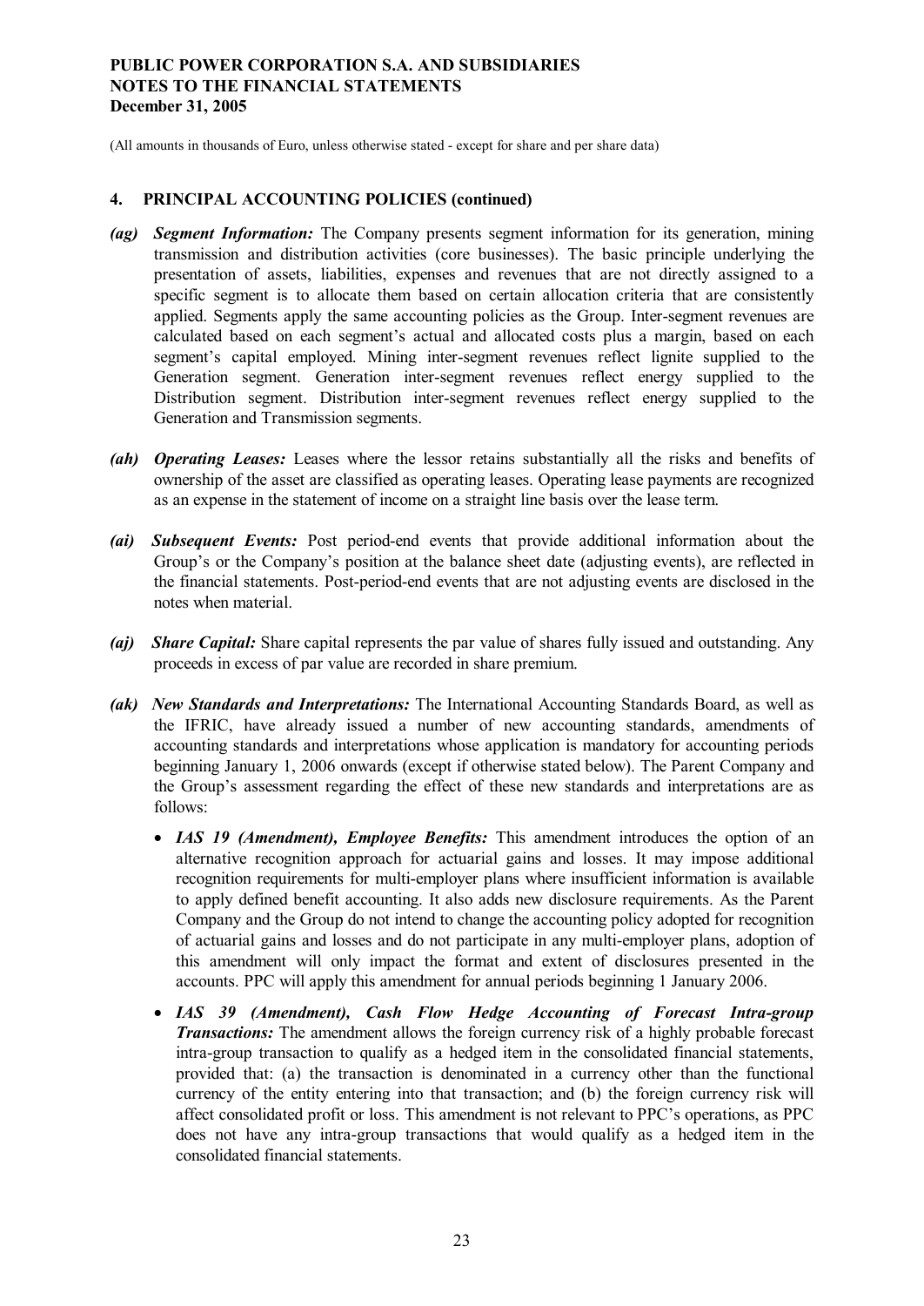(All amounts in thousands of Euro, unless otherwise stated - except for share and per share data)

## 4. PRINCIPAL ACCOUNTING POLICIES (continued)

***(ag) Segment Information:*** The Company presents segment information for its generation, mining transmission and distribution activities (core businesses). The basic principle underlying the presentation of assets, liabilities, expenses and revenues that are not directly assigned to a specific segment is to allocate them based on certain allocation criteria that are consistently applied. Segments apply the same accounting policies as the Group. Inter-segment revenues are calculated based on each segment's actual and allocated costs plus a margin, based on each segment's capital employed. Mining inter-segment revenues reflect lignite supplied to the Generation segment. Generation inter-segment revenues reflect energy supplied to the Distribution segment. Distribution inter-segment revenues reflect energy supplied to the Generation and Transmission segments.

***(ah) Operating Leases:*** Leases where the lessor retains substantially all the risks and benefits of ownership of the asset are classified as operating leases. Operating lease payments are recognized as an expense in the statement of income on a straight line basis over the lease term.

***(ai) Subsequent Events:*** Post period-end events that provide additional information about the Group's or the Company's position at the balance sheet date (adjusting events), are reflected in the financial statements. Post-period-end events that are not adjusting events are disclosed in the notes when material.

***(aj) Share Capital:*** Share capital represents the par value of shares fully issued and outstanding. Any proceeds in excess of par value are recorded in share premium.

***(ak) New Standards and Interpretations:*** The International Accounting Standards Board, as well as the IFRIC, have already issued a number of new accounting standards, amendments of accounting standards and interpretations whose application is mandatory for accounting periods beginning January 1, 2006 onwards (except if otherwise stated below). The Parent Company and the Group's assessment regarding the effect of these new standards and interpretations are as follows:

- ***IAS 19 (Amendment), Employee Benefits:*** This amendment introduces the option of an alternative recognition approach for actuarial gains and losses. It may impose additional recognition requirements for multi-employer plans where insufficient information is available to apply defined benefit accounting. It also adds new disclosure requirements. As the Parent Company and the Group do not intend to change the accounting policy adopted for recognition of actuarial gains and losses and do not participate in any multi-employer plans, adoption of this amendment will only impact the format and extent of disclosures presented in the accounts. PPC will apply this amendment for annual periods beginning 1 January 2006.
- ***IAS 39 (Amendment), Cash Flow Hedge Accounting of Forecast Intra-group Transactions:*** The amendment allows the foreign currency risk of a highly probable forecast intra-group transaction to qualify as a hedged item in the consolidated financial statements, provided that: (a) the transaction is denominated in a currency other than the functional currency of the entity entering into that transaction; and (b) the foreign currency risk will affect consolidated profit or loss. This amendment is not relevant to PPC's operations, as PPC does not have any intra-group transactions that would qualify as a hedged item in the consolidated financial statements.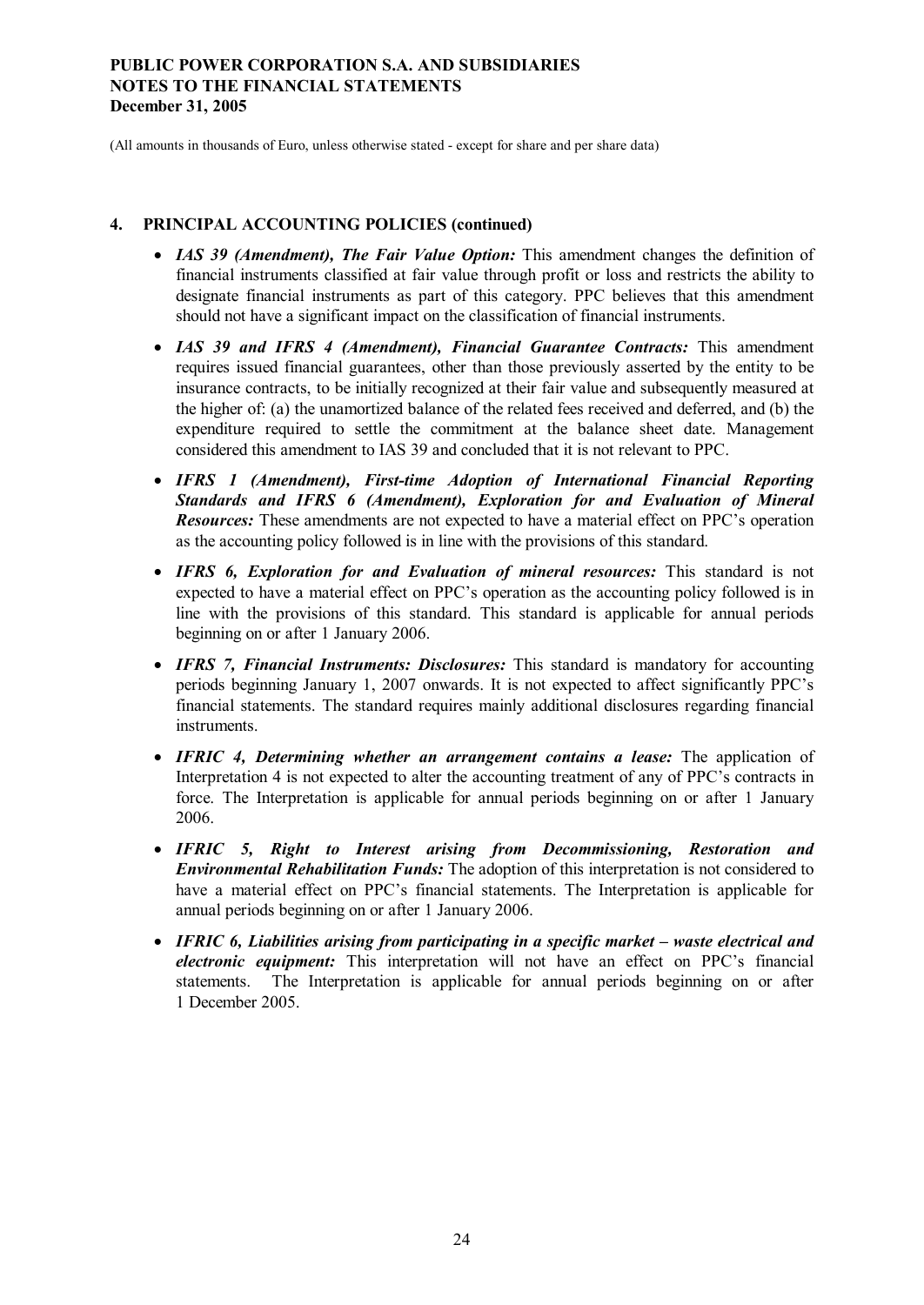(All amounts in thousands of Euro, unless otherwise stated - except for share and per share data)

## 4. PRINCIPAL ACCOUNTING POLICIES (continued)

- ***IAS 39 (Amendment), The Fair Value Option:*** This amendment changes the definition of financial instruments classified at fair value through profit or loss and restricts the ability to designate financial instruments as part of this category. PPC believes that this amendment should not have a significant impact on the classification of financial instruments.
- ***IAS 39 and IFRS 4 (Amendment), Financial Guarantee Contracts:*** This amendment requires issued financial guarantees, other than those previously asserted by the entity to be insurance contracts, to be initially recognized at their fair value and subsequently measured at the higher of: (a) the unamortized balance of the related fees received and deferred, and (b) the expenditure required to settle the commitment at the balance sheet date. Management considered this amendment to IAS 39 and concluded that it is not relevant to PPC.
- ***IFRS 1 (Amendment), First-time Adoption of International Financial Reporting Standards and IFRS 6 (Amendment), Exploration for and Evaluation of Mineral Resources:*** These amendments are not expected to have a material effect on PPC's operation as the accounting policy followed is in line with the provisions of this standard.
- ***IFRS 6, Exploration for and Evaluation of mineral resources:*** This standard is not expected to have a material effect on PPC's operation as the accounting policy followed is in line with the provisions of this standard. This standard is applicable for annual periods beginning on or after 1 January 2006.
- ***IFRS 7, Financial Instruments: Disclosures:*** This standard is mandatory for accounting periods beginning January 1, 2007 onwards. It is not expected to affect significantly PPC's financial statements. The standard requires mainly additional disclosures regarding financial instruments.
- ***IFRIC 4, Determining whether an arrangement contains a lease:*** The application of Interpretation 4 is not expected to alter the accounting treatment of any of PPC's contracts in force. The Interpretation is applicable for annual periods beginning on or after 1 January 2006.
- ***IFRIC 5, Right to Interest arising from Decommissioning, Restoration and Environmental Rehabilitation Funds:*** The adoption of this interpretation is not considered to have a material effect on PPC's financial statements. The Interpretation is applicable for annual periods beginning on or after 1 January 2006.
- ***IFRIC 6, Liabilities arising from participating in a specific market – waste electrical and electronic equipment:*** This interpretation will not have an effect on PPC's financial statements. The Interpretation is applicable for annual periods beginning on or after 1 December 2005.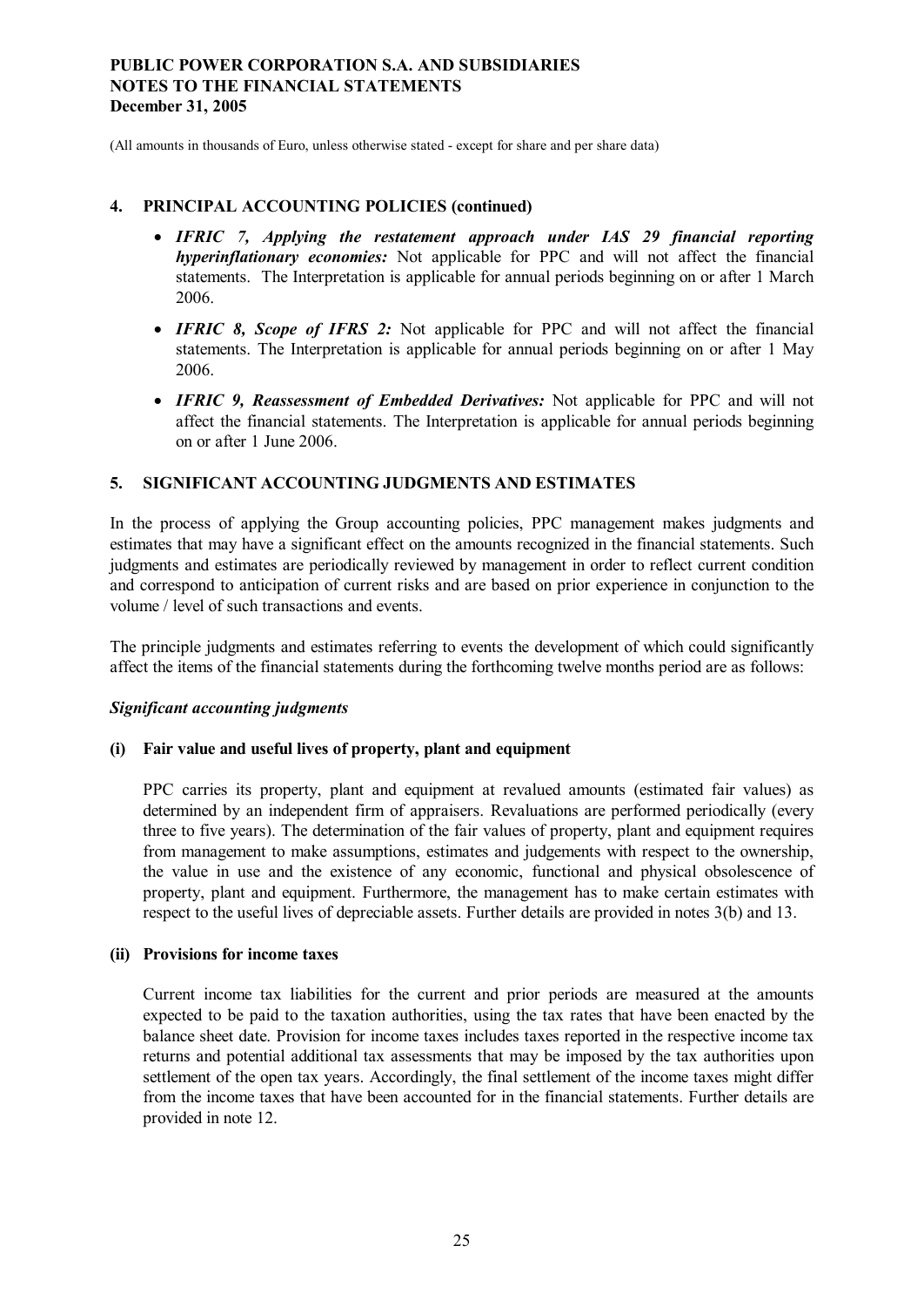(All amounts in thousands of Euro, unless otherwise stated - except for share and per share data)

## 4. PRINCIPAL ACCOUNTING POLICIES (continued)

- ***IFRIC 7, Applying the restatement approach under IAS 29 financial reporting hyperinflationary economies:*** Not applicable for PPC and will not affect the financial statements. The Interpretation is applicable for annual periods beginning on or after 1 March 2006.
- ***IFRIC 8, Scope of IFRS 2:*** Not applicable for PPC and will not affect the financial statements. The Interpretation is applicable for annual periods beginning on or after 1 May 2006.
- ***IFRIC 9, Reassessment of Embedded Derivatives:*** Not applicable for PPC and will not affect the financial statements. The Interpretation is applicable for annual periods beginning on or after 1 June 2006.

## 5. SIGNIFICANT ACCOUNTING JUDGMENTS AND ESTIMATES

In the process of applying the Group accounting policies, PPC management makes judgments and estimates that may have a significant effect on the amounts recognized in the financial statements. Such judgments and estimates are periodically reviewed by management in order to reflect current condition and correspond to anticipation of current risks and are based on prior experience in conjunction to the volume / level of such transactions and events.

The principle judgments and estimates referring to events the development of which could significantly affect the items of the financial statements during the forthcoming twelve months period are as follows:

***Significant accounting judgments***

**(i) Fair value and useful lives of property, plant and equipment**

PPC carries its property, plant and equipment at revalued amounts (estimated fair values) as determined by an independent firm of appraisers. Revaluations are performed periodically (every three to five years). The determination of the fair values of property, plant and equipment requires from management to make assumptions, estimates and judgements with respect to the ownership, the value in use and the existence of any economic, functional and physical obsolescence of property, plant and equipment. Furthermore, the management has to make certain estimates with respect to the useful lives of depreciable assets. Further details are provided in notes 3(b) and 13.

**(ii) Provisions for income taxes**

Current income tax liabilities for the current and prior periods are measured at the amounts expected to be paid to the taxation authorities, using the tax rates that have been enacted by the balance sheet date. Provision for income taxes includes taxes reported in the respective income tax returns and potential additional tax assessments that may be imposed by the tax authorities upon settlement of the open tax years. Accordingly, the final settlement of the income taxes might differ from the income taxes that have been accounted for in the financial statements. Further details are provided in note 12.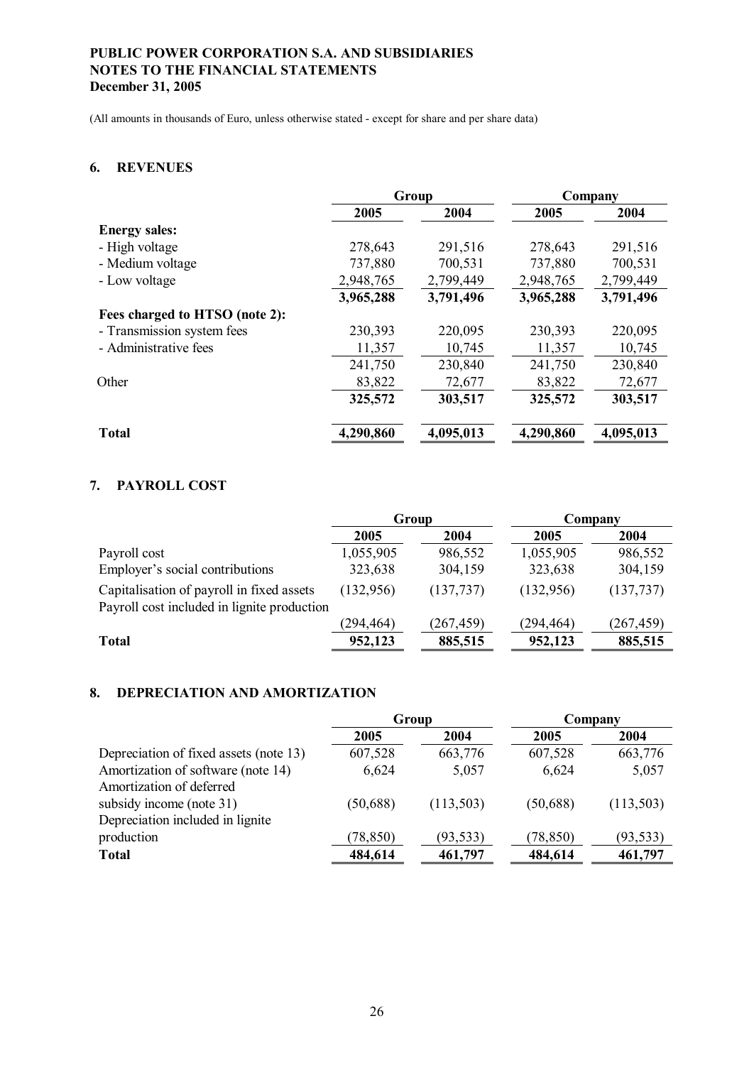**PUBLIC POWER CORPORATION S.A. AND SUBSIDIARIES**
**NOTES TO THE FINANCIAL STATEMENTS**
**December 31, 2005**

(All amounts in thousands of Euro, unless otherwise stated - except for share and per share data)

## 6. REVENUES

| | Group | | Company | |
|---|---|---|---|---|
| | **2005** | **2004** | **2005** | **2004** |
| **Energy sales:** | | | | |
| - High voltage | 278,643 | 291,516 | 278,643 | 291,516 |
| - Medium voltage | 737,880 | 700,531 | 737,880 | 700,531 |
| - Low voltage | 2,948,765 | 2,799,449 | 2,948,765 | 2,799,449 |
| | **3,965,288** | **3,791,496** | **3,965,288** | **3,791,496** |
| **Fees charged to HTSO (note 2):** | | | | |
| - Transmission system fees | 230,393 | 220,095 | 230,393 | 220,095 |
| - Administrative fees | 11,357 | 10,745 | 11,357 | 10,745 |
| | 241,750 | 230,840 | 241,750 | 230,840 |
| Other | 83,822 | 72,677 | 83,822 | 72,677 |
| | **325,572** | **303,517** | **325,572** | **303,517** |
| **Total** | **4,290,860** | **4,095,013** | **4,290,860** | **4,095,013** |

## 7. PAYROLL COST

| | Group | | Company | |
|---|---|---|---|---|
| | **2005** | **2004** | **2005** | **2004** |
| Payroll cost | 1,055,905 | 986,552 | 1,055,905 | 986,552 |
| Employer's social contributions | 323,638 | 304,159 | 323,638 | 304,159 |
| Capitalisation of payroll in fixed assets | (132,956) | (137,737) | (132,956) | (137,737) |
| Payroll cost included in lignite production | (294,464) | (267,459) | (294,464) | (267,459) |
| **Total** | **952,123** | **885,515** | **952,123** | **885,515** |

## 8. DEPRECIATION AND AMORTIZATION

| | Group | | Company | |
|---|---|---|---|---|
| | **2005** | **2004** | **2005** | **2004** |
| Depreciation of fixed assets (note 13) | 607,528 | 663,776 | 607,528 | 663,776 |
| Amortization of software (note 14) | 6,624 | 5,057 | 6,624 | 5,057 |
| Amortization of deferred subsidy income (note 31) | (50,688) | (113,503) | (50,688) | (113,503) |
| Depreciation included in lignite production | (78,850) | (93,533) | (78,850) | (93,533) |
| **Total** | **484,614** | **461,797** | **484,614** | **461,797** |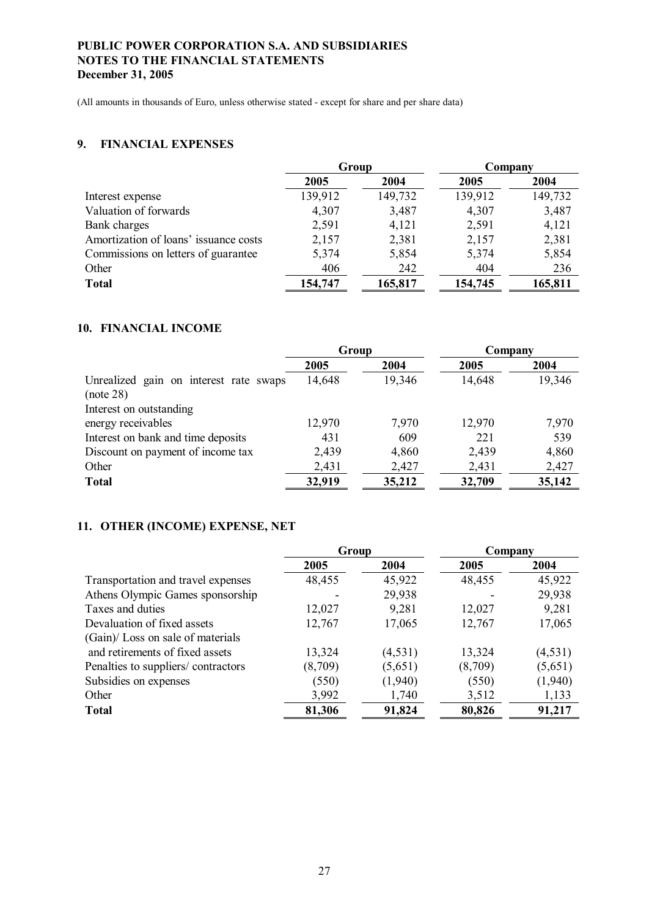**PUBLIC POWER CORPORATION S.A. AND SUBSIDIARIES**
**NOTES TO THE FINANCIAL STATEMENTS**
**December 31, 2005**

(All amounts in thousands of Euro, unless otherwise stated - except for share and per share data)

## 9. FINANCIAL EXPENSES

| | Group | | Company | |
|---|---|---|---|---|
| | **2005** | **2004** | **2005** | **2004** |
| Interest expense | 139,912 | 149,732 | 139,912 | 149,732 |
| Valuation of forwards | 4,307 | 3,487 | 4,307 | 3,487 |
| Bank charges | 2,591 | 4,121 | 2,591 | 4,121 |
| Amortization of loans' issuance costs | 2,157 | 2,381 | 2,157 | 2,381 |
| Commissions on letters of guarantee | 5,374 | 5,854 | 5,374 | 5,854 |
| Other | 406 | 242 | 404 | 236 |
| **Total** | **154,747** | **165,817** | **154,745** | **165,811** |

## 10. FINANCIAL INCOME

| | Group | | Company | |
|---|---|---|---|---|
| | **2005** | **2004** | **2005** | **2004** |
| Unrealized gain on interest rate swaps (note 28) | 14,648 | 19,346 | 14,648 | 19,346 |
| Interest on outstanding energy receivables | 12,970 | 7,970 | 12,970 | 7,970 |
| Interest on bank and time deposits | 431 | 609 | 221 | 539 |
| Discount on payment of income tax | 2,439 | 4,860 | 2,439 | 4,860 |
| Other | 2,431 | 2,427 | 2,431 | 2,427 |
| **Total** | **32,919** | **35,212** | **32,709** | **35,142** |

## 11. OTHER (INCOME) EXPENSE, NET

| | Group | | Company | |
|---|---|---|---|---|
| | **2005** | **2004** | **2005** | **2004** |
| Transportation and travel expenses | 48,455 | 45,922 | 48,455 | 45,922 |
| Athens Olympic Games sponsorship | - | 29,938 | - | 29,938 |
| Taxes and duties | 12,027 | 9,281 | 12,027 | 9,281 |
| Devaluation of fixed assets | 12,767 | 17,065 | 12,767 | 17,065 |
| (Gain)/ Loss on sale of materials and retirements of fixed assets | 13,324 | (4,531) | 13,324 | (4,531) |
| Penalties to suppliers/ contractors | (8,709) | (5,651) | (8,709) | (5,651) |
| Subsidies on expenses | (550) | (1,940) | (550) | (1,940) |
| Other | 3,992 | 1,740 | 3,512 | 1,133 |
| **Total** | **81,306** | **91,824** | **80,826** | **91,217** |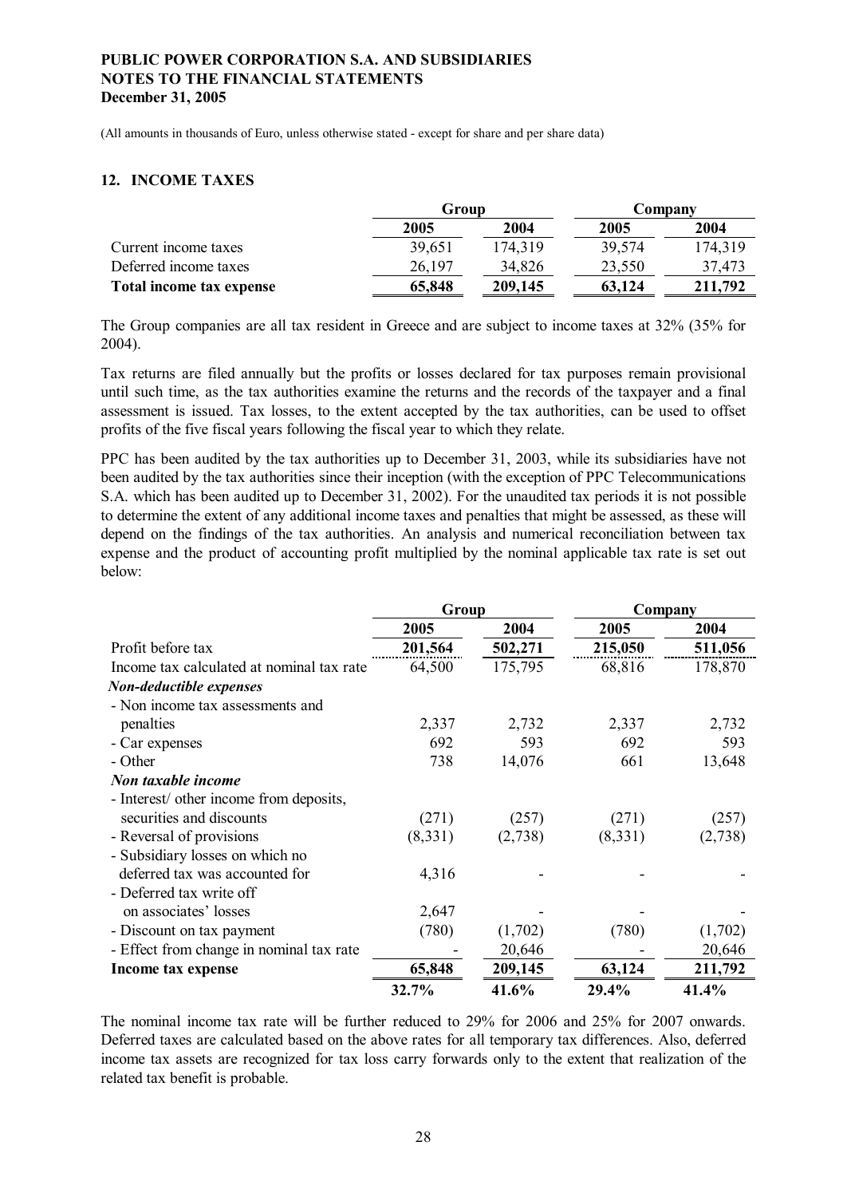(All amounts in thousands of Euro, unless otherwise stated - except for share and per share data)

## 12. INCOME TAXES

| | Group | | Company | |
|---|---|---|---|---|
| | 2005 | 2004 | 2005 | 2004 |
| Current income taxes | 39,651 | 174,319 | 39,574 | 174,319 |
| Deferred income taxes | 26,197 | 34,826 | 23,550 | 37,473 |
| **Total income tax expense** | **65,848** | **209,145** | **63,124** | **211,792** |

The Group companies are all tax resident in Greece and are subject to income taxes at 32% (35% for 2004).

Tax returns are filed annually but the profits or losses declared for tax purposes remain provisional until such time, as the tax authorities examine the returns and the records of the taxpayer and a final assessment is issued. Tax losses, to the extent accepted by the tax authorities, can be used to offset profits of the five fiscal years following the fiscal year to which they relate.

PPC has been audited by the tax authorities up to December 31, 2003, while its subsidiaries have not been audited by the tax authorities since their inception (with the exception of PPC Telecommunications S.A. which has been audited up to December 31, 2002). For the unaudited tax periods it is not possible to determine the extent of any additional income taxes and penalties that might be assessed, as these will depend on the findings of the tax authorities. An analysis and numerical reconciliation between tax expense and the product of accounting profit multiplied by the nominal applicable tax rate is set out below:

| | Group | | Company | |
|---|---|---|---|---|
| | 2005 | 2004 | 2005 | 2004 |
| Profit before tax | 201,564 | 502,271 | 215,050 | 511,056 |
| Income tax calculated at nominal tax rate | 64,500 | 175,795 | 68,816 | 178,870 |
| ***Non-deductible expenses*** | | | | |
| - Non income tax assessments and penalties | 2,337 | 2,732 | 2,337 | 2,732 |
| - Car expenses | 692 | 593 | 692 | 593 |
| - Other | 738 | 14,076 | 661 | 13,648 |
| ***Non taxable income*** | | | | |
| - Interest/ other income from deposits, securities and discounts | (271) | (257) | (271) | (257) |
| - Reversal of provisions | (8,331) | (2,738) | (8,331) | (2,738) |
| - Subsidiary losses on which no deferred tax was accounted for | 4,316 | - | - | - |
| - Deferred tax write off on associates' losses | 2,647 | - | - | - |
| - Discount on tax payment | (780) | (1,702) | (780) | (1,702) |
| - Effect from change in nominal tax rate | - | 20,646 | - | 20,646 |
| **Income tax expense** | **65,848** | **209,145** | **63,124** | **211,792** |
| | **32.7%** | **41.6%** | **29.4%** | **41.4%** |

The nominal income tax rate will be further reduced to 29% for 2006 and 25% for 2007 onwards. Deferred taxes are calculated based on the above rates for all temporary tax differences. Also, deferred income tax assets are recognized for tax loss carry forwards only to the extent that realization of the related tax benefit is probable.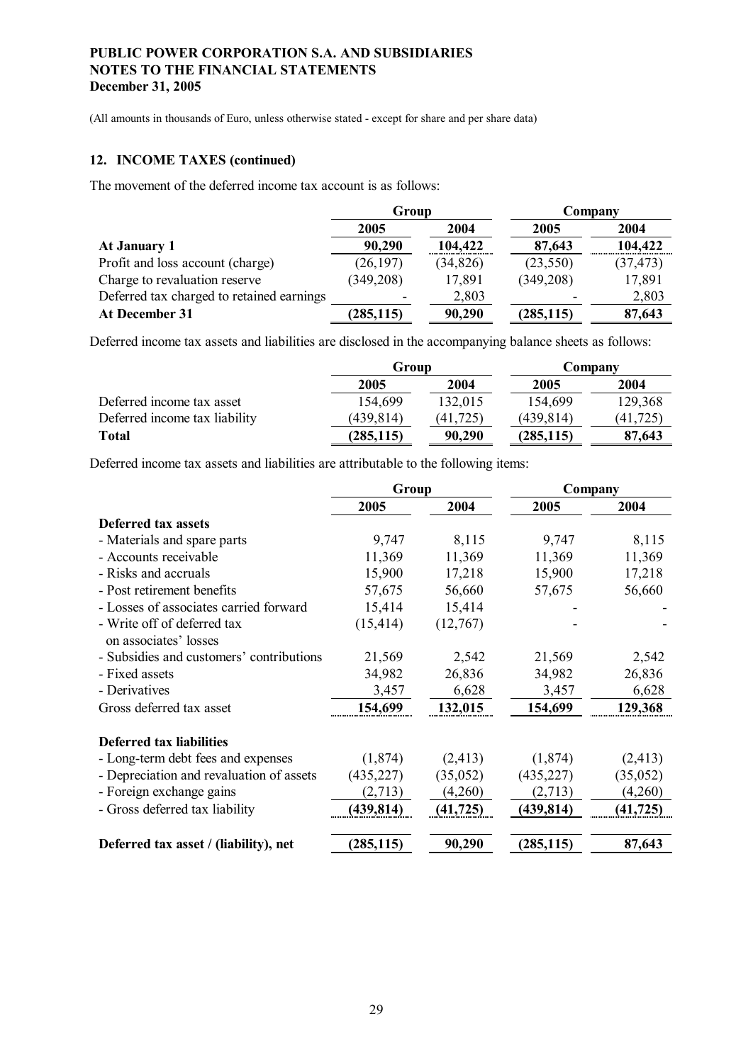(All amounts in thousands of Euro, unless otherwise stated - except for share and per share data)

## 12. INCOME TAXES (continued)

The movement of the deferred income tax account is as follows:

| | Group | | Company | |
|---|---|---|---|---|
| | 2005 | 2004 | 2005 | 2004 |
| **At January 1** | **90,290** | **104,422** | **87,643** | **104,422** |
| Profit and loss account (charge) | (26,197) | (34,826) | (23,550) | (37,473) |
| Charge to revaluation reserve | (349,208) | 17,891 | (349,208) | 17,891 |
| Deferred tax charged to retained earnings | - | 2,803 | - | 2,803 |
| **At December 31** | **(285,115)** | **90,290** | **(285,115)** | **87,643** |

Deferred income tax assets and liabilities are disclosed in the accompanying balance sheets as follows:

| | Group | | Company | |
|---|---|---|---|---|
| | 2005 | 2004 | 2005 | 2004 |
| Deferred income tax asset | 154,699 | 132,015 | 154,699 | 129,368 |
| Deferred income tax liability | (439,814) | (41,725) | (439,814) | (41,725) |
| **Total** | **(285,115)** | **90,290** | **(285,115)** | **87,643** |

Deferred income tax assets and liabilities are attributable to the following items:

| | Group | | Company | |
|---|---|---|---|---|
| | 2005 | 2004 | 2005 | 2004 |
| **Deferred tax assets** | | | | |
| - Materials and spare parts | 9,747 | 8,115 | 9,747 | 8,115 |
| - Accounts receivable | 11,369 | 11,369 | 11,369 | 11,369 |
| - Risks and accruals | 15,900 | 17,218 | 15,900 | 17,218 |
| - Post retirement benefits | 57,675 | 56,660 | 57,675 | 56,660 |
| - Losses of associates carried forward | 15,414 | 15,414 | - | - |
| - Write off of deferred tax on associates' losses | (15,414) | (12,767) | - | - |
| - Subsidies and customers' contributions | 21,569 | 2,542 | 21,569 | 2,542 |
| - Fixed assets | 34,982 | 26,836 | 34,982 | 26,836 |
| - Derivatives | 3,457 | 6,628 | 3,457 | 6,628 |
| Gross deferred tax asset | **154,699** | **132,015** | **154,699** | **129,368** |
| **Deferred tax liabilities** | | | | |
| - Long-term debt fees and expenses | (1,874) | (2,413) | (1,874) | (2,413) |
| - Depreciation and revaluation of assets | (435,227) | (35,052) | (435,227) | (35,052) |
| - Foreign exchange gains | (2,713) | (4,260) | (2,713) | (4,260) |
| - Gross deferred tax liability | **(439,814)** | **(41,725)** | **(439,814)** | **(41,725)** |
| **Deferred tax asset / (liability), net** | **(285,115)** | **90,290** | **(285,115)** | **87,643** |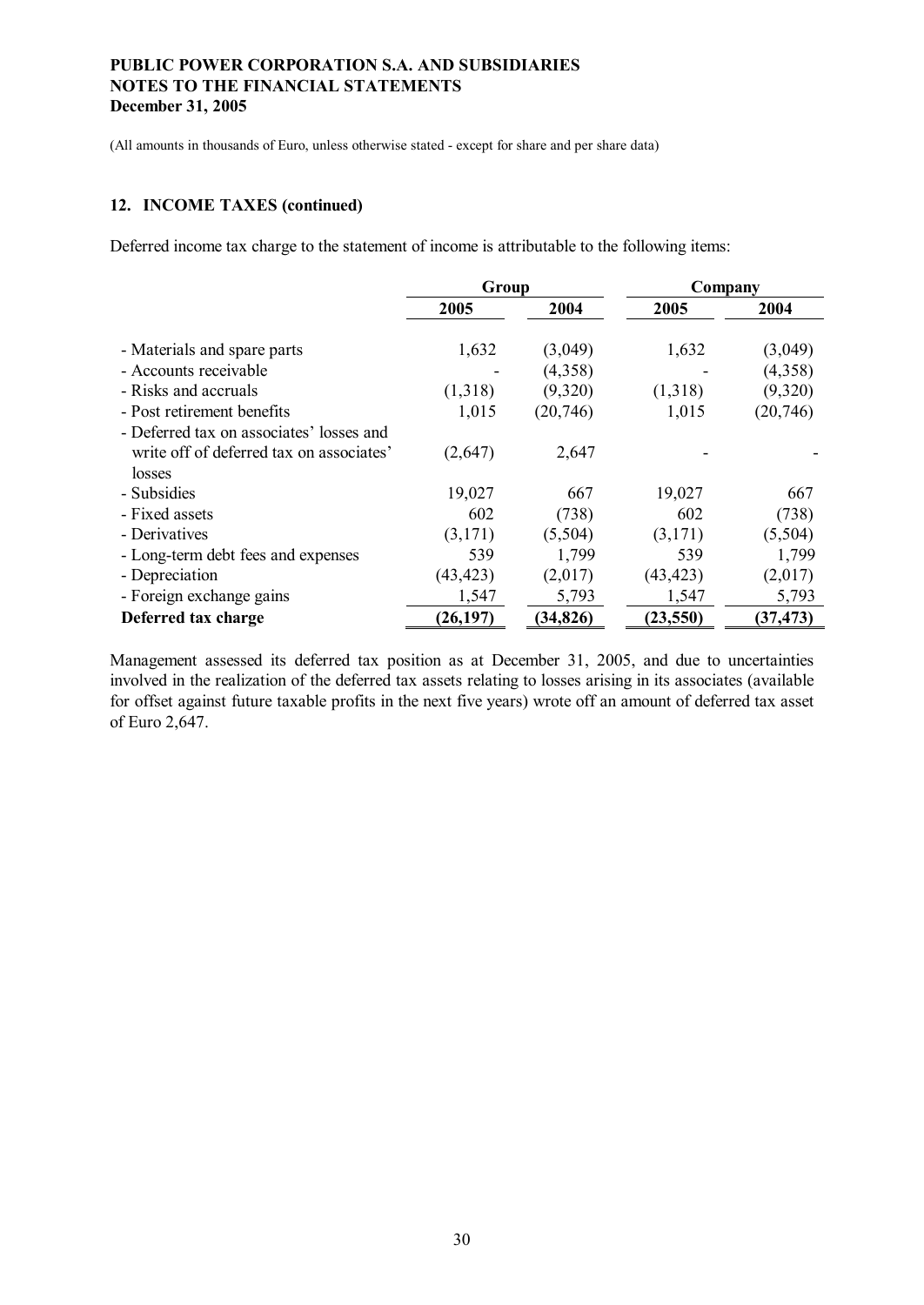(All amounts in thousands of Euro, unless otherwise stated - except for share and per share data)

## 12. INCOME TAXES (continued)

Deferred income tax charge to the statement of income is attributable to the following items:

| | Group | | Company | |
|---|---|---|---|---|
| | 2005 | 2004 | 2005 | 2004 |
| - Materials and spare parts | 1,632 | (3,049) | 1,632 | (3,049) |
| - Accounts receivable | - | (4,358) | - | (4,358) |
| - Risks and accruals | (1,318) | (9,320) | (1,318) | (9,320) |
| - Post retirement benefits | 1,015 | (20,746) | 1,015 | (20,746) |
| - Deferred tax on associates' losses and write off of deferred tax on associates' losses | (2,647) | 2,647 | - | - |
| - Subsidies | 19,027 | 667 | 19,027 | 667 |
| - Fixed assets | 602 | (738) | 602 | (738) |
| - Derivatives | (3,171) | (5,504) | (3,171) | (5,504) |
| - Long-term debt fees and expenses | 539 | 1,799 | 539 | 1,799 |
| - Depreciation | (43,423) | (2,017) | (43,423) | (2,017) |
| - Foreign exchange gains | 1,547 | 5,793 | 1,547 | 5,793 |
| **Deferred tax charge** | **(26,197)** | **(34,826)** | **(23,550)** | **(37,473)** |

Management assessed its deferred tax position as at December 31, 2005, and due to uncertainties involved in the realization of the deferred tax assets relating to losses arising in its associates (available for offset against future taxable profits in the next five years) wrote off an amount of deferred tax asset of Euro 2,647.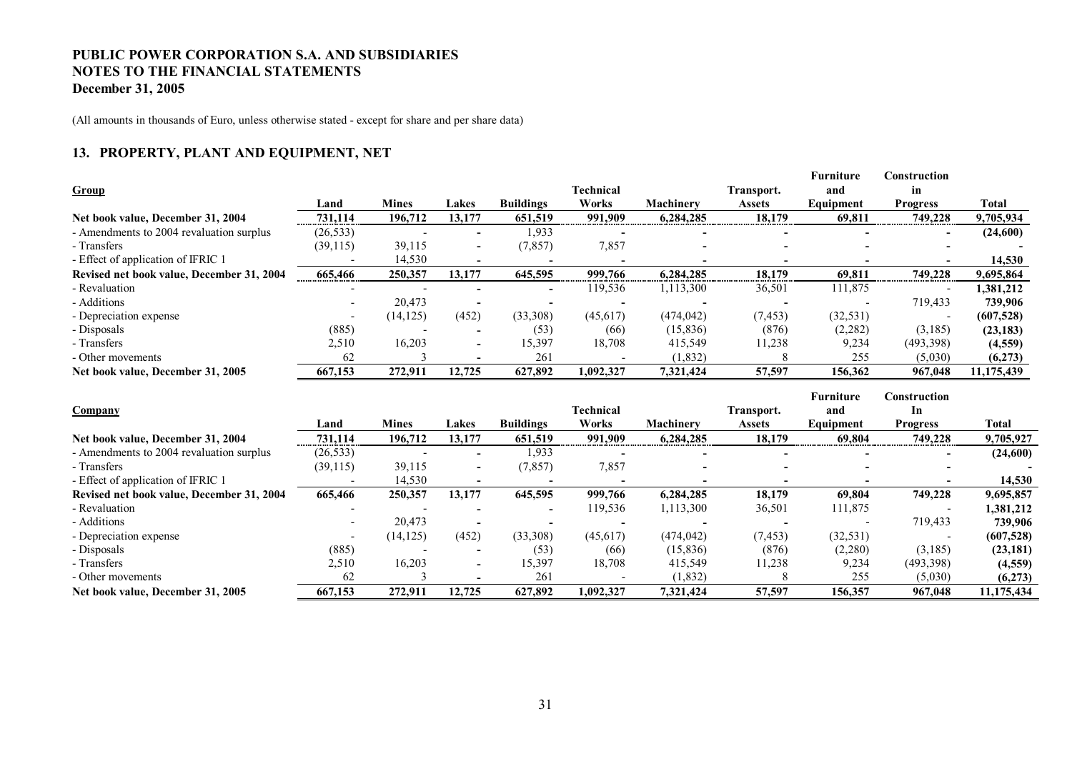**PUBLIC POWER CORPORATION S.A. AND SUBSIDIARIES**
**NOTES TO THE FINANCIAL STATEMENTS**
**December 31, 2005**

(All amounts in thousands of Euro, unless otherwise stated - except for share and per share data)

## 13. PROPERTY, PLANT AND EQUIPMENT, NET

| Group | Land | Mines | Lakes | Buildings | Technical Works | Machinery | Transport. Assets | Furniture and Equipment | Construction in Progress | Total |
|---|---|---|---|---|---|---|---|---|---|---|
| **Net book value, December 31, 2004** | 731,114 | 196,712 | 13,177 | 651,519 | 991,909 | 6,284,285 | 18,179 | 69,811 | 749,228 | 9,705,934 |
| - Amendments to 2004 revaluation surplus | (26,533) | - | - | 1,933 | - | - | - | - | - | **(24,600)** |
| - Transfers | (39,115) | 39,115 | - | (7,857) | 7,857 | - | - | - | - | **-** |
| - Effect of application of IFRIC 1 | - | 14,530 | - | - | - | - | - | - | - | **14,530** |
| **Revised net book value, December 31, 2004** | 665,466 | 250,357 | 13,177 | 645,595 | 999,766 | 6,284,285 | 18,179 | 69,811 | 749,228 | 9,695,864 |
| - Revaluation | - | - | - | - | 119,536 | 1,113,300 | 36,501 | 111,875 | - | **1,381,212** |
| - Additions | - | 20,473 | - | - | - | - | - | - | 719,433 | **739,906** |
| - Depreciation expense | - | (14,125) | (452) | (33,308) | (45,617) | (474,042) | (7,453) | (32,531) | - | **(607,528)** |
| - Disposals | (885) | - | - | (53) | (66) | (15,836) | (876) | (2,282) | (3,185) | **(23,183)** |
| - Transfers | 2,510 | 16,203 | - | 15,397 | 18,708 | 415,549 | 11,238 | 9,234 | (493,398) | **(4,559)** |
| - Other movements | 62 | 3 | - | 261 | - | (1,832) | 8 | 255 | (5,030) | **(6,273)** |
| **Net book value, December 31, 2005** | **667,153** | **272,911** | **12,725** | **627,892** | **1,092,327** | **7,321,424** | **57,597** | **156,362** | **967,048** | **11,175,439** |

| Company | Land | Mines | Lakes | Buildings | Technical Works | Machinery | Transport. Assets | Furniture and Equipment | Construction In Progress | Total |
|---|---|---|---|---|---|---|---|---|---|---|
| **Net book value, December 31, 2004** | 731,114 | 196,712 | 13,177 | 651,519 | 991,909 | 6,284,285 | 18,179 | 69,804 | 749,228 | 9,705,927 |
| - Amendments to 2004 revaluation surplus | (26,533) | - | - | 1,933 | - | - | - | - | - | **(24,600)** |
| - Transfers | (39,115) | 39,115 | - | (7,857) | 7,857 | - | - | - | - | **-** |
| - Effect of application of IFRIC 1 | - | 14,530 | - | - | - | - | - | - | - | **14,530** |
| **Revised net book value, December 31, 2004** | **665,466** | **250,357** | **13,177** | **645,595** | **999,766** | **6,284,285** | **18,179** | **69,804** | **749,228** | **9,695,857** |
| - Revaluation | - | - | - | - | 119,536 | 1,113,300 | 36,501 | 111,875 | - | **1,381,212** |
| - Additions | - | 20,473 | - | - | - | - | - | - | 719,433 | **739,906** |
| - Depreciation expense | - | (14,125) | (452) | (33,308) | (45,617) | (474,042) | (7,453) | (32,531) | - | **(607,528)** |
| - Disposals | (885) | - | - | (53) | (66) | (15,836) | (876) | (2,280) | (3,185) | **(23,181)** |
| - Transfers | 2,510 | 16,203 | - | 15,397 | 18,708 | 415,549 | 11,238 | 9,234 | (493,398) | **(4,559)** |
| - Other movements | 62 | 3 | - | 261 | - | (1,832) | 8 | 255 | (5,030) | **(6,273)** |
| **Net book value, December 31, 2005** | **667,153** | **272,911** | **12,725** | **627,892** | **1,092,327** | **7,321,424** | **57,597** | **156,357** | **967,048** | **11,175,434** |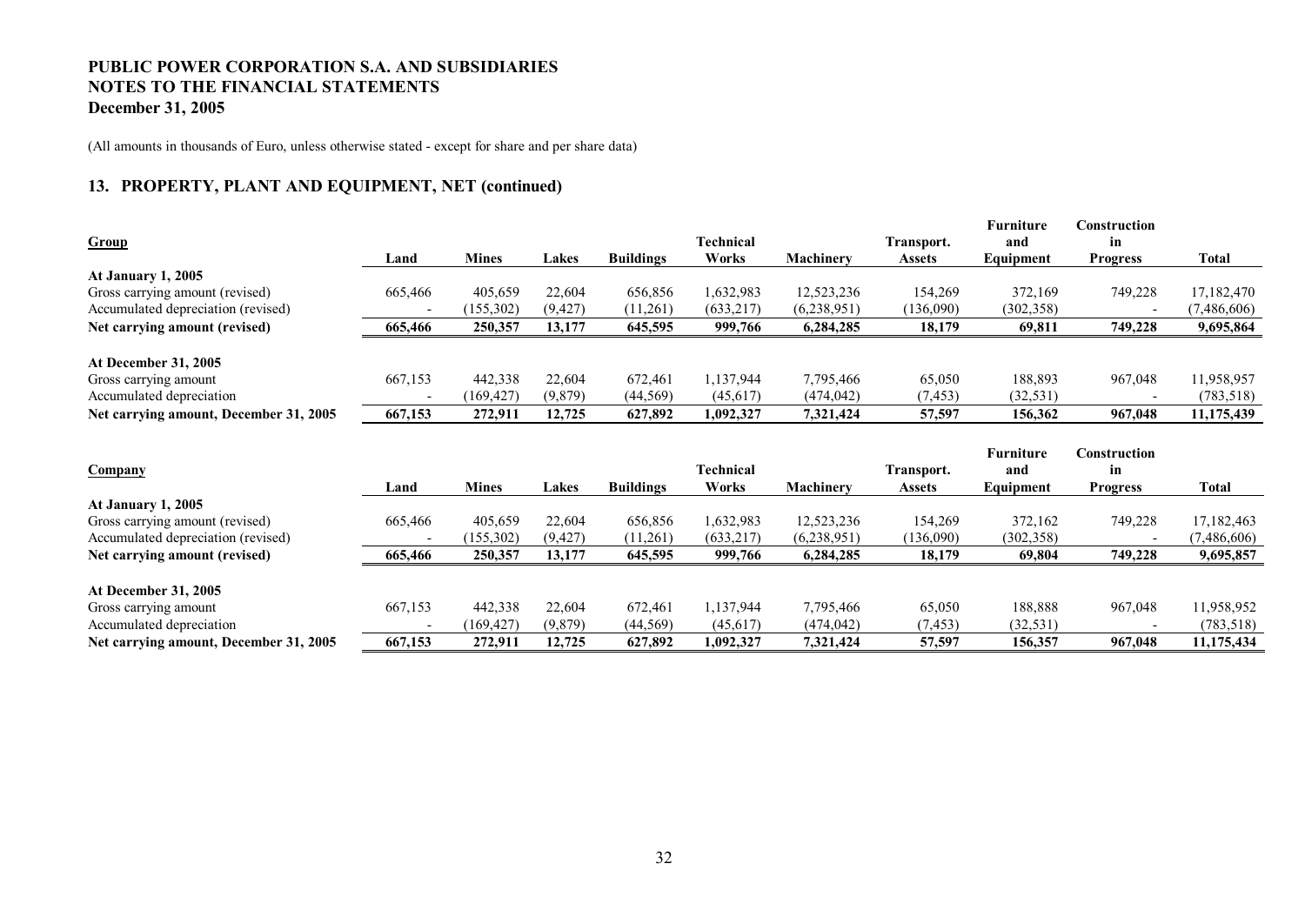**PUBLIC POWER CORPORATION S.A. AND SUBSIDIARIES**
**NOTES TO THE FINANCIAL STATEMENTS**
**December 31, 2005**

(All amounts in thousands of Euro, unless otherwise stated - except for share and per share data)

## 13. PROPERTY, PLANT AND EQUIPMENT, NET (continued)

| **Group** | Land | Mines | Lakes | Buildings | Technical Works | Machinery | Transport. Assets | Furniture and Equipment | Construction in Progress | Total |
|---|---|---|---|---|---|---|---|---|---|---|
| **At January 1, 2005** | | | | | | | | | | |
| Gross carrying amount (revised) | 665,466 | 405,659 | 22,604 | 656,856 | 1,632,983 | 12,523,236 | 154,269 | 372,169 | 749,228 | 17,182,470 |
| Accumulated depreciation (revised) | - | (155,302) | (9,427) | (11,261) | (633,217) | (6,238,951) | (136,090) | (302,358) | - | (7,486,606) |
| **Net carrying amount (revised)** | **665,466** | **250,357** | **13,177** | **645,595** | **999,766** | **6,284,285** | **18,179** | **69,811** | **749,228** | **9,695,864** |
| **At December 31, 2005** | | | | | | | | | | |
| Gross carrying amount | 667,153 | 442,338 | 22,604 | 672,461 | 1,137,944 | 7,795,466 | 65,050 | 188,893 | 967,048 | 11,958,957 |
| Accumulated depreciation | - | (169,427) | (9,879) | (44,569) | (45,617) | (474,042) | (7,453) | (32,531) | - | (783,518) |
| **Net carrying amount, December 31, 2005** | **667,153** | **272,911** | **12,725** | **627,892** | **1,092,327** | **7,321,424** | **57,597** | **156,362** | **967,048** | **11,175,439** |

| **Company** | Land | Mines | Lakes | Buildings | Technical Works | Machinery | Transport. Assets | Furniture and Equipment | Construction in Progress | Total |
|---|---|---|---|---|---|---|---|---|---|---|
| **At January 1, 2005** | | | | | | | | | | |
| Gross carrying amount (revised) | 665,466 | 405,659 | 22,604 | 656,856 | 1,632,983 | 12,523,236 | 154,269 | 372,162 | 749,228 | 17,182,463 |
| Accumulated depreciation (revised) | - | (155,302) | (9,427) | (11,261) | (633,217) | (6,238,951) | (136,090) | (302,358) | - | (7,486,606) |
| **Net carrying amount (revised)** | **665,466** | **250,357** | **13,177** | **645,595** | **999,766** | **6,284,285** | **18,179** | **69,804** | **749,228** | **9,695,857** |
| **At December 31, 2005** | | | | | | | | | | |
| Gross carrying amount | 667,153 | 442,338 | 22,604 | 672,461 | 1,137,944 | 7,795,466 | 65,050 | 188,888 | 967,048 | 11,958,952 |
| Accumulated depreciation | - | (169,427) | (9,879) | (44,569) | (45,617) | (474,042) | (7,453) | (32,531) | - | (783,518) |
| **Net carrying amount, December 31, 2005** | **667,153** | **272,911** | **12,725** | **627,892** | **1,092,327** | **7,321,424** | **57,597** | **156,357** | **967,048** | **11,175,434** |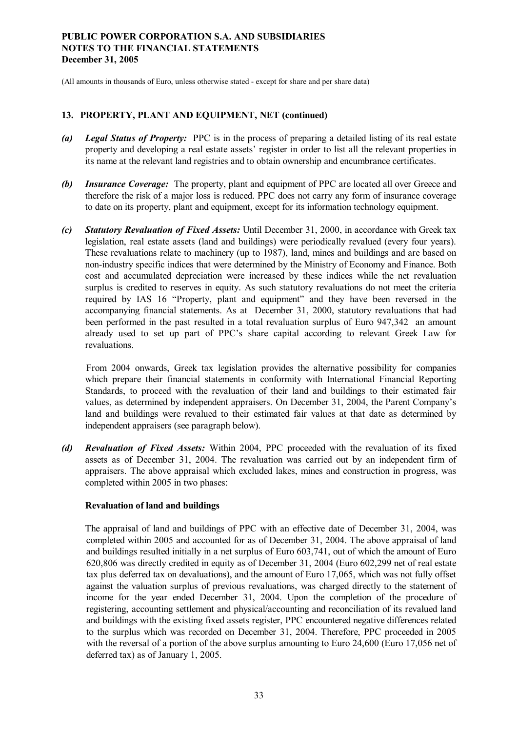(All amounts in thousands of Euro, unless otherwise stated - except for share and per share data)

## 13. PROPERTY, PLANT AND EQUIPMENT, NET (continued)

*(a)* ***Legal Status of Property:*** PPC is in the process of preparing a detailed listing of its real estate property and developing a real estate assets' register in order to list all the relevant properties in its name at the relevant land registries and to obtain ownership and encumbrance certificates.

*(b)* ***Insurance Coverage:*** The property, plant and equipment of PPC are located all over Greece and therefore the risk of a major loss is reduced. PPC does not carry any form of insurance coverage to date on its property, plant and equipment, except for its information technology equipment.

*(c)* ***Statutory Revaluation of Fixed Assets:*** Until December 31, 2000, in accordance with Greek tax legislation, real estate assets (land and buildings) were periodically revalued (every four years). These revaluations relate to machinery (up to 1987), land, mines and buildings and are based on non-industry specific indices that were determined by the Ministry of Economy and Finance. Both cost and accumulated depreciation were increased by these indices while the net revaluation surplus is credited to reserves in equity. As such statutory revaluations do not meet the criteria required by IAS 16 "Property, plant and equipment" and they have been reversed in the accompanying financial statements. As at December 31, 2000, statutory revaluations that had been performed in the past resulted in a total revaluation surplus of Euro 947,342 an amount already used to set up part of PPC's share capital according to relevant Greek Law for revaluations.

From 2004 onwards, Greek tax legislation provides the alternative possibility for companies which prepare their financial statements in conformity with International Financial Reporting Standards, to proceed with the revaluation of their land and buildings to their estimated fair values, as determined by independent appraisers. On December 31, 2004, the Parent Company's land and buildings were revalued to their estimated fair values at that date as determined by independent appraisers (see paragraph below).

*(d)* ***Revaluation of Fixed Assets:*** Within 2004, PPC proceeded with the revaluation of its fixed assets as of December 31, 2004. The revaluation was carried out by an independent firm of appraisers. The above appraisal which excluded lakes, mines and construction in progress, was completed within 2005 in two phases:

**Revaluation of land and buildings**

The appraisal of land and buildings of PPC with an effective date of December 31, 2004, was completed within 2005 and accounted for as of December 31, 2004. The above appraisal of land and buildings resulted initially in a net surplus of Euro 603,741, out of which the amount of Euro 620,806 was directly credited in equity as of December 31, 2004 (Euro 602,299 net of real estate tax plus deferred tax on devaluations), and the amount of Euro 17,065, which was not fully offset against the valuation surplus of previous revaluations, was charged directly to the statement of income for the year ended December 31, 2004. Upon the completion of the procedure of registering, accounting settlement and physical/accounting and reconciliation of its revalued land and buildings with the existing fixed assets register, PPC encountered negative differences related to the surplus which was recorded on December 31, 2004. Therefore, PPC proceeded in 2005 with the reversal of a portion of the above surplus amounting to Euro 24,600 (Euro 17,056 net of deferred tax) as of January 1, 2005.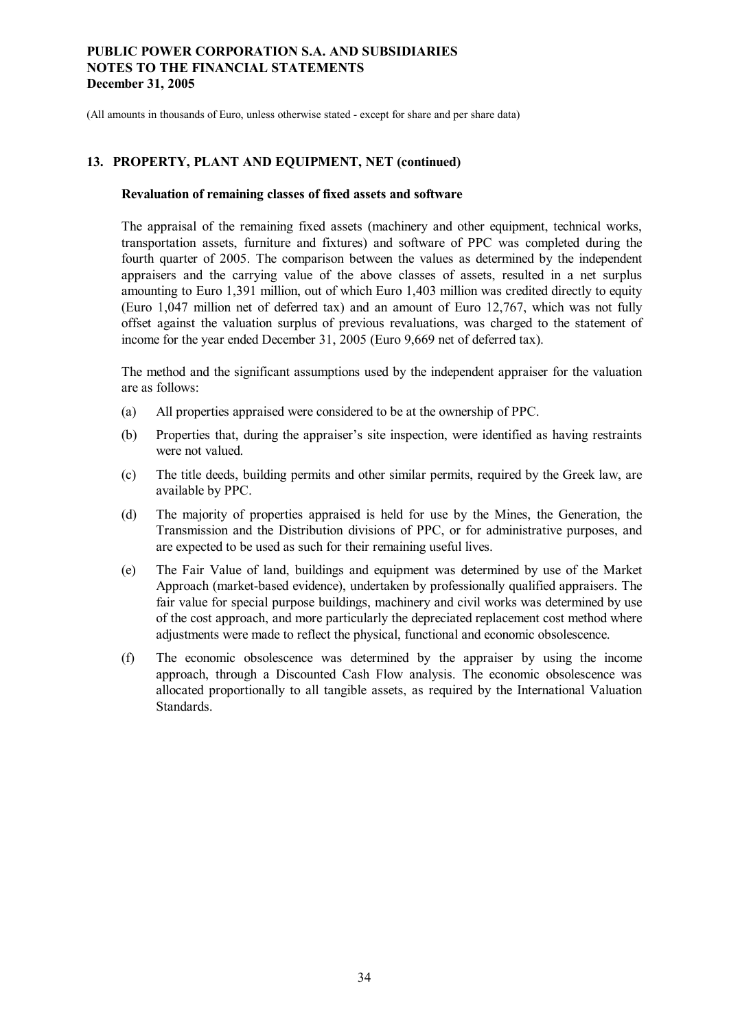(All amounts in thousands of Euro, unless otherwise stated - except for share and per share data)

## 13. PROPERTY, PLANT AND EQUIPMENT, NET (continued)

**Revaluation of remaining classes of fixed assets and software**

The appraisal of the remaining fixed assets (machinery and other equipment, technical works, transportation assets, furniture and fixtures) and software of PPC was completed during the fourth quarter of 2005. The comparison between the values as determined by the independent appraisers and the carrying value of the above classes of assets, resulted in a net surplus amounting to Euro 1,391 million, out of which Euro 1,403 million was credited directly to equity (Euro 1,047 million net of deferred tax) and an amount of Euro 12,767, which was not fully offset against the valuation surplus of previous revaluations, was charged to the statement of income for the year ended December 31, 2005 (Euro 9,669 net of deferred tax).

The method and the significant assumptions used by the independent appraiser for the valuation are as follows:

(a) All properties appraised were considered to be at the ownership of PPC.

(b) Properties that, during the appraiser's site inspection, were identified as having restraints were not valued.

(c) The title deeds, building permits and other similar permits, required by the Greek law, are available by PPC.

(d) The majority of properties appraised is held for use by the Mines, the Generation, the Transmission and the Distribution divisions of PPC, or for administrative purposes, and are expected to be used as such for their remaining useful lives.

(e) The Fair Value of land, buildings and equipment was determined by use of the Market Approach (market-based evidence), undertaken by professionally qualified appraisers. The fair value for special purpose buildings, machinery and civil works was determined by use of the cost approach, and more particularly the depreciated replacement cost method where adjustments were made to reflect the physical, functional and economic obsolescence.

(f) The economic obsolescence was determined by the appraiser by using the income approach, through a Discounted Cash Flow analysis. The economic obsolescence was allocated proportionally to all tangible assets, as required by the International Valuation Standards.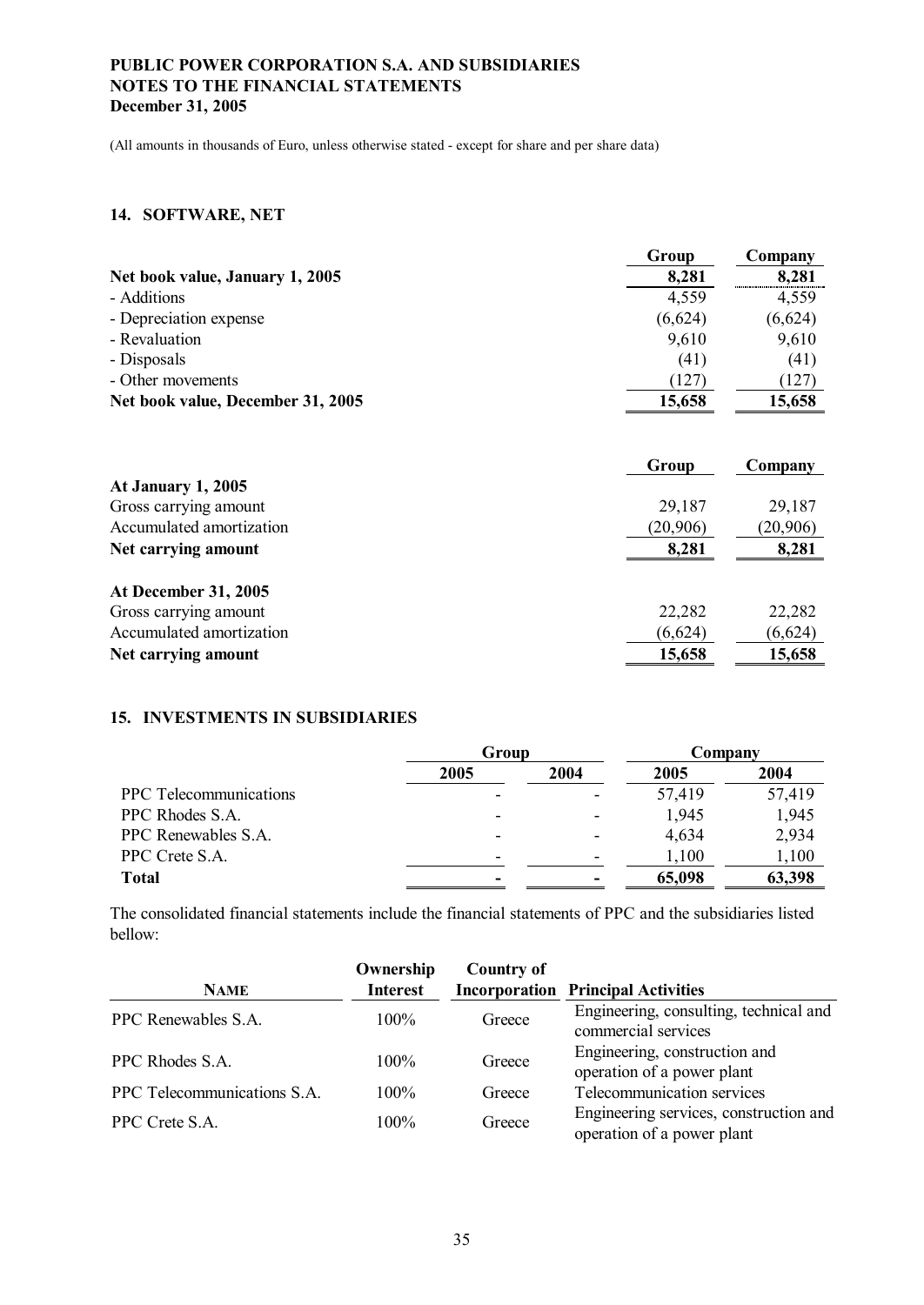(All amounts in thousands of Euro, unless otherwise stated - except for share and per share data)

## 14. SOFTWARE, NET

| | Group | Company |
|---|---|---|
| **Net book value, January 1, 2005** | **8,281** | **8,281** |
| - Additions | 4,559 | 4,559 |
| - Depreciation expense | (6,624) | (6,624) |
| - Revaluation | 9,610 | 9,610 |
| - Disposals | (41) | (41) |
| - Other movements | (127) | (127) |
| **Net book value, December 31, 2005** | **15,658** | **15,658** |

| | Group | Company |
|---|---|---|
| **At January 1, 2005** | | |
| Gross carrying amount | 29,187 | 29,187 |
| Accumulated amortization | (20,906) | (20,906) |
| **Net carrying amount** | **8,281** | **8,281** |
| **At December 31, 2005** | | |
| Gross carrying amount | 22,282 | 22,282 |
| Accumulated amortization | (6,624) | (6,624) |
| **Net carrying amount** | **15,658** | **15,658** |

## 15. INVESTMENTS IN SUBSIDIARIES

| | Group | | Company | |
|---|---|---|---|---|
| | 2005 | 2004 | 2005 | 2004 |
| PPC Telecommunications | - | - | 57,419 | 57,419 |
| PPC Rhodes S.A. | - | - | 1,945 | 1,945 |
| PPC Renewables S.A. | - | - | 4,634 | 2,934 |
| PPC Crete S.A. | - | - | 1,100 | 1,100 |
| **Total** | **-** | **-** | **65,098** | **63,398** |

The consolidated financial statements include the financial statements of PPC and the subsidiaries listed bellow:

| NAME | Ownership Interest | Country of Incorporation | Principal Activities |
|---|---|---|---|
| PPC Renewables S.A. | 100% | Greece | Engineering, consulting, technical and commercial services |
| PPC Rhodes S.A. | 100% | Greece | Engineering, construction and operation of a power plant |
| PPC Telecommunications S.A. | 100% | Greece | Telecommunication services |
| PPC Crete S.A. | 100% | Greece | Engineering services, construction and operation of a power plant |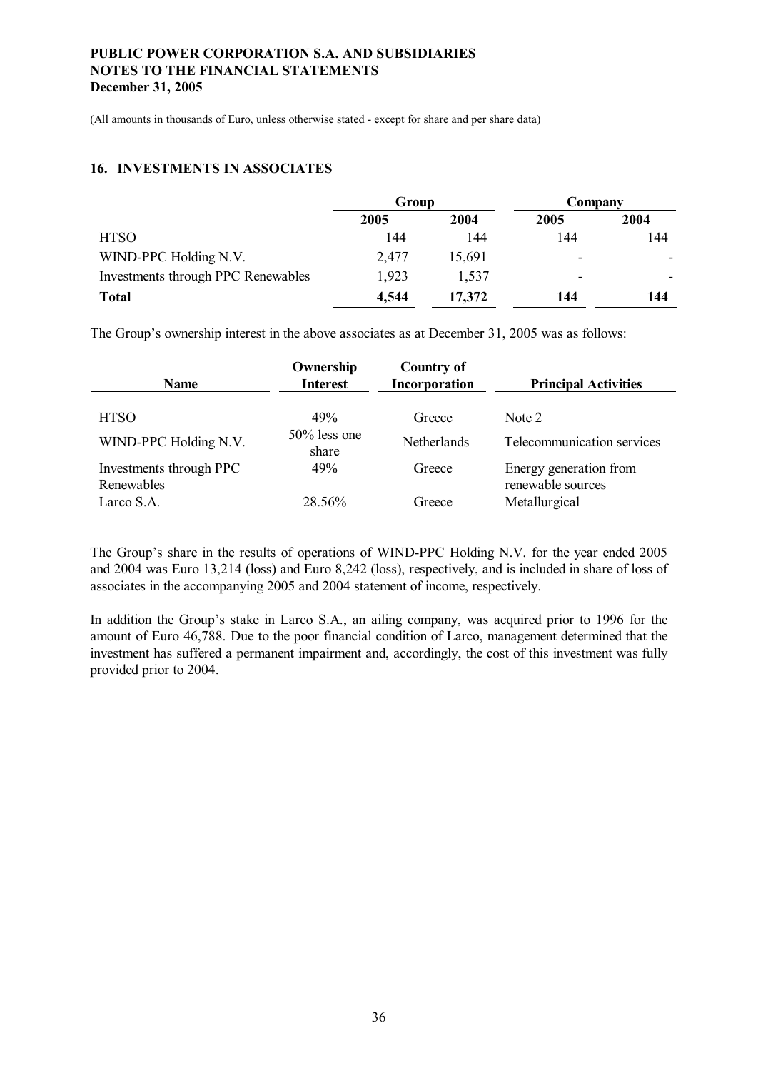(All amounts in thousands of Euro, unless otherwise stated - except for share and per share data)

## 16. INVESTMENTS IN ASSOCIATES

| | Group | | Company | |
|---|---|---|---|---|
| | 2005 | 2004 | 2005 | 2004 |
| HTSO | 144 | 144 | 144 | 144 |
| WIND-PPC Holding N.V. | 2,477 | 15,691 | - | - |
| Investments through PPC Renewables | 1,923 | 1,537 | - | - |
| **Total** | **4,544** | **17,372** | **144** | **144** |

The Group's ownership interest in the above associates as at December 31, 2005 was as follows:

| Name | Ownership Interest | Country of Incorporation | Principal Activities |
|---|---|---|---|
| HTSO | 49% | Greece | Note 2 |
| WIND-PPC Holding N.V. | 50% less one share | Netherlands | Telecommunication services |
| Investments through PPC Renewables | 49% | Greece | Energy generation from renewable sources |
| Larco S.A. | 28.56% | Greece | Metallurgical |

The Group's share in the results of operations of WIND-PPC Holding N.V. for the year ended 2005 and 2004 was Euro 13,214 (loss) and Euro 8,242 (loss), respectively, and is included in share of loss of associates in the accompanying 2005 and 2004 statement of income, respectively.

In addition the Group's stake in Larco S.A., an ailing company, was acquired prior to 1996 for the amount of Euro 46,788. Due to the poor financial condition of Larco, management determined that the investment has suffered a permanent impairment and, accordingly, the cost of this investment was fully provided prior to 2004.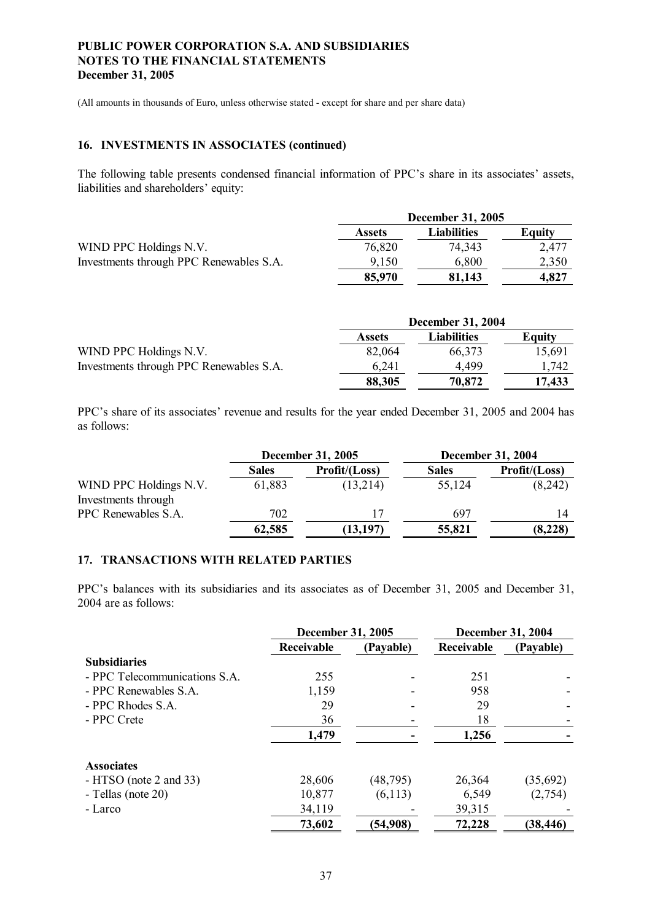## 16. INVESTMENTS IN ASSOCIATES (continued)

The following table presents condensed financial information of PPC's share in its associates' assets, liabilities and shareholders' equity:

| | December 31, 2005 | | |
|---|---|---|---|
| | **Assets** | **Liabilities** | **Equity** |
| WIND PPC Holdings N.V. | 76,820 | 74,343 | 2,477 |
| Investments through PPC Renewables S.A. | 9,150 | 6,800 | 2,350 |
| | **85,970** | **81,143** | **4,827** |

| | December 31, 2004 | | |
|---|---|---|---|
| | **Assets** | **Liabilities** | **Equity** |
| WIND PPC Holdings N.V. | 82,064 | 66,373 | 15,691 |
| Investments through PPC Renewables S.A. | 6,241 | 4,499 | 1,742 |
| | **88,305** | **70,872** | **17,433** |

PPC's share of its associates' revenue and results for the year ended December 31, 2005 and 2004 has as follows:

| | December 31, 2005 | | December 31, 2004 | |
|---|---|---|---|---|
| | **Sales** | **Profit/(Loss)** | **Sales** | **Profit/(Loss)** |
| WIND PPC Holdings N.V. | 61,883 | (13,214) | 55,124 | (8,242) |
| Investments through PPC Renewables S.A. | 702 | 17 | 697 | 14 |
| | **62,585** | **(13,197)** | **55,821** | **(8,228)** |

## 17. TRANSACTIONS WITH RELATED PARTIES

PPC's balances with its subsidiaries and its associates as of December 31, 2005 and December 31, 2004 are as follows:

| | December 31, 2005 | | December 31, 2004 | |
|---|---|---|---|---|
| | **Receivable** | **(Payable)** | **Receivable** | **(Payable)** |
| **Subsidiaries** | | | | |
| - PPC Telecommunications S.A. | 255 | - | 251 | - |
| - PPC Renewables S.A. | 1,159 | - | 958 | - |
| - PPC Rhodes S.A. | 29 | - | 29 | - |
| - PPC Crete | 36 | - | 18 | - |
| | **1,479** | **-** | **1,256** | **-** |
| **Associates** | | | | |
| - HTSO (note 2 and 33) | 28,606 | (48,795) | 26,364 | (35,692) |
| - Tellas (note 20) | 10,877 | (6,113) | 6,549 | (2,754) |
| - Larco | 34,119 | - | 39,315 | - |
| | **73,602** | **(54,908)** | **72,228** | **(38,446)** |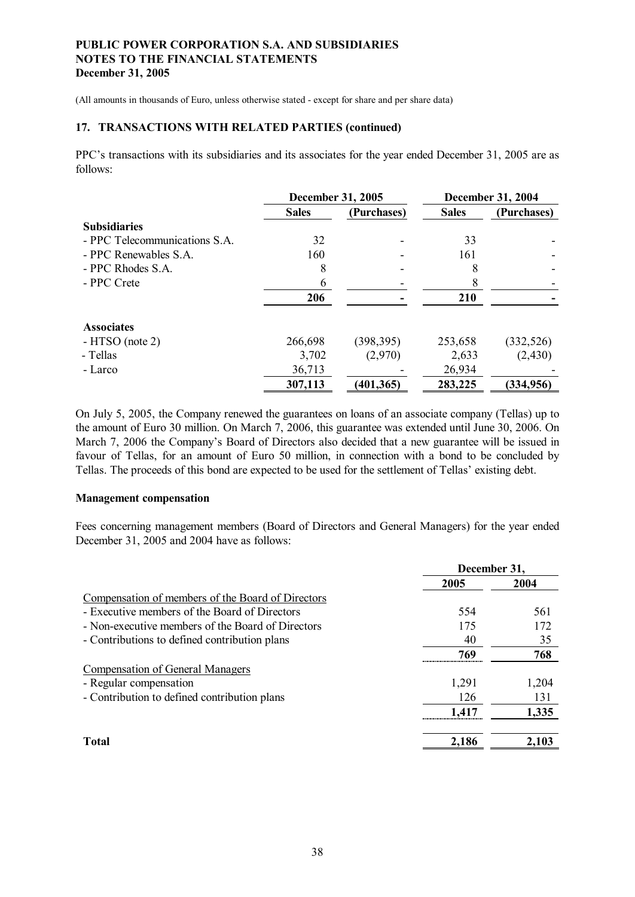(All amounts in thousands of Euro, unless otherwise stated - except for share and per share data)

### 17. TRANSACTIONS WITH RELATED PARTIES (continued)

PPC's transactions with its subsidiaries and its associates for the year ended December 31, 2005 are as follows:

| | December 31, 2005 | | December 31, 2004 | |
|---|---|---|---|---|
| | **Sales** | **(Purchases)** | **Sales** | **(Purchases)** |
| **Subsidiaries** | | | | |
| - PPC Telecommunications S.A. | 32 | - | 33 | - |
| - PPC Renewables S.A. | 160 | - | 161 | - |
| - PPC Rhodes S.A. | 8 | - | 8 | - |
| - PPC Crete | 6 | - | 8 | - |
| | **206** | **-** | **210** | **-** |
| **Associates** | | | | |
| - HTSO (note 2) | 266,698 | (398,395) | 253,658 | (332,526) |
| - Tellas | 3,702 | (2,970) | 2,633 | (2,430) |
| - Larco | 36,713 | - | 26,934 | - |
| | **307,113** | **(401,365)** | **283,225** | **(334,956)** |

On July 5, 2005, the Company renewed the guarantees on loans of an associate company (Tellas) up to the amount of Euro 30 million. On March 7, 2006, this guarantee was extended until June 30, 2006. On March 7, 2006 the Company's Board of Directors also decided that a new guarantee will be issued in favour of Tellas, for an amount of Euro 50 million, in connection with a bond to be concluded by Tellas. The proceeds of this bond are expected to be used for the settlement of Tellas' existing debt.

**Management compensation**

Fees concerning management members (Board of Directors and General Managers) for the year ended December 31, 2005 and 2004 have as follows:

| | December 31, | |
|---|---|---|
| | **2005** | **2004** |
| Compensation of members of the Board of Directors | | |
| - Executive members of the Board of Directors | 554 | 561 |
| - Non-executive members of the Board of Directors | 175 | 172 |
| - Contributions to defined contribution plans | 40 | 35 |
| | **769** | **768** |
| Compensation of General Managers | | |
| - Regular compensation | 1,291 | 1,204 |
| - Contribution to defined contribution plans | 126 | 131 |
| | **1,417** | **1,335** |
| **Total** | **2,186** | **2,103** |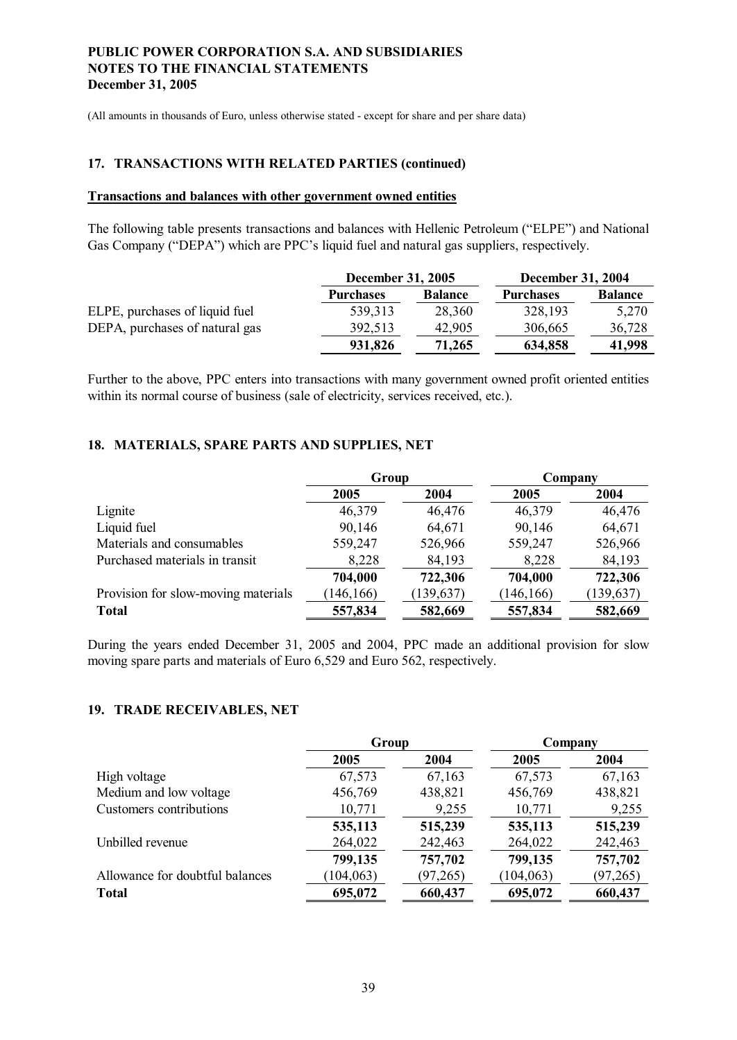(All amounts in thousands of Euro, unless otherwise stated - except for share and per share data)

## 17. TRANSACTIONS WITH RELATED PARTIES (continued)

**Transactions and balances with other government owned entities**

The following table presents transactions and balances with Hellenic Petroleum ("ELPE") and National Gas Company ("DEPA") which are PPC's liquid fuel and natural gas suppliers, respectively.

| | December 31, 2005 | | December 31, 2004 | |
|---|---|---|---|---|
| | **Purchases** | **Balance** | **Purchases** | **Balance** |
| ELPE, purchases of liquid fuel | 539,313 | 28,360 | 328,193 | 5,270 |
| DEPA, purchases of natural gas | 392,513 | 42,905 | 306,665 | 36,728 |
| | **931,826** | **71,265** | **634,858** | **41,998** |

Further to the above, PPC enters into transactions with many government owned profit oriented entities within its normal course of business (sale of electricity, services received, etc.).

## 18. MATERIALS, SPARE PARTS AND SUPPLIES, NET

| | Group | | Company | |
|---|---|---|---|---|
| | **2005** | **2004** | **2005** | **2004** |
| Lignite | 46,379 | 46,476 | 46,379 | 46,476 |
| Liquid fuel | 90,146 | 64,671 | 90,146 | 64,671 |
| Materials and consumables | 559,247 | 526,966 | 559,247 | 526,966 |
| Purchased materials in transit | 8,228 | 84,193 | 8,228 | 84,193 |
| | **704,000** | **722,306** | **704,000** | **722,306** |
| Provision for slow-moving materials | (146,166) | (139,637) | (146,166) | (139,637) |
| **Total** | **557,834** | **582,669** | **557,834** | **582,669** |

During the years ended December 31, 2005 and 2004, PPC made an additional provision for slow moving spare parts and materials of Euro 6,529 and Euro 562, respectively.

## 19. TRADE RECEIVABLES, NET

| | Group | | Company | |
|---|---|---|---|---|
| | **2005** | **2004** | **2005** | **2004** |
| High voltage | 67,573 | 67,163 | 67,573 | 67,163 |
| Medium and low voltage | 456,769 | 438,821 | 456,769 | 438,821 |
| Customers contributions | 10,771 | 9,255 | 10,771 | 9,255 |
| | **535,113** | **515,239** | **535,113** | **515,239** |
| Unbilled revenue | 264,022 | 242,463 | 264,022 | 242,463 |
| | **799,135** | **757,702** | **799,135** | **757,702** |
| Allowance for doubtful balances | (104,063) | (97,265) | (104,063) | (97,265) |
| **Total** | **695,072** | **660,437** | **695,072** | **660,437** |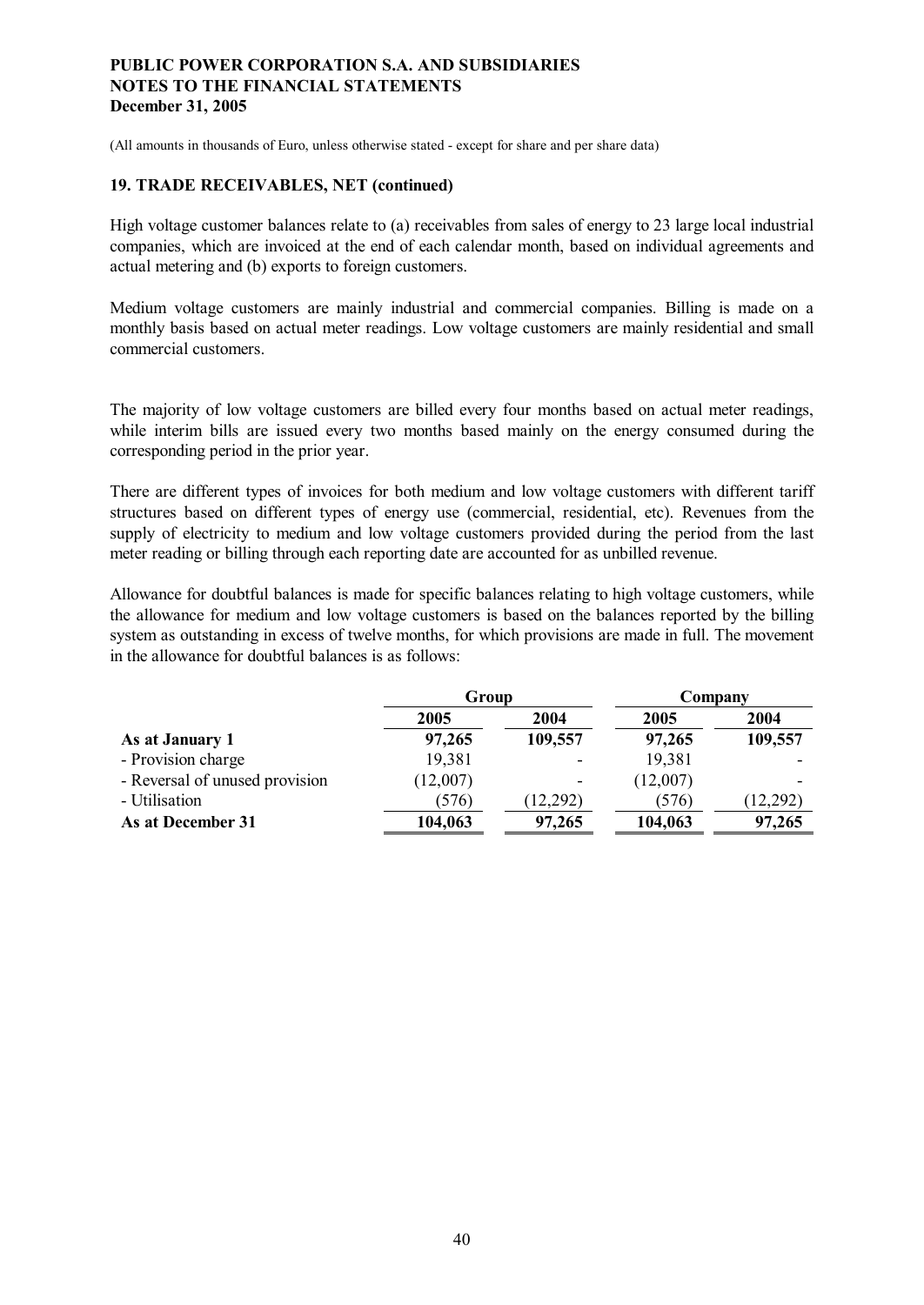(All amounts in thousands of Euro, unless otherwise stated - except for share and per share data)

## 19. TRADE RECEIVABLES, NET (continued)

High voltage customer balances relate to (a) receivables from sales of energy to 23 large local industrial companies, which are invoiced at the end of each calendar month, based on individual agreements and actual metering and (b) exports to foreign customers.

Medium voltage customers are mainly industrial and commercial companies. Billing is made on a monthly basis based on actual meter readings. Low voltage customers are mainly residential and small commercial customers.

The majority of low voltage customers are billed every four months based on actual meter readings, while interim bills are issued every two months based mainly on the energy consumed during the corresponding period in the prior year.

There are different types of invoices for both medium and low voltage customers with different tariff structures based on different types of energy use (commercial, residential, etc). Revenues from the supply of electricity to medium and low voltage customers provided during the period from the last meter reading or billing through each reporting date are accounted for as unbilled revenue.

Allowance for doubtful balances is made for specific balances relating to high voltage customers, while the allowance for medium and low voltage customers is based on the balances reported by the billing system as outstanding in excess of twelve months, for which provisions are made in full. The movement in the allowance for doubtful balances is as follows:

| | Group | | Company | |
|---|---|---|---|---|
| | 2005 | 2004 | 2005 | 2004 |
| **As at January 1** | **97,265** | **109,557** | **97,265** | **109,557** |
| - Provision charge | 19,381 | - | 19,381 | - |
| - Reversal of unused provision | (12,007) | - | (12,007) | - |
| - Utilisation | (576) | (12,292) | (576) | (12,292) |
| **As at December 31** | **104,063** | **97,265** | **104,063** | **97,265** |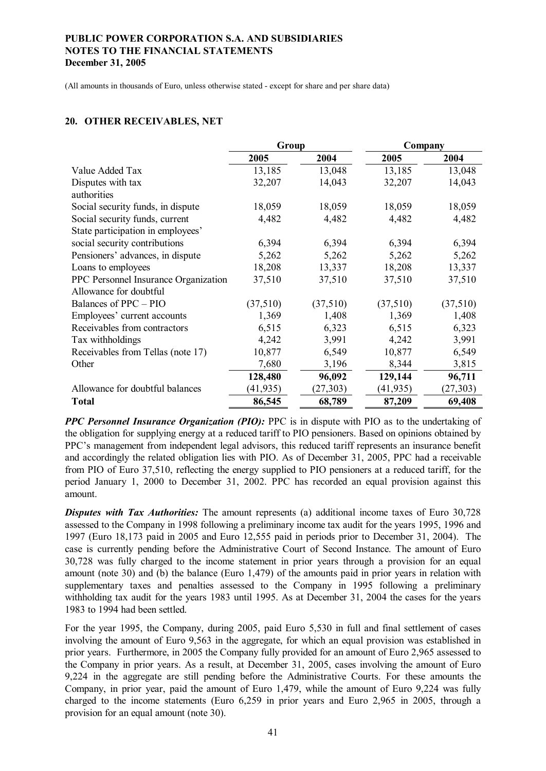## 20. OTHER RECEIVABLES, NET

| | Group | | Company | |
|---|---|---|---|---|
| | 2005 | 2004 | 2005 | 2004 |
| Value Added Tax | 13,185 | 13,048 | 13,185 | 13,048 |
| Disputes with tax authorities | 32,207 | 14,043 | 32,207 | 14,043 |
| Social security funds, in dispute | 18,059 | 18,059 | 18,059 | 18,059 |
| Social security funds, current | 4,482 | 4,482 | 4,482 | 4,482 |
| State participation in employees' social security contributions | 6,394 | 6,394 | 6,394 | 6,394 |
| Pensioners' advances, in dispute | 5,262 | 5,262 | 5,262 | 5,262 |
| Loans to employees | 18,208 | 13,337 | 18,208 | 13,337 |
| PPC Personnel Insurance Organization | 37,510 | 37,510 | 37,510 | 37,510 |
| Allowance for doubtful Balances of PPC – PIO | (37,510) | (37,510) | (37,510) | (37,510) |
| Employees' current accounts | 1,369 | 1,408 | 1,369 | 1,408 |
| Receivables from contractors | 6,515 | 6,323 | 6,515 | 6,323 |
| Tax withholdings | 4,242 | 3,991 | 4,242 | 3,991 |
| Receivables from Tellas (note 17) | 10,877 | 6,549 | 10,877 | 6,549 |
| Other | 7,680 | 3,196 | 8,344 | 3,815 |
| | **128,480** | **96,092** | **129,144** | **96,711** |
| Allowance for doubtful balances | (41,935) | (27,303) | (41,935) | (27,303) |
| **Total** | **86,545** | **68,789** | **87,209** | **69,408** |

***PPC Personnel Insurance Organization (PIO):*** PPC is in dispute with PIO as to the undertaking of the obligation for supplying energy at a reduced tariff to PIO pensioners. Based on opinions obtained by PPC's management from independent legal advisors, this reduced tariff represents an insurance benefit and accordingly the related obligation lies with PIO. As of December 31, 2005, PPC had a receivable from PIO of Euro 37,510, reflecting the energy supplied to PIO pensioners at a reduced tariff, for the period January 1, 2000 to December 31, 2002. PPC has recorded an equal provision against this amount.

***Disputes with Tax Authorities:*** The amount represents (a) additional income taxes of Euro 30,728 assessed to the Company in 1998 following a preliminary income tax audit for the years 1995, 1996 and 1997 (Euro 18,173 paid in 2005 and Euro 12,555 paid in periods prior to December 31, 2004). The case is currently pending before the Administrative Court of Second Instance. The amount of Euro 30,728 was fully charged to the income statement in prior years through a provision for an equal amount (note 30) and (b) the balance (Euro 1,479) of the amounts paid in prior years in relation with supplementary taxes and penalties assessed to the Company in 1995 following a preliminary withholding tax audit for the years 1983 until 1995. As at December 31, 2004 the cases for the years 1983 to 1994 had been settled.

For the year 1995, the Company, during 2005, paid Euro 5,530 in full and final settlement of cases involving the amount of Euro 9,563 in the aggregate, for which an equal provision was established in prior years. Furthermore, in 2005 the Company fully provided for an amount of Euro 2,965 assessed to the Company in prior years. As a result, at December 31, 2005, cases involving the amount of Euro 9,224 in the aggregate are still pending before the Administrative Courts. For these amounts the Company, in prior year, paid the amount of Euro 1,479, while the amount of Euro 9,224 was fully charged to the income statements (Euro 6,259 in prior years and Euro 2,965 in 2005, through a provision for an equal amount (note 30).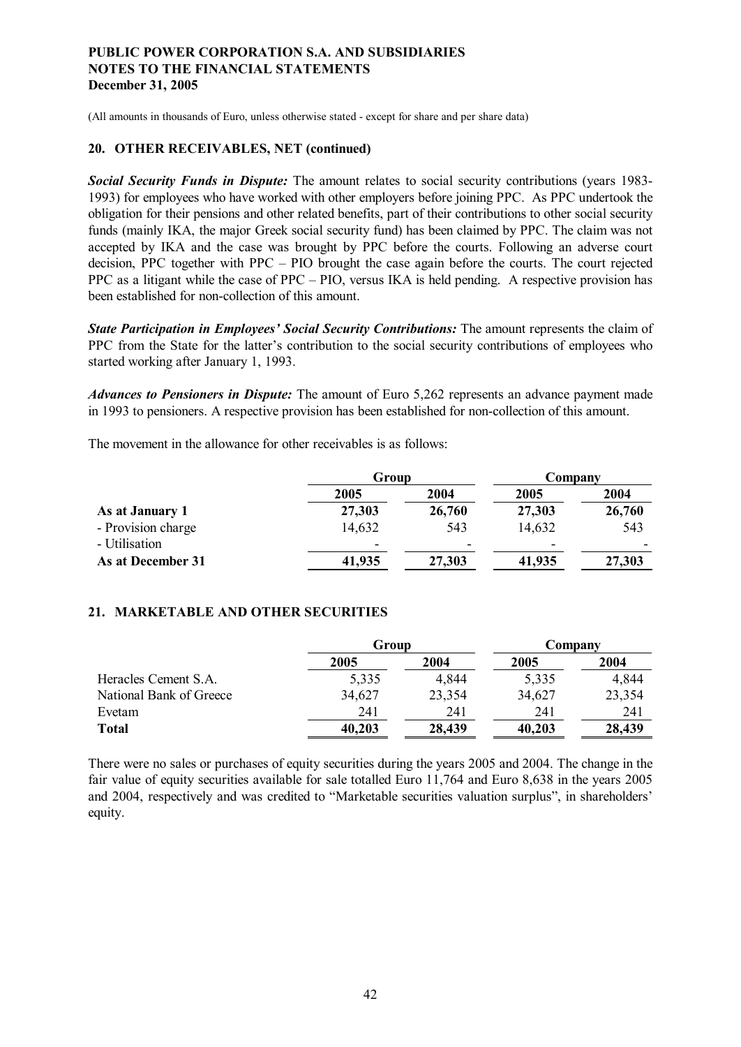(All amounts in thousands of Euro, unless otherwise stated - except for share and per share data)

## 20. OTHER RECEIVABLES, NET (continued)

***Social Security Funds in Dispute:*** The amount relates to social security contributions (years 1983-1993) for employees who have worked with other employers before joining PPC. As PPC undertook the obligation for their pensions and other related benefits, part of their contributions to other social security funds (mainly IKA, the major Greek social security fund) has been claimed by PPC. The claim was not accepted by IKA and the case was brought by PPC before the courts. Following an adverse court decision, PPC together with PPC – PIO brought the case again before the courts. The court rejected PPC as a litigant while the case of PPC – PIO, versus IKA is held pending. A respective provision has been established for non-collection of this amount.

***State Participation in Employees' Social Security Contributions:*** The amount represents the claim of PPC from the State for the latter's contribution to the social security contributions of employees who started working after January 1, 1993.

***Advances to Pensioners in Dispute:*** The amount of Euro 5,262 represents an advance payment made in 1993 to pensioners. A respective provision has been established for non-collection of this amount.

The movement in the allowance for other receivables is as follows:

| | Group | | Company | |
|---|---|---|---|---|
| | 2005 | 2004 | 2005 | 2004 |
| **As at January 1** | **27,303** | **26,760** | **27,303** | **26,760** |
| - Provision charge | 14,632 | 543 | 14,632 | 543 |
| - Utilisation | - | - | - | - |
| **As at December 31** | **41,935** | **27,303** | **41,935** | **27,303** |

## 21. MARKETABLE AND OTHER SECURITIES

| | Group | | Company | |
|---|---|---|---|---|
| | 2005 | 2004 | 2005 | 2004 |
| Heracles Cement S.A. | 5,335 | 4,844 | 5,335 | 4,844 |
| National Bank of Greece | 34,627 | 23,354 | 34,627 | 23,354 |
| Evetam | 241 | 241 | 241 | 241 |
| **Total** | **40,203** | **28,439** | **40,203** | **28,439** |

There were no sales or purchases of equity securities during the years 2005 and 2004. The change in the fair value of equity securities available for sale totalled Euro 11,764 and Euro 8,638 in the years 2005 and 2004, respectively and was credited to "Marketable securities valuation surplus", in shareholders' equity.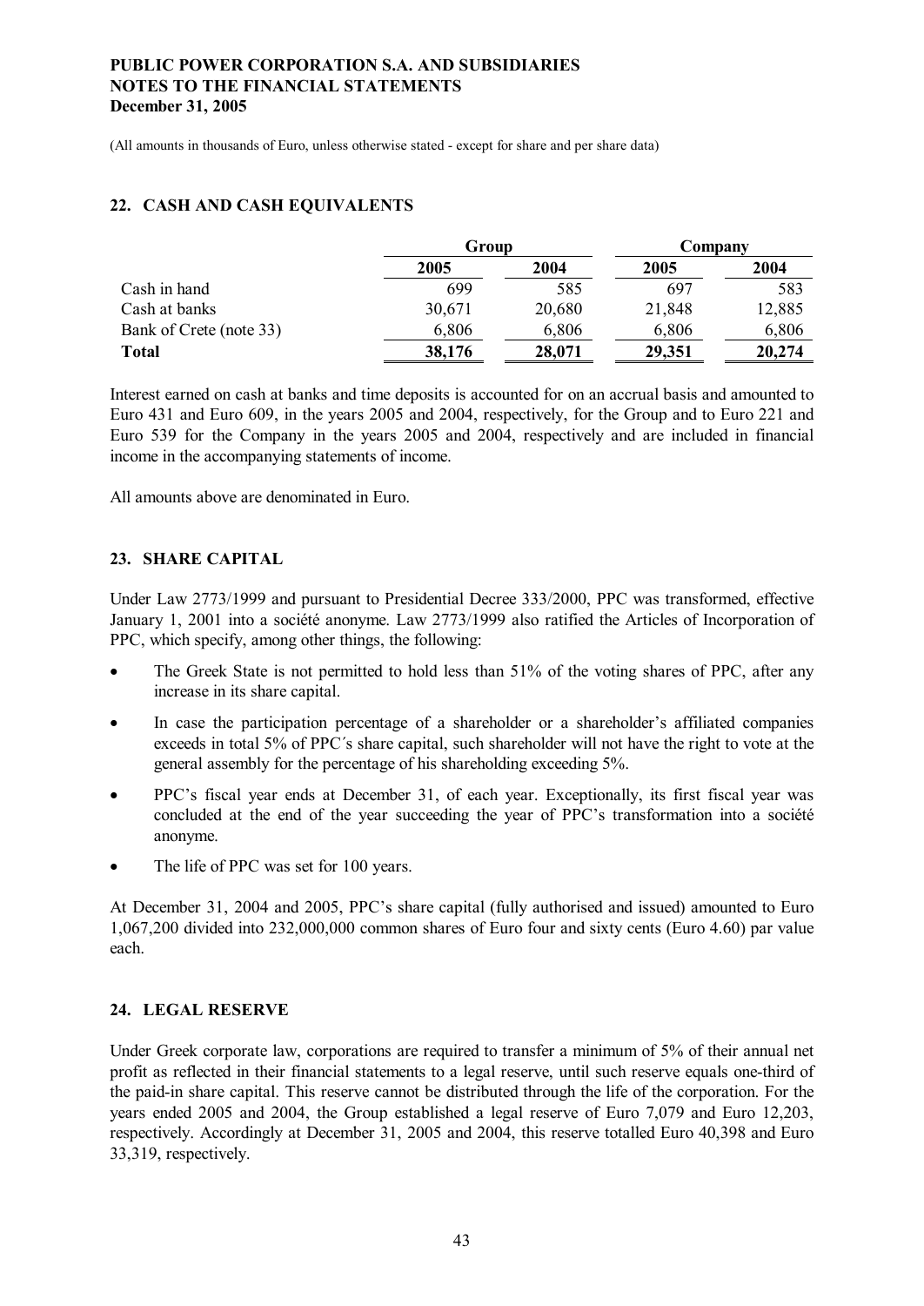(All amounts in thousands of Euro, unless otherwise stated - except for share and per share data)

## 22. CASH AND CASH EQUIVALENTS

| | Group | | Company | |
|---|---|---|---|---|
| | 2005 | 2004 | 2005 | 2004 |
| Cash in hand | 699 | 585 | 697 | 583 |
| Cash at banks | 30,671 | 20,680 | 21,848 | 12,885 |
| Bank of Crete (note 33) | 6,806 | 6,806 | 6,806 | 6,806 |
| **Total** | **38,176** | **28,071** | **29,351** | **20,274** |

Interest earned on cash at banks and time deposits is accounted for on an accrual basis and amounted to Euro 431 and Euro 609, in the years 2005 and 2004, respectively, for the Group and to Euro 221 and Euro 539 for the Company in the years 2005 and 2004, respectively and are included in financial income in the accompanying statements of income.

All amounts above are denominated in Euro.

## 23. SHARE CAPITAL

Under Law 2773/1999 and pursuant to Presidential Decree 333/2000, PPC was transformed, effective January 1, 2001 into a société anonyme. Law 2773/1999 also ratified the Articles of Incorporation of PPC, which specify, among other things, the following:

- The Greek State is not permitted to hold less than 51% of the voting shares of PPC, after any increase in its share capital.
- In case the participation percentage of a shareholder or a shareholder's affiliated companies exceeds in total 5% of PPC´s share capital, such shareholder will not have the right to vote at the general assembly for the percentage of his shareholding exceeding 5%.
- PPC's fiscal year ends at December 31, of each year. Exceptionally, its first fiscal year was concluded at the end of the year succeeding the year of PPC's transformation into a société anonyme.
- The life of PPC was set for 100 years.

At December 31, 2004 and 2005, PPC's share capital (fully authorised and issued) amounted to Euro 1,067,200 divided into 232,000,000 common shares of Euro four and sixty cents (Euro 4.60) par value each.

## 24. LEGAL RESERVE

Under Greek corporate law, corporations are required to transfer a minimum of 5% of their annual net profit as reflected in their financial statements to a legal reserve, until such reserve equals one-third of the paid-in share capital. This reserve cannot be distributed through the life of the corporation. For the years ended 2005 and 2004, the Group established a legal reserve of Euro 7,079 and Euro 12,203, respectively. Accordingly at December 31, 2005 and 2004, this reserve totalled Euro 40,398 and Euro 33,319, respectively.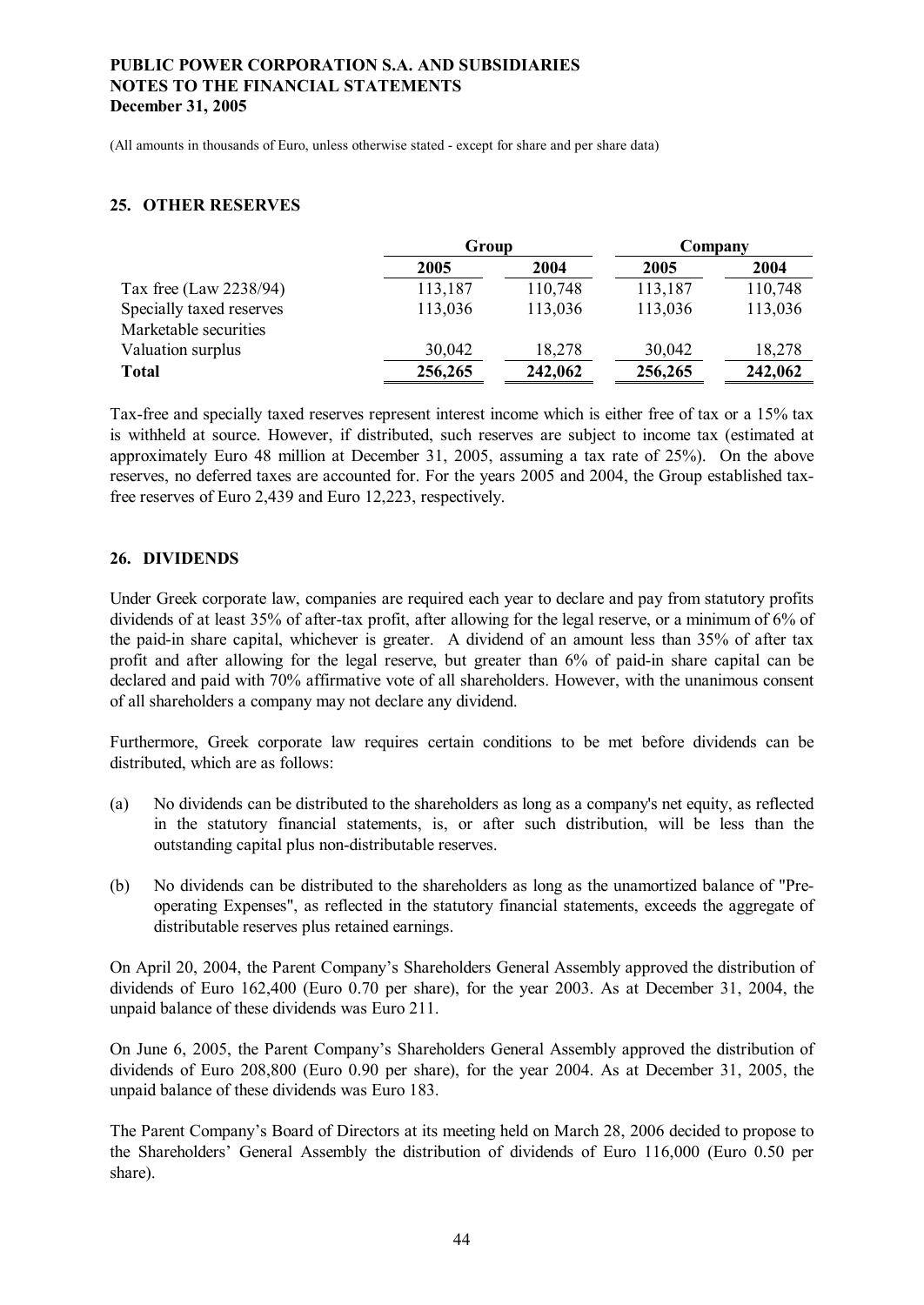(All amounts in thousands of Euro, unless otherwise stated - except for share and per share data)

## 25. OTHER RESERVES

| | Group | | Company | |
|---|---|---|---|---|
| | 2005 | 2004 | 2005 | 2004 |
| Tax free (Law 2238/94) | 113,187 | 110,748 | 113,187 | 110,748 |
| Specially taxed reserves | 113,036 | 113,036 | 113,036 | 113,036 |
| Marketable securities Valuation surplus | 30,042 | 18,278 | 30,042 | 18,278 |
| **Total** | **256,265** | **242,062** | **256,265** | **242,062** |

Tax-free and specially taxed reserves represent interest income which is either free of tax or a 15% tax is withheld at source. However, if distributed, such reserves are subject to income tax (estimated at approximately Euro 48 million at December 31, 2005, assuming a tax rate of 25%). On the above reserves, no deferred taxes are accounted for. For the years 2005 and 2004, the Group established tax-free reserves of Euro 2,439 and Euro 12,223, respectively.

## 26. DIVIDENDS

Under Greek corporate law, companies are required each year to declare and pay from statutory profits dividends of at least 35% of after-tax profit, after allowing for the legal reserve, or a minimum of 6% of the paid-in share capital, whichever is greater. A dividend of an amount less than 35% of after tax profit and after allowing for the legal reserve, but greater than 6% of paid-in share capital can be declared and paid with 70% affirmative vote of all shareholders. However, with the unanimous consent of all shareholders a company may not declare any dividend.

Furthermore, Greek corporate law requires certain conditions to be met before dividends can be distributed, which are as follows:

(a) No dividends can be distributed to the shareholders as long as a company's net equity, as reflected in the statutory financial statements, is, or after such distribution, will be less than the outstanding capital plus non-distributable reserves.

(b) No dividends can be distributed to the shareholders as long as the unamortized balance of "Pre-operating Expenses", as reflected in the statutory financial statements, exceeds the aggregate of distributable reserves plus retained earnings.

On April 20, 2004, the Parent Company's Shareholders General Assembly approved the distribution of dividends of Euro 162,400 (Euro 0.70 per share), for the year 2003. As at December 31, 2004, the unpaid balance of these dividends was Euro 211.

On June 6, 2005, the Parent Company's Shareholders General Assembly approved the distribution of dividends of Euro 208,800 (Euro 0.90 per share), for the year 2004. As at December 31, 2005, the unpaid balance of these dividends was Euro 183.

The Parent Company's Board of Directors at its meeting held on March 28, 2006 decided to propose to the Shareholders' General Assembly the distribution of dividends of Euro 116,000 (Euro 0.50 per share).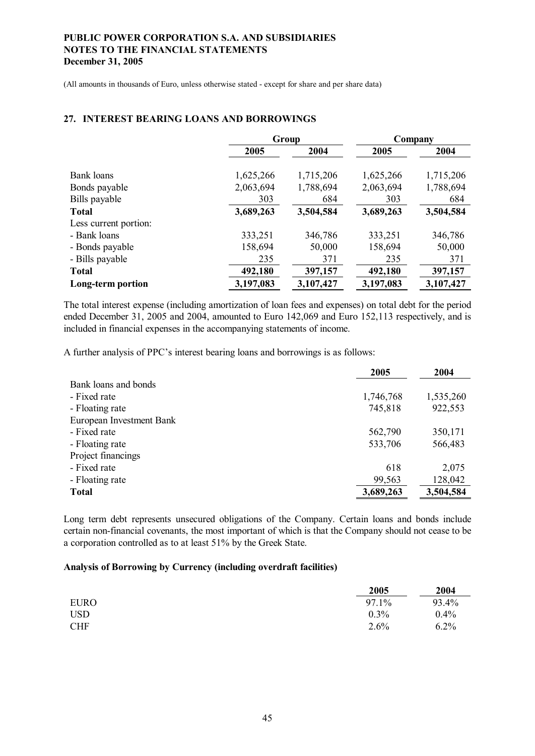(All amounts in thousands of Euro, unless otherwise stated - except for share and per share data)

## 27. INTEREST BEARING LOANS AND BORROWINGS

| | Group | | Company | |
|---|---|---|---|---|
| | **2005** | **2004** | **2005** | **2004** |
| Bank loans | 1,625,266 | 1,715,206 | 1,625,266 | 1,715,206 |
| Bonds payable | 2,063,694 | 1,788,694 | 2,063,694 | 1,788,694 |
| Bills payable | 303 | 684 | 303 | 684 |
| **Total** | **3,689,263** | **3,504,584** | **3,689,263** | **3,504,584** |
| Less current portion: | | | | |
| - Bank loans | 333,251 | 346,786 | 333,251 | 346,786 |
| - Bonds payable | 158,694 | 50,000 | 158,694 | 50,000 |
| - Bills payable | 235 | 371 | 235 | 371 |
| **Total** | **492,180** | **397,157** | **492,180** | **397,157** |
| **Long-term portion** | **3,197,083** | **3,107,427** | **3,197,083** | **3,107,427** |

The total interest expense (including amortization of loan fees and expenses) on total debt for the period ended December 31, 2005 and 2004, amounted to Euro 142,069 and Euro 152,113 respectively, and is included in financial expenses in the accompanying statements of income.

A further analysis of PPC's interest bearing loans and borrowings is as follows:

| | **2005** | **2004** |
|---|---|---|
| Bank loans and bonds | | |
| - Fixed rate | 1,746,768 | 1,535,260 |
| - Floating rate | 745,818 | 922,553 |
| European Investment Bank | | |
| - Fixed rate | 562,790 | 350,171 |
| - Floating rate | 533,706 | 566,483 |
| Project financings | | |
| - Fixed rate | 618 | 2,075 |
| - Floating rate | 99,563 | 128,042 |
| **Total** | **3,689,263** | **3,504,584** |

Long term debt represents unsecured obligations of the Company. Certain loans and bonds include certain non-financial covenants, the most important of which is that the Company should not cease to be a corporation controlled as to at least 51% by the Greek State.

**Analysis of Borrowing by Currency (including overdraft facilities)**

| | **2005** | **2004** |
|---|---|---|
| EURO | 97.1% | 93.4% |
| USD | 0.3% | 0.4% |
| CHF | 2.6% | 6.2% |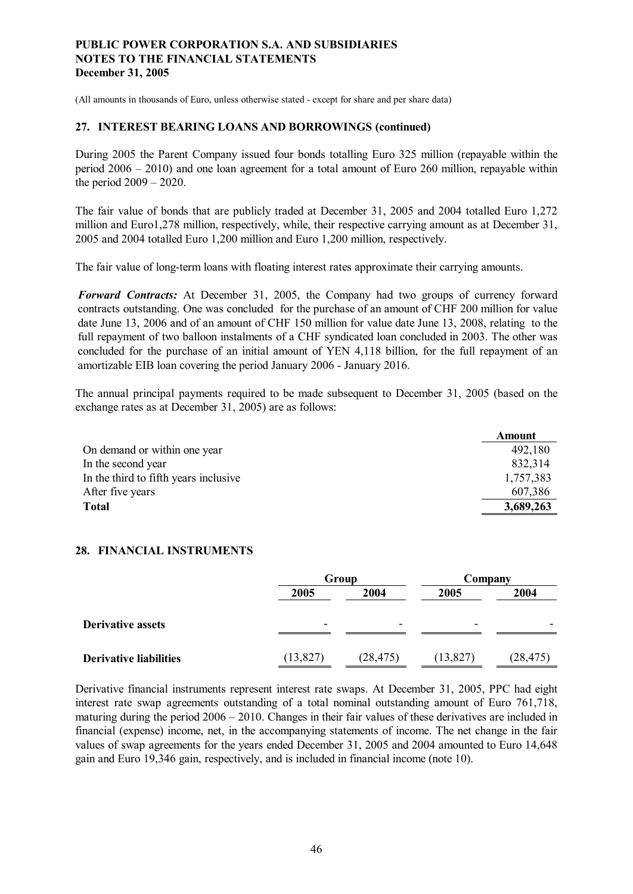PUBLIC POWER CORPORATION S.A. AND SUBSIDIARIES
NOTES TO THE FINANCIAL STATEMENTS
December 31, 2005

(All amounts in thousands of Euro, unless otherwise stated - except for share and per share data)

## 27. INTEREST BEARING LOANS AND BORROWINGS (continued)

During 2005 the Parent Company issued four bonds totalling Euro 325 million (repayable within the period 2006 – 2010) and one loan agreement for a total amount of Euro 260 million, repayable within the period 2009 – 2020.

The fair value of bonds that are publicly traded at December 31, 2005 and 2004 totalled Euro 1,272 million and Euro1,278 million, respectively, while, their respective carrying amount as at December 31, 2005 and 2004 totalled Euro 1,200 million and Euro 1,200 million, respectively.

The fair value of long-term loans with floating interest rates approximate their carrying amounts.

***Forward Contracts:*** At December 31, 2005, the Company had two groups of currency forward contracts outstanding. One was concluded for the purchase of an amount of CHF 200 million for value date June 13, 2006 and of an amount of CHF 150 million for value date June 13, 2008, relating to the full repayment of two balloon instalments of a CHF syndicated loan concluded in 2003. The other was concluded for the purchase of an initial amount of YEN 4,118 billion, for the full repayment of an amortizable EIB loan covering the period January 2006 - January 2016.

The annual principal payments required to be made subsequent to December 31, 2005 (based on the exchange rates as at December 31, 2005) are as follows:

| | Amount |
|---|---:|
| On demand or within one year | 492,180 |
| In the second year | 832,314 |
| In the third to fifth years inclusive | 1,757,383 |
| After five years | 607,386 |
| **Total** | **3,689,263** |

## 28. FINANCIAL INSTRUMENTS

| | Group | | Company | |
|---|---:|---:|---:|---:|
| | **2005** | **2004** | **2005** | **2004** |
| **Derivative assets** | - | - | - | - |
| **Derivative liabilities** | (13,827) | (28,475) | (13,827) | (28,475) |

Derivative financial instruments represent interest rate swaps. At December 31, 2005, PPC had eight interest rate swap agreements outstanding of a total nominal outstanding amount of Euro 761,718, maturing during the period 2006 – 2010. Changes in their fair values of these derivatives are included in financial (expense) income, net, in the accompanying statements of income. The net change in the fair values of swap agreements for the years ended December 31, 2005 and 2004 amounted to Euro 14,648 gain and Euro 19,346 gain, respectively, and is included in financial income (note 10).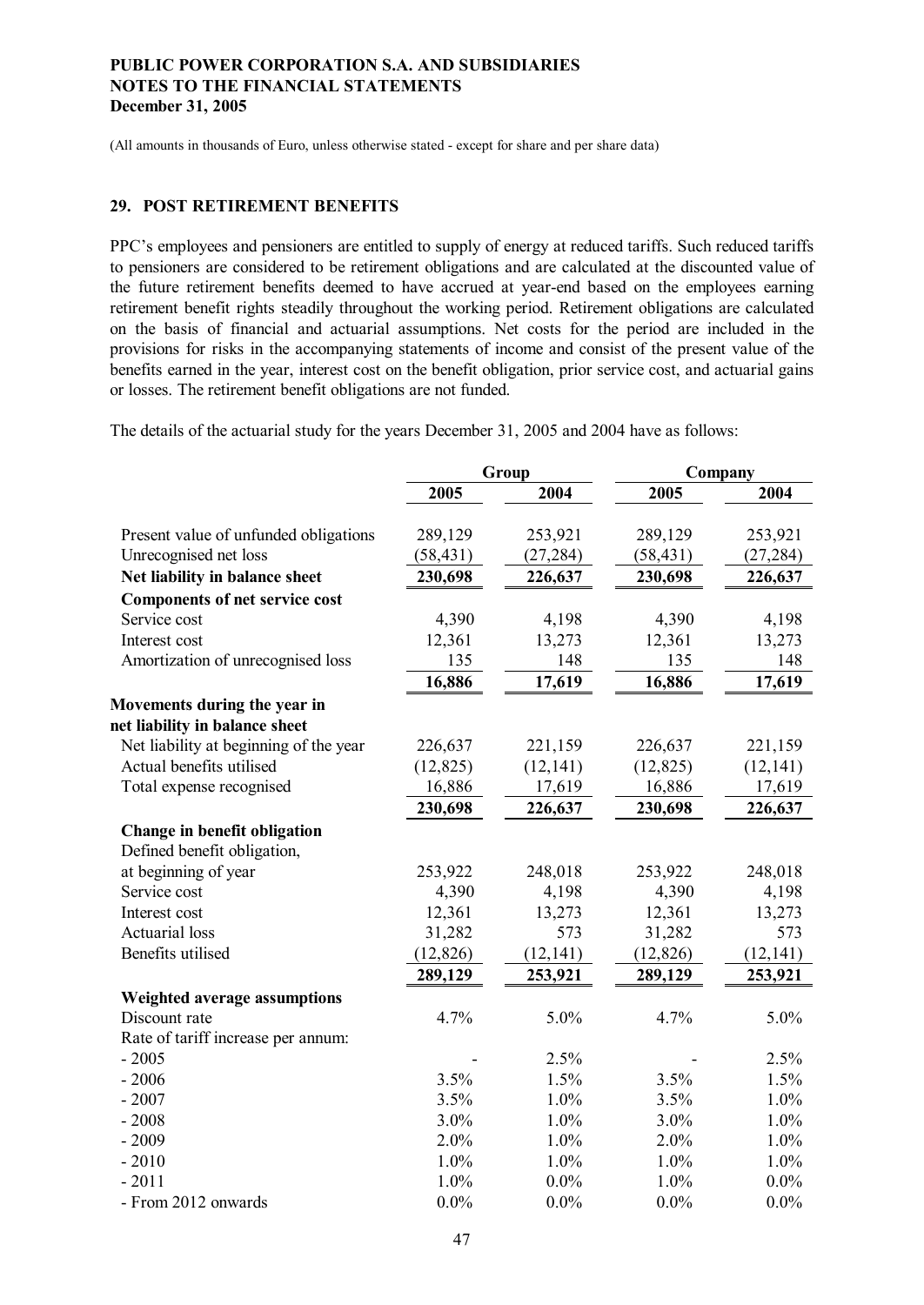(All amounts in thousands of Euro, unless otherwise stated - except for share and per share data)

## 29. POST RETIREMENT BENEFITS

PPC's employees and pensioners are entitled to supply of energy at reduced tariffs. Such reduced tariffs to pensioners are considered to be retirement obligations and are calculated at the discounted value of the future retirement benefits deemed to have accrued at year-end based on the employees earning retirement benefit rights steadily throughout the working period. Retirement obligations are calculated on the basis of financial and actuarial assumptions. Net costs for the period are included in the provisions for risks in the accompanying statements of income and consist of the present value of the benefits earned in the year, interest cost on the benefit obligation, prior service cost, and actuarial gains or losses. The retirement benefit obligations are not funded.

The details of the actuarial study for the years December 31, 2005 and 2004 have as follows:

| | Group | | Company | |
|---|---|---|---|---|
| | 2005 | 2004 | 2005 | 2004 |
| Present value of unfunded obligations | 289,129 | 253,921 | 289,129 | 253,921 |
| Unrecognised net loss | (58,431) | (27,284) | (58,431) | (27,284) |
| **Net liability in balance sheet** | **230,698** | **226,637** | **230,698** | **226,637** |
| **Components of net service cost** | | | | |
| Service cost | 4,390 | 4,198 | 4,390 | 4,198 |
| Interest cost | 12,361 | 13,273 | 12,361 | 13,273 |
| Amortization of unrecognised loss | 135 | 148 | 135 | 148 |
| | **16,886** | **17,619** | **16,886** | **17,619** |
| **Movements during the year in net liability in balance sheet** | | | | |
| Net liability at beginning of the year | 226,637 | 221,159 | 226,637 | 221,159 |
| Actual benefits utilised | (12,825) | (12,141) | (12,825) | (12,141) |
| Total expense recognised | 16,886 | 17,619 | 16,886 | 17,619 |
| | **230,698** | **226,637** | **230,698** | **226,637** |
| **Change in benefit obligation** | | | | |
| Defined benefit obligation, at beginning of year | 253,922 | 248,018 | 253,922 | 248,018 |
| Service cost | 4,390 | 4,198 | 4,390 | 4,198 |
| Interest cost | 12,361 | 13,273 | 12,361 | 13,273 |
| Actuarial loss | 31,282 | 573 | 31,282 | 573 |
| Benefits utilised | (12,826) | (12,141) | (12,826) | (12,141) |
| | **289,129** | **253,921** | **289,129** | **253,921** |
| **Weighted average assumptions** | | | | |
| Discount rate | 4.7% | 5.0% | 4.7% | 5.0% |
| Rate of tariff increase per annum: | | | | |
| - 2005 | - | 2.5% | - | 2.5% |
| - 2006 | 3.5% | 1.5% | 3.5% | 1.5% |
| - 2007 | 3.5% | 1.0% | 3.5% | 1.0% |
| - 2008 | 3.0% | 1.0% | 3.0% | 1.0% |
| - 2009 | 2.0% | 1.0% | 2.0% | 1.0% |
| - 2010 | 1.0% | 1.0% | 1.0% | 1.0% |
| - 2011 | 1.0% | 0.0% | 1.0% | 0.0% |
| - From 2012 onwards | 0.0% | 0.0% | 0.0% | 0.0% |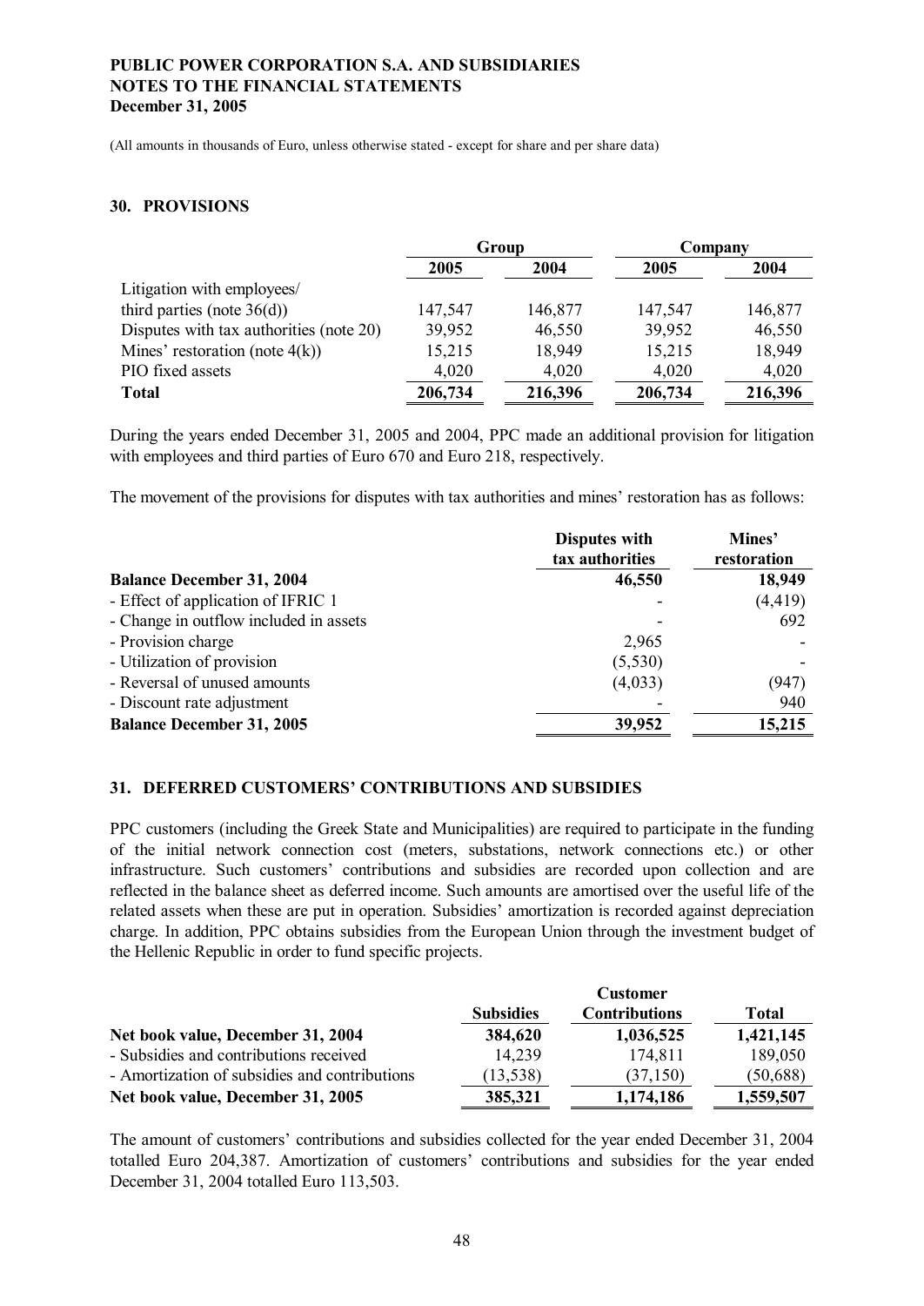(All amounts in thousands of Euro, unless otherwise stated - except for share and per share data)

## 30. PROVISIONS

| | Group | | Company | |
|---|---|---|---|---|
| | 2005 | 2004 | 2005 | 2004 |
| Litigation with employees/ third parties (note 36(d)) | 147,547 | 146,877 | 147,547 | 146,877 |
| Disputes with tax authorities (note 20) | 39,952 | 46,550 | 39,952 | 46,550 |
| Mines' restoration (note 4(k)) | 15,215 | 18,949 | 15,215 | 18,949 |
| PIO fixed assets | 4,020 | 4,020 | 4,020 | 4,020 |
| **Total** | **206,734** | **216,396** | **206,734** | **216,396** |

During the years ended December 31, 2005 and 2004, PPC made an additional provision for litigation with employees and third parties of Euro 670 and Euro 218, respectively.

The movement of the provisions for disputes with tax authorities and mines' restoration has as follows:

| | Disputes with tax authorities | Mines' restoration |
|---|---|---|
| **Balance December 31, 2004** | **46,550** | **18,949** |
| - Effect of application of IFRIC 1 | - | (4,419) |
| - Change in outflow included in assets | - | 692 |
| - Provision charge | 2,965 | - |
| - Utilization of provision | (5,530) | - |
| - Reversal of unused amounts | (4,033) | (947) |
| - Discount rate adjustment | - | 940 |
| **Balance December 31, 2005** | **39,952** | **15,215** |

## 31. DEFERRED CUSTOMERS' CONTRIBUTIONS AND SUBSIDIES

PPC customers (including the Greek State and Municipalities) are required to participate in the funding of the initial network connection cost (meters, substations, network connections etc.) or other infrastructure. Such customers' contributions and subsidies are recorded upon collection and are reflected in the balance sheet as deferred income. Such amounts are amortised over the useful life of the related assets when these are put in operation. Subsidies' amortization is recorded against depreciation charge. In addition, PPC obtains subsidies from the European Union through the investment budget of the Hellenic Republic in order to fund specific projects.

| | Subsidies | Customer Contributions | Total |
|---|---|---|---|
| **Net book value, December 31, 2004** | **384,620** | **1,036,525** | **1,421,145** |
| - Subsidies and contributions received | 14,239 | 174,811 | 189,050 |
| - Amortization of subsidies and contributions | (13,538) | (37,150) | (50,688) |
| **Net book value, December 31, 2005** | **385,321** | **1,174,186** | **1,559,507** |

The amount of customers' contributions and subsidies collected for the year ended December 31, 2004 totalled Euro 204,387. Amortization of customers' contributions and subsidies for the year ended December 31, 2004 totalled Euro 113,503.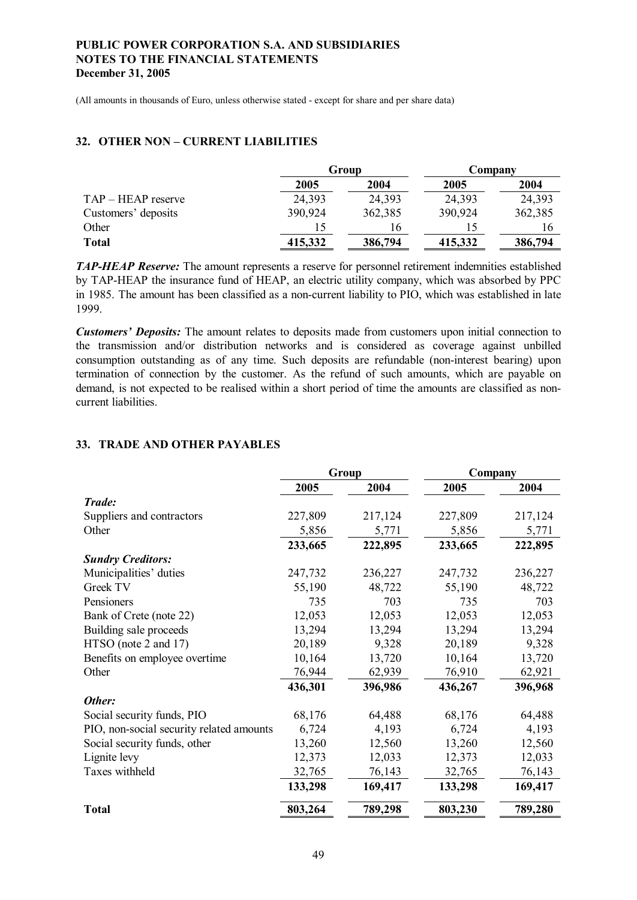(All amounts in thousands of Euro, unless otherwise stated - except for share and per share data)

## 32. OTHER NON – CURRENT LIABILITIES

| | Group | | Company | |
|---|---|---|---|---|
| | 2005 | 2004 | 2005 | 2004 |
| TAP – HEAP reserve | 24,393 | 24,393 | 24,393 | 24,393 |
| Customers' deposits | 390,924 | 362,385 | 390,924 | 362,385 |
| Other | 15 | 16 | 15 | 16 |
| **Total** | **415,332** | **386,794** | **415,332** | **386,794** |

***TAP-HEAP Reserve:*** The amount represents a reserve for personnel retirement indemnities established by TAP-HEAP the insurance fund of HEAP, an electric utility company, which was absorbed by PPC in 1985. The amount has been classified as a non-current liability to PIO, which was established in late 1999.

***Customers' Deposits:*** The amount relates to deposits made from customers upon initial connection to the transmission and/or distribution networks and is considered as coverage against unbilled consumption outstanding as of any time. Such deposits are refundable (non-interest bearing) upon termination of connection by the customer. As the refund of such amounts, which are payable on demand, is not expected to be realised within a short period of time the amounts are classified as non-current liabilities.

## 33. TRADE AND OTHER PAYABLES

| | Group | | Company | |
|---|---|---|---|---|
| | 2005 | 2004 | 2005 | 2004 |
| ***Trade:*** | | | | |
| Suppliers and contractors | 227,809 | 217,124 | 227,809 | 217,124 |
| Other | 5,856 | 5,771 | 5,856 | 5,771 |
| | 233,665 | 222,895 | 233,665 | 222,895 |
| ***Sundry Creditors:*** | | | | |
| Municipalities' duties | 247,732 | 236,227 | 247,732 | 236,227 |
| Greek TV | 55,190 | 48,722 | 55,190 | 48,722 |
| Pensioners | 735 | 703 | 735 | 703 |
| Bank of Crete (note 22) | 12,053 | 12,053 | 12,053 | 12,053 |
| Building sale proceeds | 13,294 | 13,294 | 13,294 | 13,294 |
| HTSO (note 2 and 17) | 20,189 | 9,328 | 20,189 | 9,328 |
| Benefits on employee overtime | 10,164 | 13,720 | 10,164 | 13,720 |
| Other | 76,944 | 62,939 | 76,910 | 62,921 |
| | 436,301 | 396,986 | 436,267 | 396,968 |
| ***Other:*** | | | | |
| Social security funds, PIO | 68,176 | 64,488 | 68,176 | 64,488 |
| PIO, non-social security related amounts | 6,724 | 4,193 | 6,724 | 4,193 |
| Social security funds, other | 13,260 | 12,560 | 13,260 | 12,560 |
| Lignite levy | 12,373 | 12,033 | 12,373 | 12,033 |
| Taxes withheld | 32,765 | 76,143 | 32,765 | 76,143 |
| | 133,298 | 169,417 | 133,298 | 169,417 |
| **Total** | **803,264** | **789,298** | **803,230** | **789,280** |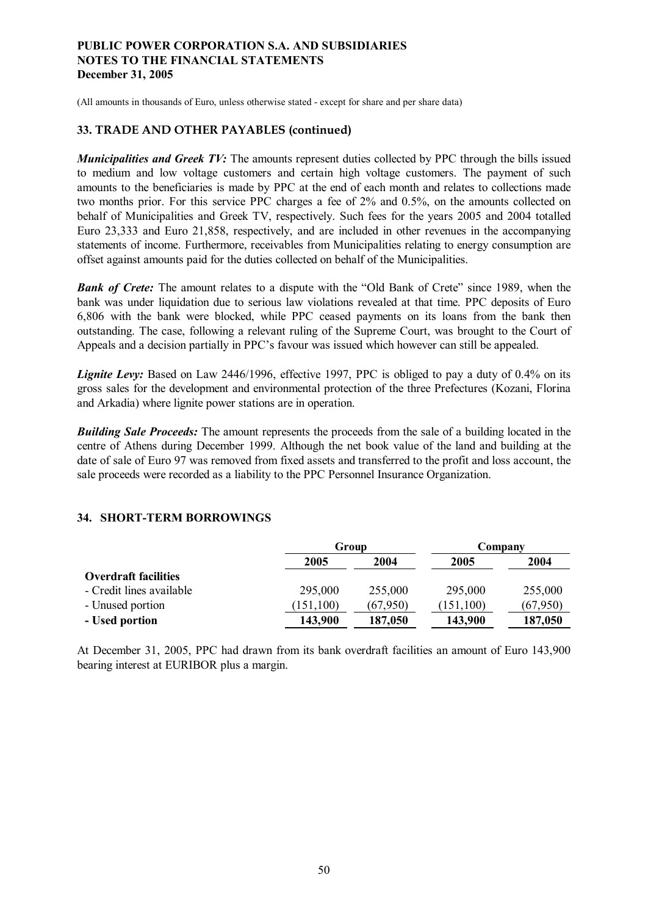(All amounts in thousands of Euro, unless otherwise stated - except for share and per share data)

## 33. TRADE AND OTHER PAYABLES (continued)

***Municipalities and Greek TV:*** The amounts represent duties collected by PPC through the bills issued to medium and low voltage customers and certain high voltage customers. The payment of such amounts to the beneficiaries is made by PPC at the end of each month and relates to collections made two months prior. For this service PPC charges a fee of 2% and 0.5%, on the amounts collected on behalf of Municipalities and Greek TV, respectively. Such fees for the years 2005 and 2004 totalled Euro 23,333 and Euro 21,858, respectively, and are included in other revenues in the accompanying statements of income. Furthermore, receivables from Municipalities relating to energy consumption are offset against amounts paid for the duties collected on behalf of the Municipalities.

***Bank of Crete:*** The amount relates to a dispute with the "Old Bank of Crete" since 1989, when the bank was under liquidation due to serious law violations revealed at that time. PPC deposits of Euro 6,806 with the bank were blocked, while PPC ceased payments on its loans from the bank then outstanding. The case, following a relevant ruling of the Supreme Court, was brought to the Court of Appeals and a decision partially in PPC's favour was issued which however can still be appealed.

***Lignite Levy:*** Based on Law 2446/1996, effective 1997, PPC is obliged to pay a duty of 0.4% on its gross sales for the development and environmental protection of the three Prefectures (Kozani, Florina and Arkadia) where lignite power stations are in operation.

***Building Sale Proceeds:*** The amount represents the proceeds from the sale of a building located in the centre of Athens during December 1999. Although the net book value of the land and building at the date of sale of Euro 97 was removed from fixed assets and transferred to the profit and loss account, the sale proceeds were recorded as a liability to the PPC Personnel Insurance Organization.

## 34. SHORT-TERM BORROWINGS

| | Group | | Company | |
|---|---|---|---|---|
| | **2005** | **2004** | **2005** | **2004** |
| **Overdraft facilities** | | | | |
| - Credit lines available | 295,000 | 255,000 | 295,000 | 255,000 |
| - Unused portion | (151,100) | (67,950) | (151,100) | (67,950) |
| **- Used portion** | **143,900** | **187,050** | **143,900** | **187,050** |

At December 31, 2005, PPC had drawn from its bank overdraft facilities an amount of Euro 143,900 bearing interest at EURIBOR plus a margin.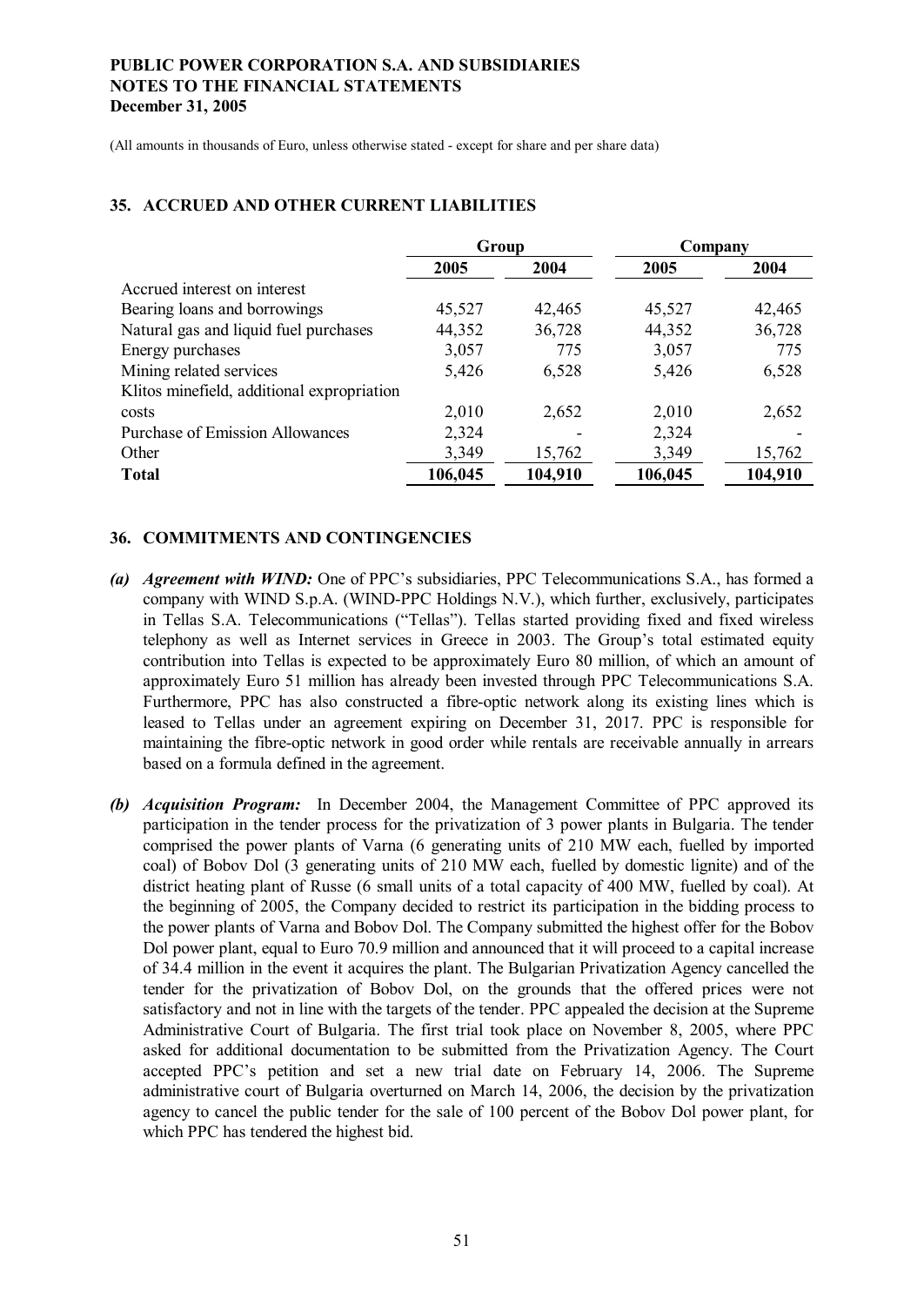(All amounts in thousands of Euro, unless otherwise stated - except for share and per share data)

## 35. ACCRUED AND OTHER CURRENT LIABILITIES

| | Group | | Company | |
|---|---|---|---|---|
| | 2005 | 2004 | 2005 | 2004 |
| Accrued interest on interest Bearing loans and borrowings | 45,527 | 42,465 | 45,527 | 42,465 |
| Natural gas and liquid fuel purchases | 44,352 | 36,728 | 44,352 | 36,728 |
| Energy purchases | 3,057 | 775 | 3,057 | 775 |
| Mining related services | 5,426 | 6,528 | 5,426 | 6,528 |
| Klitos minefield, additional expropriation costs | 2,010 | 2,652 | 2,010 | 2,652 |
| Purchase of Emission Allowances | 2,324 | - | 2,324 | - |
| Other | 3,349 | 15,762 | 3,349 | 15,762 |
| **Total** | **106,045** | **104,910** | **106,045** | **104,910** |

## 36. COMMITMENTS AND CONTINGENCIES

***(a) Agreement with WIND:*** One of PPC's subsidiaries, PPC Telecommunications S.A., has formed a company with WIND S.p.A. (WIND-PPC Holdings N.V.), which further, exclusively, participates in Tellas S.A. Telecommunications ("Tellas"). Tellas started providing fixed and fixed wireless telephony as well as Internet services in Greece in 2003. The Group's total estimated equity contribution into Tellas is expected to be approximately Euro 80 million, of which an amount of approximately Euro 51 million has already been invested through PPC Telecommunications S.A. Furthermore, PPC has also constructed a fibre-optic network along its existing lines which is leased to Tellas under an agreement expiring on December 31, 2017. PPC is responsible for maintaining the fibre-optic network in good order while rentals are receivable annually in arrears based on a formula defined in the agreement.

***(b) Acquisition Program:*** In December 2004, the Management Committee of PPC approved its participation in the tender process for the privatization of 3 power plants in Bulgaria. The tender comprised the power plants of Varna (6 generating units of 210 MW each, fuelled by imported coal) of Bobov Dol (3 generating units of 210 MW each, fuelled by domestic lignite) and of the district heating plant of Russe (6 small units of a total capacity of 400 MW, fuelled by coal). At the beginning of 2005, the Company decided to restrict its participation in the bidding process to the power plants of Varna and Bobov Dol. The Company submitted the highest offer for the Bobov Dol power plant, equal to Euro 70.9 million and announced that it will proceed to a capital increase of 34.4 million in the event it acquires the plant. The Bulgarian Privatization Agency cancelled the tender for the privatization of Bobov Dol, on the grounds that the offered prices were not satisfactory and not in line with the targets of the tender. PPC appealed the decision at the Supreme Administrative Court of Bulgaria. The first trial took place on November 8, 2005, where PPC asked for additional documentation to be submitted from the Privatization Agency. The Court accepted PPC's petition and set a new trial date on February 14, 2006. The Supreme administrative court of Bulgaria overturned on March 14, 2006, the decision by the privatization agency to cancel the public tender for the sale of 100 percent of the Bobov Dol power plant, for which PPC has tendered the highest bid.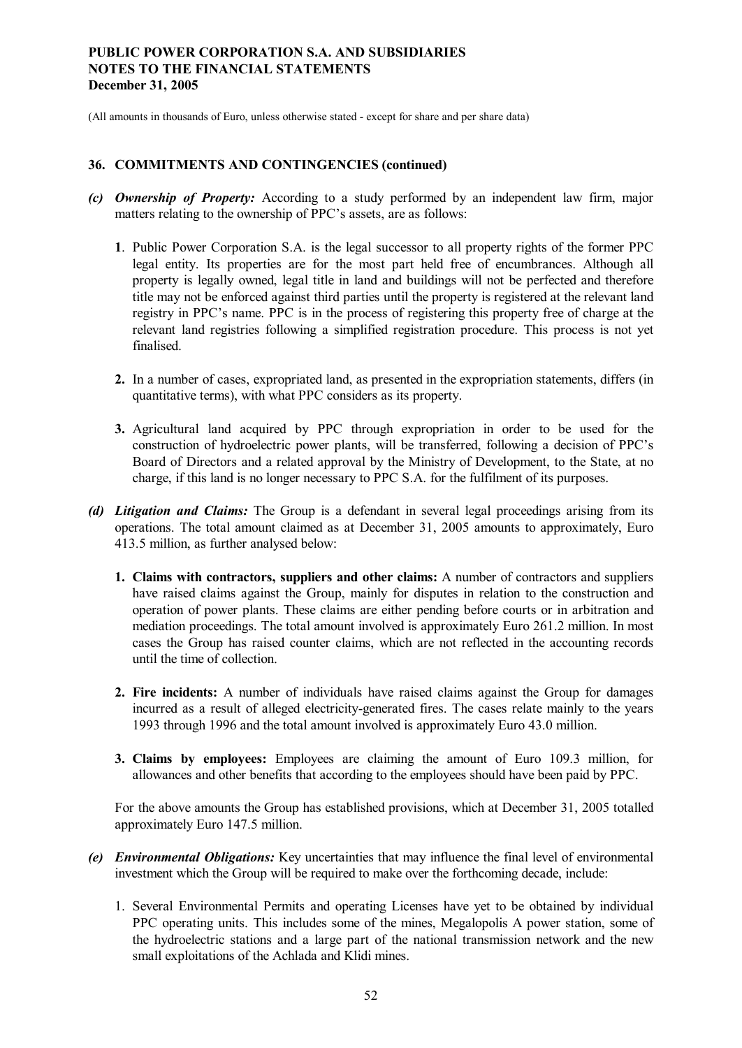(All amounts in thousands of Euro, unless otherwise stated - except for share and per share data)

## 36. COMMITMENTS AND CONTINGENCIES (continued)

**(c)** ***Ownership of Property:*** According to a study performed by an independent law firm, major matters relating to the ownership of PPC's assets, are as follows:

**1**. Public Power Corporation S.A. is the legal successor to all property rights of the former PPC legal entity. Its properties are for the most part held free of encumbrances. Although all property is legally owned, legal title in land and buildings will not be perfected and therefore title may not be enforced against third parties until the property is registered at the relevant land registry in PPC's name. PPC is in the process of registering this property free of charge at the relevant land registries following a simplified registration procedure. This process is not yet finalised.

**2.** In a number of cases, expropriated land, as presented in the expropriation statements, differs (in quantitative terms), with what PPC considers as its property.

**3.** Agricultural land acquired by PPC through expropriation in order to be used for the construction of hydroelectric power plants, will be transferred, following a decision of PPC's Board of Directors and a related approval by the Ministry of Development, to the State, at no charge, if this land is no longer necessary to PPC S.A. for the fulfilment of its purposes.

**(d)** ***Litigation and Claims:*** The Group is a defendant in several legal proceedings arising from its operations. The total amount claimed as at December 31, 2005 amounts to approximately, Euro 413.5 million, as further analysed below:

**1. Claims with contractors, suppliers and other claims:** A number of contractors and suppliers have raised claims against the Group, mainly for disputes in relation to the construction and operation of power plants. These claims are either pending before courts or in arbitration and mediation proceedings. The total amount involved is approximately Euro 261.2 million. In most cases the Group has raised counter claims, which are not reflected in the accounting records until the time of collection.

**2. Fire incidents:** A number of individuals have raised claims against the Group for damages incurred as a result of alleged electricity-generated fires. The cases relate mainly to the years 1993 through 1996 and the total amount involved is approximately Euro 43.0 million.

**3. Claims by employees:** Employees are claiming the amount of Euro 109.3 million, for allowances and other benefits that according to the employees should have been paid by PPC.

For the above amounts the Group has established provisions, which at December 31, 2005 totalled approximately Euro 147.5 million.

**(e)** ***Environmental Obligations:*** Key uncertainties that may influence the final level of environmental investment which the Group will be required to make over the forthcoming decade, include:

1. Several Environmental Permits and operating Licenses have yet to be obtained by individual PPC operating units. This includes some of the mines, Megalopolis A power station, some of the hydroelectric stations and a large part of the national transmission network and the new small exploitations of the Achlada and Klidi mines.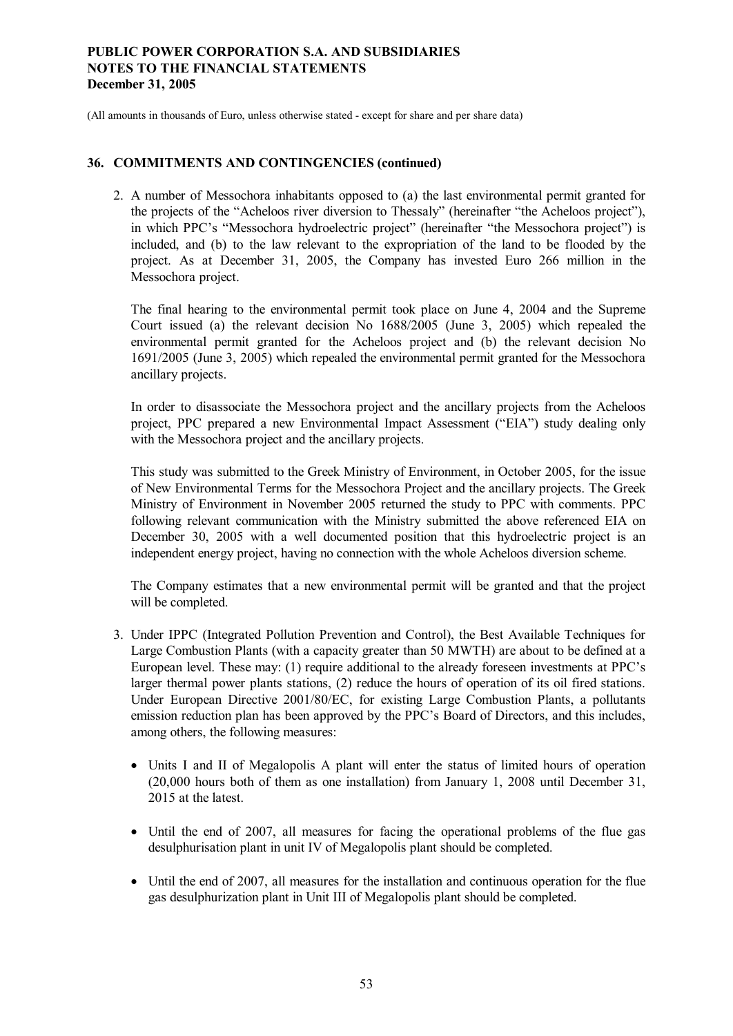## 36. COMMITMENTS AND CONTINGENCIES (continued)

2. A number of Messochora inhabitants opposed to (a) the last environmental permit granted for the projects of the "Acheloos river diversion to Thessaly" (hereinafter "the Acheloos project"), in which PPC's "Messochora hydroelectric project" (hereinafter "the Messochora project") is included, and (b) to the law relevant to the expropriation of the land to be flooded by the project. As at December 31, 2005, the Company has invested Euro 266 million in the Messochora project.

   The final hearing to the environmental permit took place on June 4, 2004 and the Supreme Court issued (a) the relevant decision No 1688/2005 (June 3, 2005) which repealed the environmental permit granted for the Acheloos project and (b) the relevant decision No 1691/2005 (June 3, 2005) which repealed the environmental permit granted for the Messochora ancillary projects.

   In order to disassociate the Messochora project and the ancillary projects from the Acheloos project, PPC prepared a new Environmental Impact Assessment ("EIA") study dealing only with the Messochora project and the ancillary projects.

   This study was submitted to the Greek Ministry of Environment, in October 2005, for the issue of New Environmental Terms for the Messochora Project and the ancillary projects. The Greek Ministry of Environment in November 2005 returned the study to PPC with comments. PPC following relevant communication with the Ministry submitted the above referenced EIA on December 30, 2005 with a well documented position that this hydroelectric project is an independent energy project, having no connection with the whole Acheloos diversion scheme.

   The Company estimates that a new environmental permit will be granted and that the project will be completed.

3. Under IPPC (Integrated Pollution Prevention and Control), the Best Available Techniques for Large Combustion Plants (with a capacity greater than 50 MWTH) are about to be defined at a European level. These may: (1) require additional to the already foreseen investments at PPC's larger thermal power plants stations, (2) reduce the hours of operation of its oil fired stations. Under European Directive 2001/80/EC, for existing Large Combustion Plants, a pollutants emission reduction plan has been approved by the PPC's Board of Directors, and this includes, among others, the following measures:

   - Units I and II of Megalopolis A plant will enter the status of limited hours of operation (20,000 hours both of them as one installation) from January 1, 2008 until December 31, 2015 at the latest.
   - Until the end of 2007, all measures for facing the operational problems of the flue gas desulphurisation plant in unit IV of Megalopolis plant should be completed.
   - Until the end of 2007, all measures for the installation and continuous operation for the flue gas desulphurization plant in Unit III of Megalopolis plant should be completed.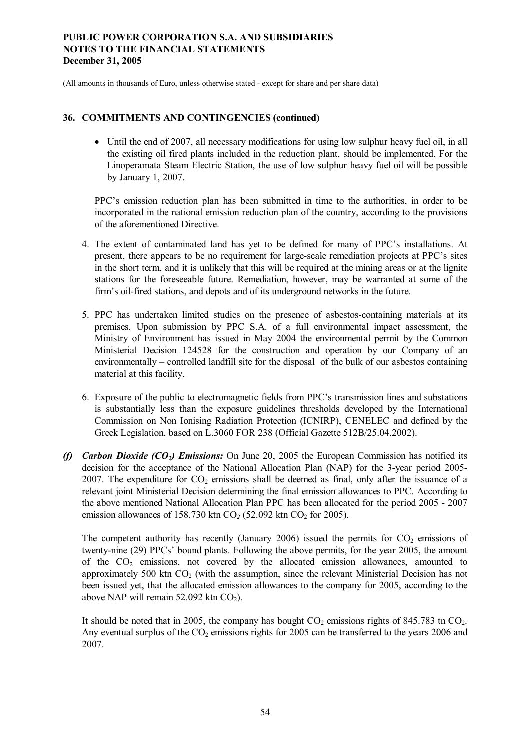(All amounts in thousands of Euro, unless otherwise stated - except for share and per share data)

## 36. COMMITMENTS AND CONTINGENCIES (continued)

- Until the end of 2007, all necessary modifications for using low sulphur heavy fuel oil, in all the existing oil fired plants included in the reduction plant, should be implemented. For the Linoperamata Steam Electric Station, the use of low sulphur heavy fuel oil will be possible by January 1, 2007.

PPC's emission reduction plan has been submitted in time to the authorities, in order to be incorporated in the national emission reduction plan of the country, according to the provisions of the aforementioned Directive.

4. The extent of contaminated land has yet to be defined for many of PPC's installations. At present, there appears to be no requirement for large-scale remediation projects at PPC's sites in the short term, and it is unlikely that this will be required at the mining areas or at the lignite stations for the foreseeable future. Remediation, however, may be warranted at some of the firm's oil-fired stations, and depots and of its underground networks in the future.

5. PPC has undertaken limited studies on the presence of asbestos-containing materials at its premises. Upon submission by PPC S.A. of a full environmental impact assessment, the Ministry of Environment has issued in May 2004 the environmental permit by the Common Ministerial Decision 124528 for the construction and operation by our Company of an environmentally – controlled landfill site for the disposal of the bulk of our asbestos containing material at this facility.

6. Exposure of the public to electromagnetic fields from PPC's transmission lines and substations is substantially less than the exposure guidelines thresholds developed by the International Commission on Non Ionising Radiation Protection (ICNIRP), CENELEC and defined by the Greek Legislation, based on L.3060 FOR 238 (Official Gazette 512B/25.04.2002).

***(f) Carbon Dioxide ($CO_2$) Emissions:*** On June 20, 2005 the European Commission has notified its decision for the acceptance of the National Allocation Plan (NAP) for the 3-year period 2005-2007. The expenditure for $CO_2$ emissions shall be deemed as final, only after the issuance of a relevant joint Ministerial Decision determining the final emission allowances to PPC. According to the above mentioned National Allocation Plan PPC has been allocated for the period 2005 - 2007 emission allowances of 158.730 ktn $CO_2$ (52.092 ktn $CO_2$ for 2005).

The competent authority has recently (January 2006) issued the permits for $CO_2$ emissions of twenty-nine (29) PPCs' bound plants. Following the above permits, for the year 2005, the amount of the $CO_2$ emissions, not covered by the allocated emission allowances, amounted to approximately 500 ktn $CO_2$ (with the assumption, since the relevant Ministerial Decision has not been issued yet, that the allocated emission allowances to the company for 2005, according to the above NAP will remain 52.092 ktn $CO_2$).

It should be noted that in 2005, the company has bought $CO_2$ emissions rights of 845.783 tn $CO_2$. Any eventual surplus of the $CO_2$ emissions rights for 2005 can be transferred to the years 2006 and 2007.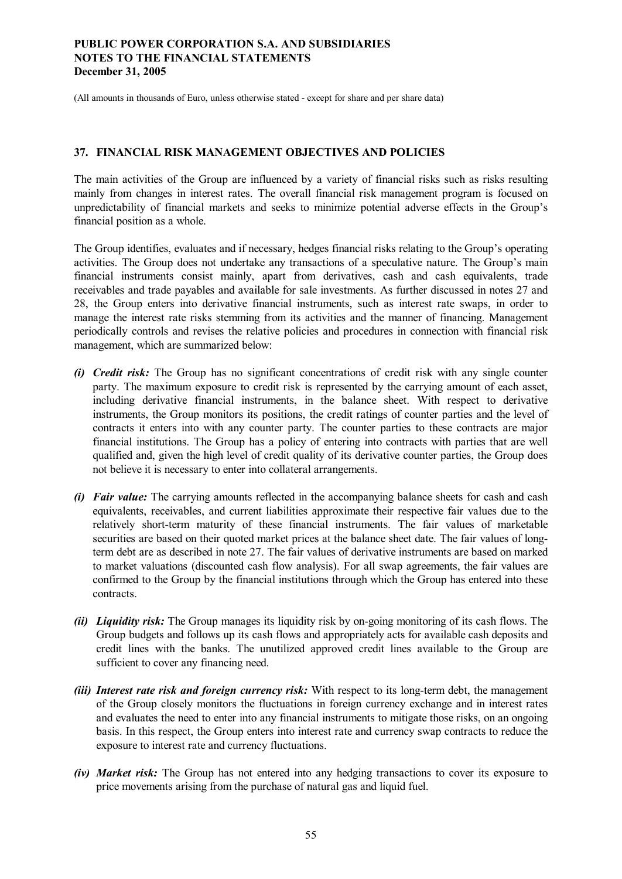(All amounts in thousands of Euro, unless otherwise stated - except for share and per share data)

## 37. FINANCIAL RISK MANAGEMENT OBJECTIVES AND POLICIES

The main activities of the Group are influenced by a variety of financial risks such as risks resulting mainly from changes in interest rates. The overall financial risk management program is focused on unpredictability of financial markets and seeks to minimize potential adverse effects in the Group's financial position as a whole.

The Group identifies, evaluates and if necessary, hedges financial risks relating to the Group's operating activities. The Group does not undertake any transactions of a speculative nature. The Group's main financial instruments consist mainly, apart from derivatives, cash and cash equivalents, trade receivables and trade payables and available for sale investments. As further discussed in notes 27 and 28, the Group enters into derivative financial instruments, such as interest rate swaps, in order to manage the interest rate risks stemming from its activities and the manner of financing. Management periodically controls and revises the relative policies and procedures in connection with financial risk management, which are summarized below:

- ***(i) Credit risk:*** The Group has no significant concentrations of credit risk with any single counter party. The maximum exposure to credit risk is represented by the carrying amount of each asset, including derivative financial instruments, in the balance sheet. With respect to derivative instruments, the Group monitors its positions, the credit ratings of counter parties and the level of contracts it enters into with any counter party. The counter parties to these contracts are major financial institutions. The Group has a policy of entering into contracts with parties that are well qualified and, given the high level of credit quality of its derivative counter parties, the Group does not believe it is necessary to enter into collateral arrangements.

- ***(i) Fair value:*** The carrying amounts reflected in the accompanying balance sheets for cash and cash equivalents, receivables, and current liabilities approximate their respective fair values due to the relatively short-term maturity of these financial instruments. The fair values of marketable securities are based on their quoted market prices at the balance sheet date. The fair values of long-term debt are as described in note 27. The fair values of derivative instruments are based on marked to market valuations (discounted cash flow analysis). For all swap agreements, the fair values are confirmed to the Group by the financial institutions through which the Group has entered into these contracts.

- ***(ii) Liquidity risk:*** The Group manages its liquidity risk by on-going monitoring of its cash flows. The Group budgets and follows up its cash flows and appropriately acts for available cash deposits and credit lines with the banks. The unutilized approved credit lines available to the Group are sufficient to cover any financing need.

- ***(iii) Interest rate risk and foreign currency risk:*** With respect to its long-term debt, the management of the Group closely monitors the fluctuations in foreign currency exchange and in interest rates and evaluates the need to enter into any financial instruments to mitigate those risks, on an ongoing basis. In this respect, the Group enters into interest rate and currency swap contracts to reduce the exposure to interest rate and currency fluctuations.

- ***(iv) Market risk:*** The Group has not entered into any hedging transactions to cover its exposure to price movements arising from the purchase of natural gas and liquid fuel.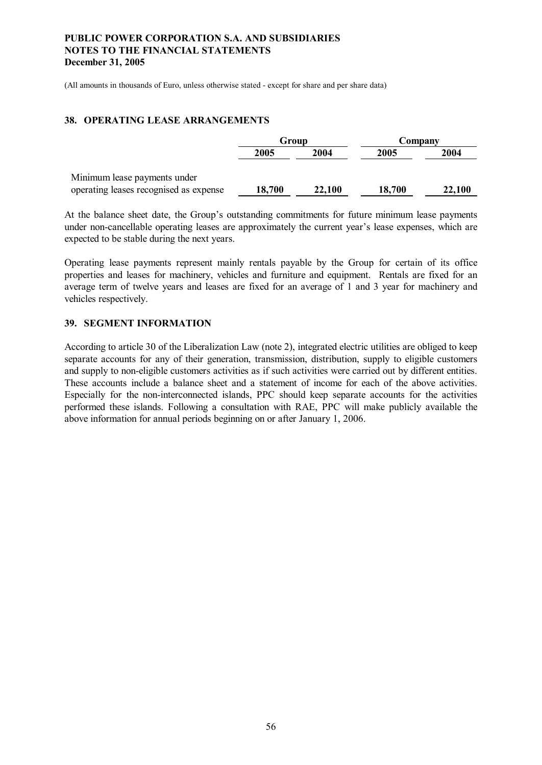(All amounts in thousands of Euro, unless otherwise stated - except for share and per share data)

## 38. OPERATING LEASE ARRANGEMENTS

| | Group | | Company | |
|---|---|---|---|---|
| | 2005 | 2004 | 2005 | 2004 |
| Minimum lease payments under operating leases recognised as expense | **18,700** | **22,100** | **18,700** | **22,100** |

At the balance sheet date, the Group's outstanding commitments for future minimum lease payments under non-cancellable operating leases are approximately the current year's lease expenses, which are expected to be stable during the next years.

Operating lease payments represent mainly rentals payable by the Group for certain of its office properties and leases for machinery, vehicles and furniture and equipment. Rentals are fixed for an average term of twelve years and leases are fixed for an average of 1 and 3 year for machinery and vehicles respectively.

## 39. SEGMENT INFORMATION

According to article 30 of the Liberalization Law (note 2), integrated electric utilities are obliged to keep separate accounts for any of their generation, transmission, distribution, supply to eligible customers and supply to non-eligible customers activities as if such activities were carried out by different entities. These accounts include a balance sheet and a statement of income for each of the above activities. Especially for the non-interconnected islands, PPC should keep separate accounts for the activities performed these islands. Following a consultation with RAE, PPC will make publicly available the above information for annual periods beginning on or after January 1, 2006.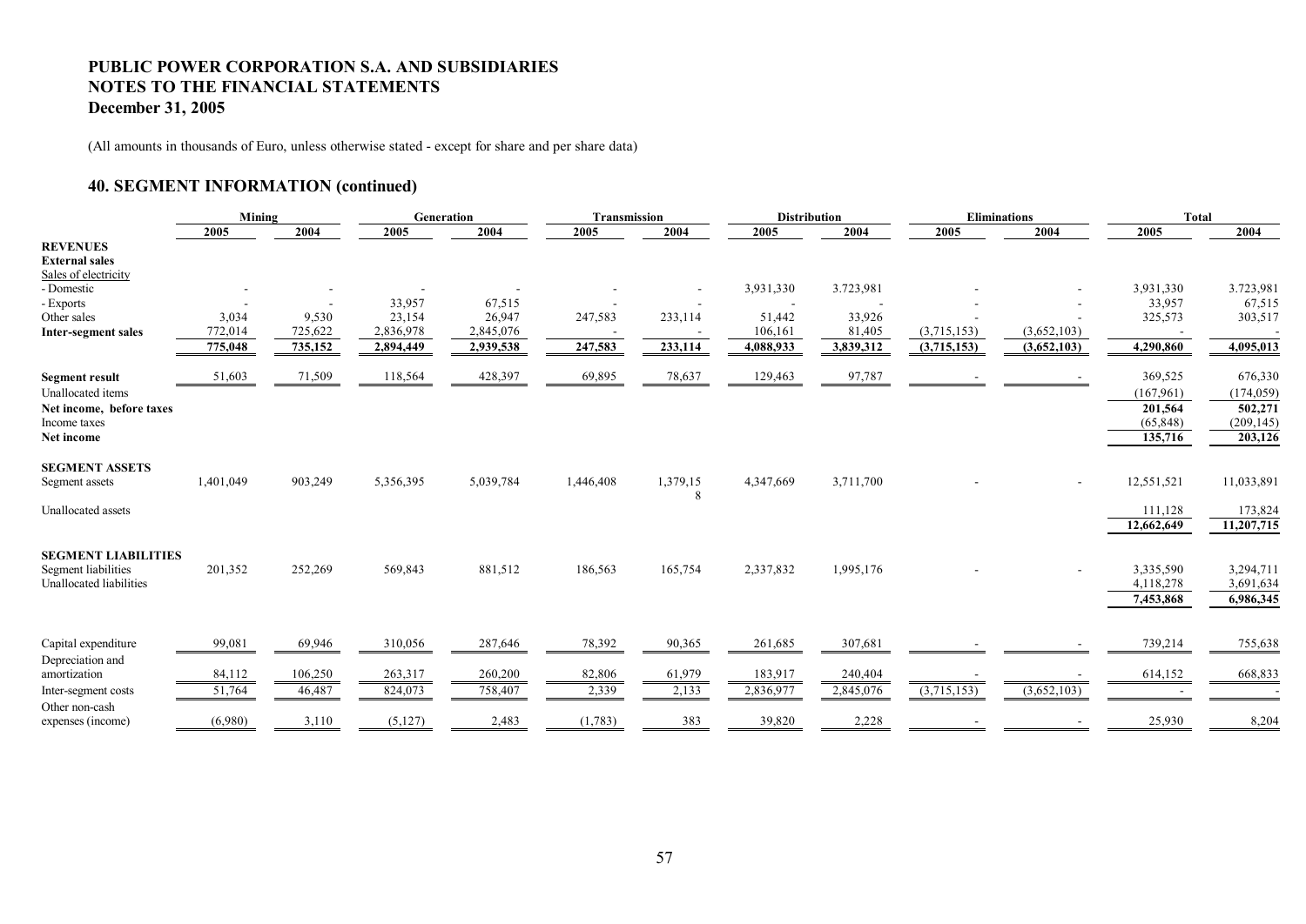# PUBLIC POWER CORPORATION S.A. AND SUBSIDIARIES
# NOTES TO THE FINANCIAL STATEMENTS
# December 31, 2005

(All amounts in thousands of Euro, unless otherwise stated - except for share and per share data)

## 40. SEGMENT INFORMATION (continued)

| | Mining | | Generation | | Transmission | | Distribution | | Eliminations | | Total | |
|---|---|---|---|---|---|---|---|---|---|---|---|---|
| | 2005 | 2004 | 2005 | 2004 | 2005 | 2004 | 2005 | 2004 | 2005 | 2004 | 2005 | 2004 |
| **REVENUES** | | | | | | | | | | | | |
| **External sales** | | | | | | | | | | | | |
| Sales of electricity | | | | | | | | | | | | |
| - Domestic | - | - | - | - | - | - | 3,931,330 | 3.723,981 | - | - | 3,931,330 | 3.723,981 |
| - Exports | - | - | 33,957 | 67,515 | - | - | - | - | - | - | 33,957 | 67,515 |
| Other sales | 3,034 | 9,530 | 23,154 | 26,947 | 247,583 | 233,114 | 51,442 | 33,926 | - | - | 325,573 | 303,517 |
| **Inter-segment sales** | 772,014 | 725,622 | 2,836,978 | 2,845,076 | - | - | 106,161 | 81,405 | (3,715,153) | (3,652,103) | - | - |
| | 775,048 | 735,152 | 2,894,449 | 2,939,538 | 247,583 | 233,114 | 4,088,933 | 3,839,312 | (3,715,153) | (3,652,103) | 4,290,860 | 4,095,013 |
| **Segment result** | 51,603 | 71,509 | 118,564 | 428,397 | 69,895 | 78,637 | 129,463 | 97,787 | - | - | 369,525 | 676,330 |
| Unallocated items | | | | | | | | | | | (167,961) | (174,059) |
| **Net income, before taxes** | | | | | | | | | | | **201,564** | **502,271** |
| Income taxes | | | | | | | | | | | (65,848) | (209,145) |
| **Net income** | | | | | | | | | | | **135,716** | **203,126** |
| **SEGMENT ASSETS** | | | | | | | | | | | | |
| Segment assets | 1,401,049 | 903,249 | 5,356,395 | 5,039,784 | 1,446,408 | 1,379,158 | 4,347,669 | 3,711,700 | - | - | 12,551,521 | 11,033,891 |
| Unallocated assets | | | | | | | | | | | 111,128 | 173,824 |
| | | | | | | | | | | | **12,662,649** | **11,207,715** |
| **SEGMENT LIABILITIES** | | | | | | | | | | | | |
| Segment liabilities | 201,352 | 252,269 | 569,843 | 881,512 | 186,563 | 165,754 | 2,337,832 | 1,995,176 | - | - | 3,335,590 | 3,294,711 |
| Unallocated liabilities | | | | | | | | | | | 4,118,278 | 3,691,634 |
| | | | | | | | | | | | **7,453,868** | **6,986,345** |
| Capital expenditure | 99,081 | 69,946 | 310,056 | 287,646 | 78,392 | 90,365 | 261,685 | 307,681 | - | - | 739,214 | 755,638 |
| Depreciation and amortization | 84,112 | 106,250 | 263,317 | 260,200 | 82,806 | 61,979 | 183,917 | 240,404 | - | - | 614,152 | 668,833 |
| Inter-segment costs | 51,764 | 46,487 | 824,073 | 758,407 | 2,339 | 2,133 | 2,836,977 | 2,845,076 | (3,715,153) | (3,652,103) | - | - |
| Other non-cash expenses (income) | (6,980) | 3,110 | (5,127) | 2,483 | (1,783) | 383 | 39,820 | 2,228 | - | - | 25,930 | 8,204 |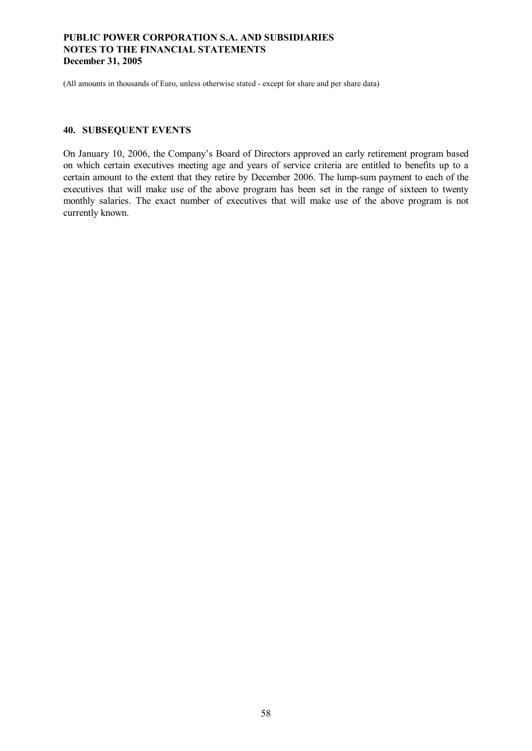## 40. SUBSEQUENT EVENTS

On January 10, 2006, the Company's Board of Directors approved an early retirement program based on which certain executives meeting age and years of service criteria are entitled to benefits up to a certain amount to the extent that they retire by December 2006. The lump-sum payment to each of the executives that will make use of the above program has been set in the range of sixteen to twenty monthly salaries. The exact number of executives that will make use of the above program is not currently known.